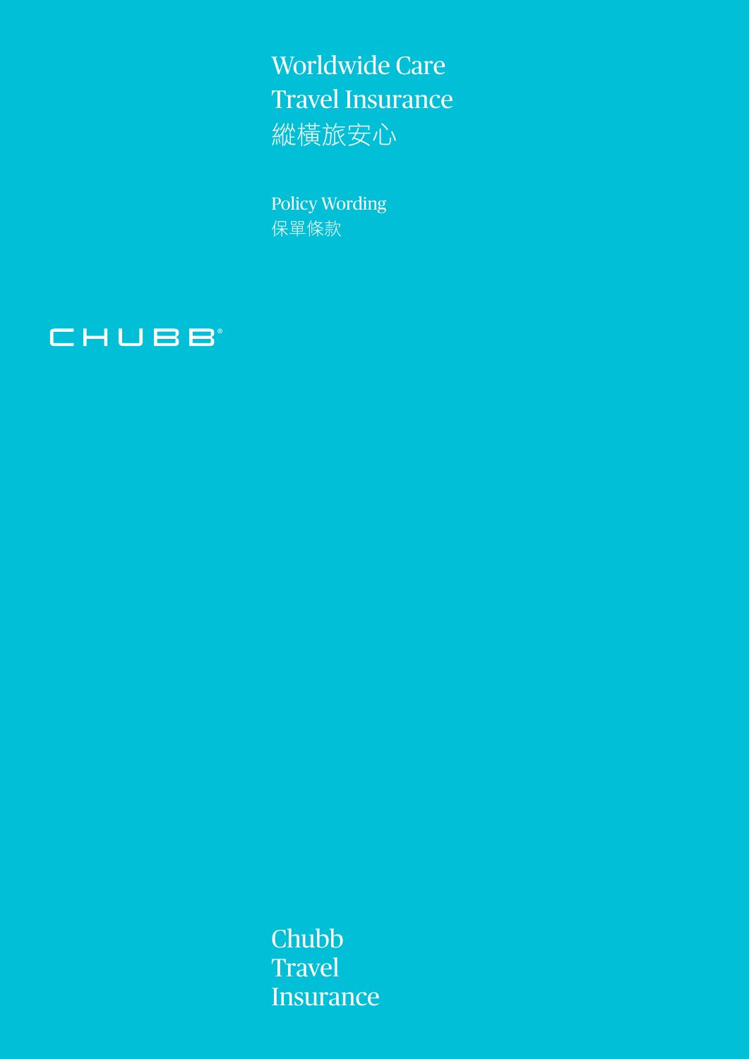# Worldwide Care Travel Insurance
# 縱橫旅安心

Policy Wording
保單條款

CHUBB®

Chubb
Travel
Insurance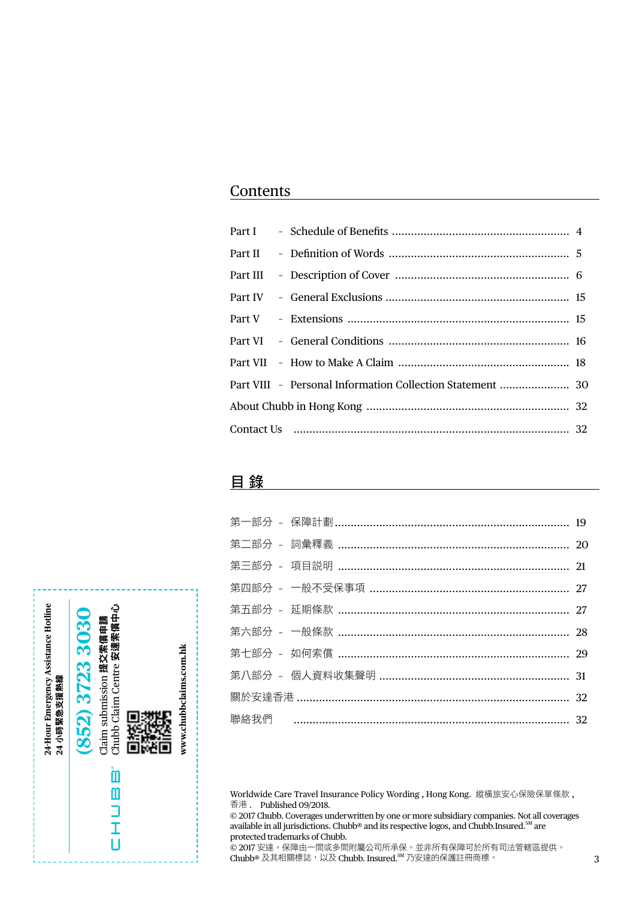## Contents

| | | |
|---|---|---|
| Part I | - Schedule of Benefits | 4 |
| Part II | - Definition of Words | 5 |
| Part III | - Description of Cover | 6 |
| Part IV | - General Exclusions | 15 |
| Part V | - Extensions | 15 |
| Part VI | - General Conditions | 16 |
| Part VII | - How to Make A Claim | 18 |
| Part VIII | - Personal Information Collection Statement | 30 |
| About Chubb in Hong Kong | | 32 |
| Contact Us | | 32 |

## 目 錄

| | | |
|---|---|---|
| 第一部分 | - 保障計劃 | 19 |
| 第二部分 | - 詞彙釋義 | 20 |
| 第三部分 | - 項目説明 | 21 |
| 第四部分 | - 一般不受保事項 | 27 |
| 第五部分 | - 延期條款 | 27 |
| 第六部分 | - 一般條款 | 28 |
| 第七部分 | - 如何索償 | 29 |
| 第八部分 | - 個人資料收集聲明 | 31 |
| 關於安達香港 | | 32 |
| 聯絡我們 | | 32 |

24-Hour Emergency Assistance Hotline
24 小時緊急支援熱線

(852) 3723 3030

Claim submission 提交索償申請
Chubb Claim Centre 安達索償中心

www.chubbclaims.com.hk

CHUBB®

Worldwide Care Travel Insurance Policy Wording , Hong Kong. 縱橫旅安心保險保單條款 , 香港 . Published 09/2018.

© 2017 Chubb. Coverages underwritten by one or more subsidiary companies. Not all coverages available in all jurisdictions. Chubb® and its respective logos, and Chubb.Insured.SM are protected trademarks of Chubb.

© 2017 安達。保障由一間或多間附屬公司所承保。並非所有保障可於所有司法管轄區提供。Chubb® 及其相關標誌，以及 Chubb. Insured.SM 乃安達的保護註冊商標。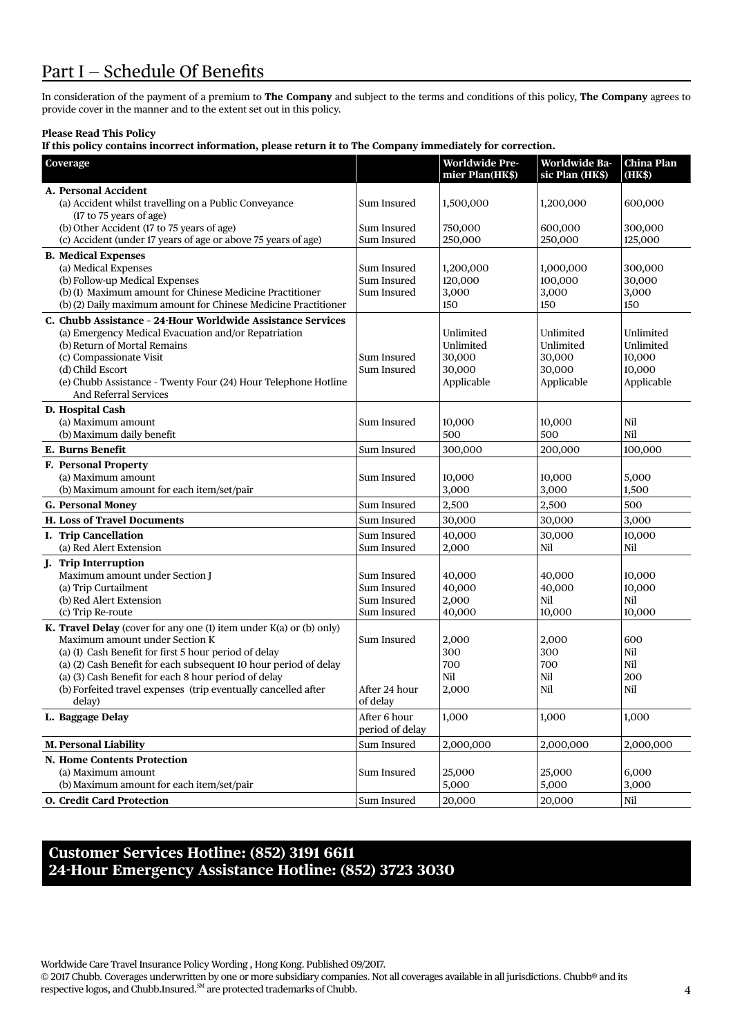# Part I – Schedule Of Benefits

In consideration of the payment of a premium to **The Company** and subject to the terms and conditions of this policy, **The Company** agrees to provide cover in the manner and to the extent set out in this policy.

**Please Read This Policy**
**If this policy contains incorrect information, please return it to The Company immediately for correction.**

| Coverage | | Worldwide Premier Plan(HK$) | Worldwide Basic Plan (HK$) | China Plan (HK$) |
|---|---|---|---|---|
| **A. Personal Accident** | | | | |
| (a) Accident whilst travelling on a Public Conveyance (17 to 75 years of age) | Sum Insured | 1,500,000 | 1,200,000 | 600,000 |
| (b) Other Accident (17 to 75 years of age) | Sum Insured | 750,000 | 600,000 | 300,000 |
| (c) Accident (under 17 years of age or above 75 years of age) | Sum Insured | 250,000 | 250,000 | 125,000 |
| **B. Medical Expenses** | | | | |
| (a) Medical Expenses | Sum Insured | 1,200,000 | 1,000,000 | 300,000 |
| (b) Follow-up Medical Expenses | Sum Insured | 120,000 | 100,000 | 30,000 |
| (b) (1) Maximum amount for Chinese Medicine Practitioner | Sum Insured | 3,000 | 3,000 | 3,000 |
| (b) (2) Daily maximum amount for Chinese Medicine Practitioner | | 150 | 150 | 150 |
| **C. Chubb Assistance - 24-Hour Worldwide Assistance Services** | | | | |
| (a) Emergency Medical Evacuation and/or Repatriation | | Unlimited | Unlimited | Unlimited |
| (b) Return of Mortal Remains | | Unlimited | Unlimited | Unlimited |
| (c) Compassionate Visit | Sum Insured | 30,000 | 30,000 | 10,000 |
| (d) Child Escort | Sum Insured | 30,000 | 30,000 | 10,000 |
| (e) Chubb Assistance - Twenty Four (24) Hour Telephone Hotline And Referral Services | | Applicable | Applicable | Applicable |
| **D. Hospital Cash** | | | | |
| (a) Maximum amount | Sum Insured | 10,000 | 10,000 | Nil |
| (b) Maximum daily benefit | | 500 | 500 | Nil |
| **E. Burns Benefit** | Sum Insured | 300,000 | 200,000 | 100,000 |
| **F. Personal Property** | | | | |
| (a) Maximum amount | Sum Insured | 10,000 | 10,000 | 5,000 |
| (b) Maximum amount for each item/set/pair | | 3,000 | 3,000 | 1,500 |
| **G. Personal Money** | Sum Insured | 2,500 | 2,500 | 500 |
| **H. Loss of Travel Documents** | Sum Insured | 30,000 | 30,000 | 3,000 |
| **I. Trip Cancellation** | Sum Insured | 40,000 | 30,000 | 10,000 |
| (a) Red Alert Extension | Sum Insured | 2,000 | Nil | Nil |
| **J. Trip Interruption** | | | | |
| Maximum amount under Section J | Sum Insured | 40,000 | 40,000 | 10,000 |
| (a) Trip Curtailment | Sum Insured | 40,000 | 40,000 | 10,000 |
| (b) Red Alert Extension | Sum Insured | 2,000 | Nil | Nil |
| (c) Trip Re-route | Sum Insured | 40,000 | 10,000 | 10,000 |
| **K. Travel Delay** (cover for any one (1) item under K(a) or (b) only) | | | | |
| Maximum amount under Section K | Sum Insured | 2,000 | 2,000 | 600 |
| (a) (1) Cash Benefit for first 5 hour period of delay | | 300 | 300 | Nil |
| (a) (2) Cash Benefit for each subsequent 10 hour period of delay | | 700 | 700 | Nil |
| (a) (3) Cash Benefit for each 8 hour period of delay | | Nil | Nil | 200 |
| (b) Forfeited travel expenses (trip eventually cancelled after delay) | After 24 hour of delay | 2,000 | Nil | Nil |
| **L. Baggage Delay** | After 6 hour period of delay | 1,000 | 1,000 | 1,000 |
| **M. Personal Liability** | Sum Insured | 2,000,000 | 2,000,000 | 2,000,000 |
| **N. Home Contents Protection** | | | | |
| (a) Maximum amount | Sum Insured | 25,000 | 25,000 | 6,000 |
| (b) Maximum amount for each item/set/pair | | 5,000 | 5,000 | 3,000 |
| **O. Credit Card Protection** | Sum Insured | 20,000 | 20,000 | Nil |

**Customer Services Hotline: (852) 3191 6611**
**24-Hour Emergency Assistance Hotline: (852) 3723 3030**

Worldwide Care Travel Insurance Policy Wording , Hong Kong. Published 09/2017.
© 2017 Chubb. Coverages underwritten by one or more subsidiary companies. Not all coverages available in all jurisdictions. Chubb® and its respective logos, and Chubb.Insured.[SM] are protected trademarks of Chubb.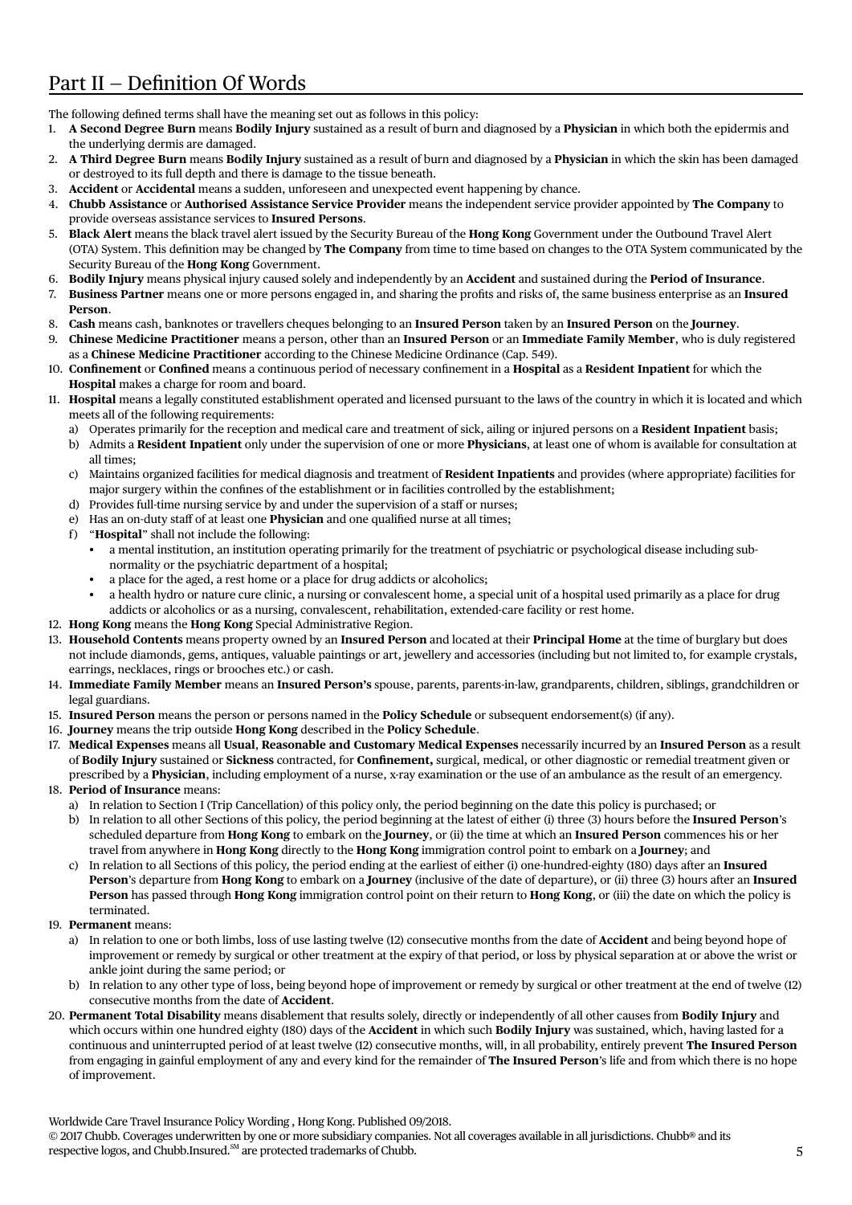# Part II – Definition Of Words

The following defined terms shall have the meaning set out as follows in this policy:

1. **A Second Degree Burn** means **Bodily Injury** sustained as a result of burn and diagnosed by a **Physician** in which both the epidermis and the underlying dermis are damaged.
2. **A Third Degree Burn** means **Bodily Injury** sustained as a result of burn and diagnosed by a **Physician** in which the skin has been damaged or destroyed to its full depth and there is damage to the tissue beneath.
3. **Accident** or **Accidental** means a sudden, unforeseen and unexpected event happening by chance.
4. **Chubb Assistance** or **Authorised Assistance Service Provider** means the independent service provider appointed by **The Company** to provide overseas assistance services to **Insured Persons**.
5. **Black Alert** means the black travel alert issued by the Security Bureau of the **Hong Kong** Government under the Outbound Travel Alert (OTA) System. This definition may be changed by **The Company** from time to time based on changes to the OTA System communicated by the Security Bureau of the **Hong Kong** Government.
6. **Bodily Injury** means physical injury caused solely and independently by an **Accident** and sustained during the **Period of Insurance**.
7. **Business Partner** means one or more persons engaged in, and sharing the profits and risks of, the same business enterprise as an **Insured Person**.
8. **Cash** means cash, banknotes or travellers cheques belonging to an **Insured Person** taken by an **Insured Person** on the **Journey**.
9. **Chinese Medicine Practitioner** means a person, other than an **Insured Person** or an **Immediate Family Member**, who is duly registered as a **Chinese Medicine Practitioner** according to the Chinese Medicine Ordinance (Cap. 549).
10. **Confinement** or **Confined** means a continuous period of necessary confinement in a **Hospital** as a **Resident Inpatient** for which the **Hospital** makes a charge for room and board.
11. **Hospital** means a legally constituted establishment operated and licensed pursuant to the laws of the country in which it is located and which meets all of the following requirements:
    a) Operates primarily for the reception and medical care and treatment of sick, ailing or injured persons on a **Resident Inpatient** basis;
    b) Admits a **Resident Inpatient** only under the supervision of one or more **Physicians**, at least one of whom is available for consultation at all times;
    c) Maintains organized facilities for medical diagnosis and treatment of **Resident Inpatients** and provides (where appropriate) facilities for major surgery within the confines of the establishment or in facilities controlled by the establishment;
    d) Provides full-time nursing service by and under the supervision of a staff or nurses;
    e) Has an on-duty staff of at least one **Physician** and one qualified nurse at all times;
    f) "**Hospital**" shall not include the following:
       - a mental institution, an institution operating primarily for the treatment of psychiatric or psychological disease including sub-normality or the psychiatric department of a hospital;
       - a place for the aged, a rest home or a place for drug addicts or alcoholics;
       - a health hydro or nature cure clinic, a nursing or convalescent home, a special unit of a hospital used primarily as a place for drug addicts or alcoholics or as a nursing, convalescent, rehabilitation, extended-care facility or rest home.
12. **Hong Kong** means the **Hong Kong** Special Administrative Region.
13. **Household Contents** means property owned by an **Insured Person** and located at their **Principal Home** at the time of burglary but does not include diamonds, gems, antiques, valuable paintings or art, jewellery and accessories (including but not limited to, for example crystals, earrings, necklaces, rings or brooches etc.) or cash.
14. **Immediate Family Member** means an **Insured Person's** spouse, parents, parents-in-law, grandparents, children, siblings, grandchildren or legal guardians.
15. **Insured Person** means the person or persons named in the **Policy Schedule** or subsequent endorsement(s) (if any).
16. **Journey** means the trip outside **Hong Kong** described in the **Policy Schedule**.
17. **Medical Expenses** means all **Usual, Reasonable and Customary Medical Expenses** necessarily incurred by an **Insured Person** as a result of **Bodily Injury** sustained or **Sickness** contracted, for **Confinement,** surgical, medical, or other diagnostic or remedial treatment given or prescribed by a **Physician**, including employment of a nurse, x-ray examination or the use of an ambulance as the result of an emergency.
18. **Period of Insurance** means:
    a) In relation to Section I (Trip Cancellation) of this policy only, the period beginning on the date this policy is purchased; or
    b) In relation to all other Sections of this policy, the period beginning at the latest of either (i) three (3) hours before the **Insured Person**'s scheduled departure from **Hong Kong** to embark on the **Journey**, or (ii) the time at which an **Insured Person** commences his or her travel from anywhere in **Hong Kong** directly to the **Hong Kong** immigration control point to embark on a **Journey**; and
    c) In relation to all Sections of this policy, the period ending at the earliest of either (i) one-hundred-eighty (180) days after an **Insured Person**'s departure from **Hong Kong** to embark on a **Journey** (inclusive of the date of departure), or (ii) three (3) hours after an **Insured Person** has passed through **Hong Kong** immigration control point on their return to **Hong Kong**, or (iii) the date on which the policy is terminated.
19. **Permanent** means:
    a) In relation to one or both limbs, loss of use lasting twelve (12) consecutive months from the date of **Accident** and being beyond hope of improvement or remedy by surgical or other treatment at the expiry of that period, or loss by physical separation at or above the wrist or ankle joint during the same period; or
    b) In relation to any other type of loss, being beyond hope of improvement or remedy by surgical or other treatment at the end of twelve (12) consecutive months from the date of **Accident**.
20. **Permanent Total Disability** means disablement that results solely, directly or independently of all other causes from **Bodily Injury** and which occurs within one hundred eighty (180) days of the **Accident** in which such **Bodily Injury** was sustained, which, having lasted for a continuous and uninterrupted period of at least twelve (12) consecutive months, will, in all probability, entirely prevent **The Insured Person** from engaging in gainful employment of any and every kind for the remainder of **The Insured Person**'s life and from which there is no hope of improvement.

Worldwide Care Travel Insurance Policy Wording , Hong Kong. Published 09/2018.
© 2017 Chubb. Coverages underwritten by one or more subsidiary companies. Not all coverages available in all jurisdictions. Chubb® and its respective logos, and Chubb.Insured.SM are protected trademarks of Chubb.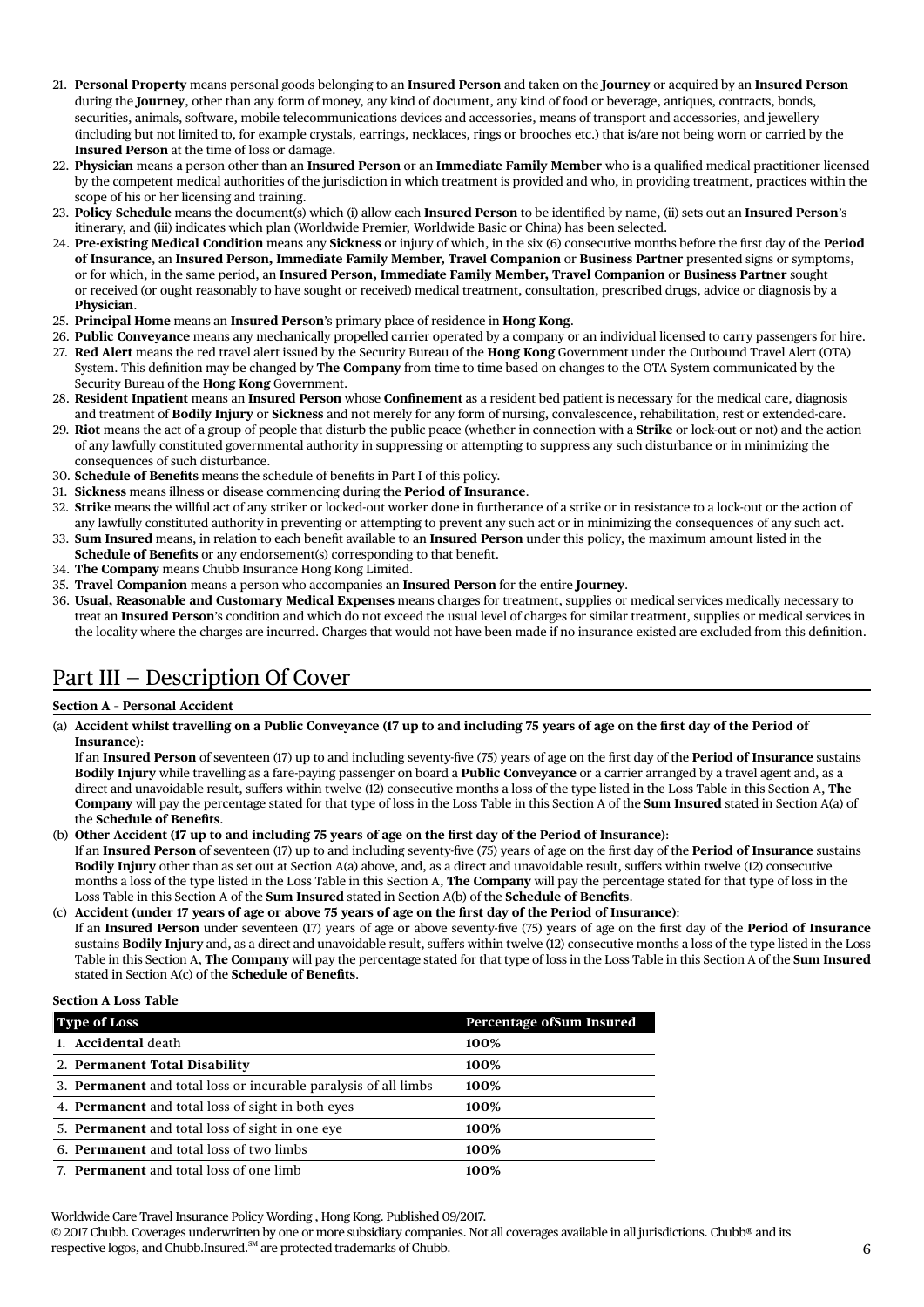21. **Personal Property** means personal goods belonging to an **Insured Person** and taken on the **Journey** or acquired by an **Insured Person** during the **Journey**, other than any form of money, any kind of document, any kind of food or beverage, antiques, contracts, bonds, securities, animals, software, mobile telecommunications devices and accessories, means of transport and accessories, and jewellery (including but not limited to, for example crystals, earrings, necklaces, rings or brooches etc.) that is/are not being worn or carried by the **Insured Person** at the time of loss or damage.
22. **Physician** means a person other than an **Insured Person** or an **Immediate Family Member** who is a qualified medical practitioner licensed by the competent medical authorities of the jurisdiction in which treatment is provided and who, in providing treatment, practices within the scope of his or her licensing and training.
23. **Policy Schedule** means the document(s) which (i) allow each **Insured Person** to be identified by name, (ii) sets out an **Insured Person**'s itinerary, and (iii) indicates which plan (Worldwide Premier, Worldwide Basic or China) has been selected.
24. **Pre-existing Medical Condition** means any **Sickness** or injury of which, in the six (6) consecutive months before the first day of the **Period of Insurance**, an **Insured Person, Immediate Family Member, Travel Companion** or **Business Partner** presented signs or symptoms, or for which, in the same period, an **Insured Person, Immediate Family Member, Travel Companion** or **Business Partner** sought or received (or ought reasonably to have sought or received) medical treatment, consultation, prescribed drugs, advice or diagnosis by a **Physician**.
25. **Principal Home** means an **Insured Person**'s primary place of residence in **Hong Kong**.
26. **Public Conveyance** means any mechanically propelled carrier operated by a company or an individual licensed to carry passengers for hire.
27. **Red Alert** means the red travel alert issued by the Security Bureau of the **Hong Kong** Government under the Outbound Travel Alert (OTA) System. This definition may be changed by **The Company** from time to time based on changes to the OTA System communicated by the Security Bureau of the **Hong Kong** Government.
28. **Resident Inpatient** means an **Insured Person** whose **Confinement** as a resident bed patient is necessary for the medical care, diagnosis and treatment of **Bodily Injury** or **Sickness** and not merely for any form of nursing, convalescence, rehabilitation, rest or extended-care.
29. **Riot** means the act of a group of people that disturb the public peace (whether in connection with a **Strike** or lock-out or not) and the action of any lawfully constituted governmental authority in suppressing or attempting to suppress any such disturbance or in minimizing the consequences of such disturbance.
30. **Schedule of Benefits** means the schedule of benefits in Part I of this policy.
31. **Sickness** means illness or disease commencing during the **Period of Insurance**.
32. **Strike** means the willful act of any striker or locked-out worker done in furtherance of a strike or in resistance to a lock-out or the action of any lawfully constituted authority in preventing or attempting to prevent any such act or in minimizing the consequences of any such act.
33. **Sum Insured** means, in relation to each benefit available to an **Insured Person** under this policy, the maximum amount listed in the **Schedule of Benefits** or any endorsement(s) corresponding to that benefit.
34. **The Company** means Chubb Insurance Hong Kong Limited.
35. **Travel Companion** means a person who accompanies an **Insured Person** for the entire **Journey**.
36. **Usual, Reasonable and Customary Medical Expenses** means charges for treatment, supplies or medical services medically necessary to treat an **Insured Person**'s condition and which do not exceed the usual level of charges for similar treatment, supplies or medical services in the locality where the charges are incurred. Charges that would not have been made if no insurance existed are excluded from this definition.

# Part III – Description Of Cover

### Section A – Personal Accident

(a) **Accident whilst travelling on a Public Conveyance (17 up to and including 75 years of age on the first day of the Period of Insurance)**:
If an **Insured Person** of seventeen (17) up to and including seventy-five (75) years of age on the first day of the **Period of Insurance** sustains **Bodily Injury** while travelling as a fare-paying passenger on board a **Public Conveyance** or a carrier arranged by a travel agent and, as a direct and unavoidable result, suffers within twelve (12) consecutive months a loss of the type listed in the Loss Table in this Section A, **The Company** will pay the percentage stated for that type of loss in the Loss Table in this Section A of the **Sum Insured** stated in Section A(a) of the **Schedule of Benefits**.

(b) **Other Accident (17 up to and including 75 years of age on the first day of the Period of Insurance)**:
If an **Insured Person** of seventeen (17) up to and including seventy-five (75) years of age on the first day of the **Period of Insurance** sustains **Bodily Injury** other than as set out at Section A(a) above, and, as a direct and unavoidable result, suffers within twelve (12) consecutive months a loss of the type listed in the Loss Table in this Section A, **The Company** will pay the percentage stated for that type of loss in the Loss Table in this Section A of the **Sum Insured** stated in Section A(b) of the **Schedule of Benefits**.

(c) **Accident (under 17 years of age or above 75 years of age on the first day of the Period of Insurance)**:
If an **Insured Person** under seventeen (17) years of age or above seventy-five (75) years of age on the first day of the **Period of Insurance** sustains **Bodily Injury** and, as a direct and unavoidable result, suffers within twelve (12) consecutive months a loss of the type listed in the Loss Table in this Section A, **The Company** will pay the percentage stated for that type of loss in the Loss Table in this Section A of the **Sum Insured** stated in Section A(c) of the **Schedule of Benefits**.

**Section A Loss Table**

| Type of Loss | Percentage ofSum Insured |
|---|---|
| 1. **Accidental** death | **100%** |
| 2. **Permanent Total Disability** | **100%** |
| 3. **Permanent** and total loss or incurable paralysis of all limbs | **100%** |
| 4. **Permanent** and total loss of sight in both eyes | **100%** |
| 5. **Permanent** and total loss of sight in one eye | **100%** |
| 6. **Permanent** and total loss of two limbs | **100%** |
| 7. **Permanent** and total loss of one limb | **100%** |

Worldwide Care Travel Insurance Policy Wording , Hong Kong. Published 09/2017.
© 2017 Chubb. Coverages underwritten by one or more subsidiary companies. Not all coverages available in all jurisdictions. Chubb® and its respective logos, and Chubb.Insured.SM are protected trademarks of Chubb.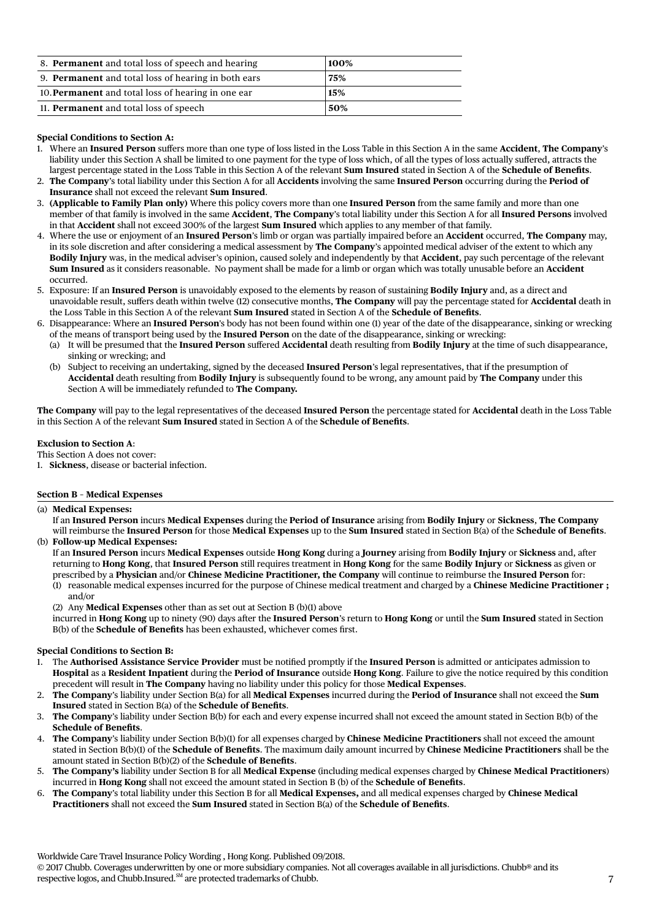| | |
|---|---|
| 8. **Permanent** and total loss of speech and hearing | **100%** |
| 9. **Permanent** and total loss of hearing in both ears | **75%** |
| 10. **Permanent** and total loss of hearing in one ear | **15%** |
| 11. **Permanent** and total loss of speech | **50%** |

**Special Conditions to Section A:**

1. Where an **Insured Person** suffers more than one type of loss listed in the Loss Table in this Section A in the same **Accident**, **The Company**'s liability under this Section A shall be limited to one payment for the type of loss which, of all the types of loss actually suffered, attracts the largest percentage stated in the Loss Table in this Section A of the relevant **Sum Insured** stated in Section A of the **Schedule of Benefits**.
2. **The Company**'s total liability under this Section A for all **Accidents** involving the same **Insured Person** occurring during the **Period of Insurance** shall not exceed the relevant **Sum Insured**.
3. **(Applicable to Family Plan only)** Where this policy covers more than one **Insured Person** from the same family and more than one member of that family is involved in the same **Accident**, **The Company**'s total liability under this Section A for all **Insured Persons** involved in that **Accident** shall not exceed 300% of the largest **Sum Insured** which applies to any member of that family.
4. Where the use or enjoyment of an **Insured Person**'s limb or organ was partially impaired before an **Accident** occurred, **The Company** may, in its sole discretion and after considering a medical assessment by **The Company**'s appointed medical adviser of the extent to which any **Bodily Injury** was, in the medical adviser's opinion, caused solely and independently by that **Accident**, pay such percentage of the relevant **Sum Insured** as it considers reasonable. No payment shall be made for a limb or organ which was totally unusable before an **Accident** occurred.
5. Exposure: If an **Insured Person** is unavoidably exposed to the elements by reason of sustaining **Bodily Injury** and, as a direct and unavoidable result, suffers death within twelve (12) consecutive months, **The Company** will pay the percentage stated for **Accidental** death in the Loss Table in this Section A of the relevant **Sum Insured** stated in Section A of the **Schedule of Benefits**.
6. Disappearance: Where an **Insured Person**'s body has not been found within one (1) year of the date of the disappearance, sinking or wrecking of the means of transport being used by the **Insured Person** on the date of the disappearance, sinking or wrecking:
   (a) It will be presumed that the **Insured Person** suffered **Accidental** death resulting from **Bodily Injury** at the time of such disappearance, sinking or wrecking; and
   (b) Subject to receiving an undertaking, signed by the deceased **Insured Person**'s legal representatives, that if the presumption of **Accidental** death resulting from **Bodily Injury** is subsequently found to be wrong, any amount paid by **The Company** under this Section A will be immediately refunded to **The Company.**

**The Company** will pay to the legal representatives of the deceased **Insured Person** the percentage stated for **Accidental** death in the Loss Table in this Section A of the relevant **Sum Insured** stated in Section A of the **Schedule of Benefits**.

**Exclusion to Section A**:

This Section A does not cover:

1. **Sickness**, disease or bacterial infection.

## Section B – Medical Expenses

(a) **Medical Expenses:**
If an **Insured Person** incurs **Medical Expenses** during the **Period of Insurance** arising from **Bodily Injury** or **Sickness**, **The Company** will reimburse the **Insured Person** for those **Medical Expenses** up to the **Sum Insured** stated in Section B(a) of the **Schedule of Benefits**.

(b) **Follow-up Medical Expenses:**
If an **Insured Person** incurs **Medical Expenses** outside **Hong Kong** during a **Journey** arising from **Bodily Injury** or **Sickness** and, after returning to **Hong Kong**, that **Insured Person** still requires treatment in **Hong Kong** for the same **Bodily Injury** or **Sickness** as given or prescribed by a **Physician** and/or **Chinese Medicine Practitioner, the Company** will continue to reimburse the **Insured Person** for:
   (1) reasonable medical expenses incurred for the purpose of Chinese medical treatment and charged by a **Chinese Medicine Practitioner ;** and/or
   (2) Any **Medical Expenses** other than as set out at Section B (b)(1) above

incurred in **Hong Kong** up to ninety (90) days after the **Insured Person**'s return to **Hong Kong** or until the **Sum Insured** stated in Section B(b) of the **Schedule of Benefits** has been exhausted, whichever comes first.

**Special Conditions to Section B:**

1. The **Authorised Assistance Service Provider** must be notified promptly if the **Insured Person** is admitted or anticipates admission to **Hospital** as a **Resident Inpatient** during the **Period of Insurance** outside **Hong Kong**. Failure to give the notice required by this condition precedent will result in **The Company** having no liability under this policy for those **Medical Expenses**.
2. **The Company**'s liability under Section B(a) for all **Medical Expenses** incurred during the **Period of Insurance** shall not exceed the **Sum Insured** stated in Section B(a) of the **Schedule of Benefits**.
3. **The Company**'s liability under Section B(b) for each and every expense incurred shall not exceed the amount stated in Section B(b) of the **Schedule of Benefits**.
4. **The Company**'s liability under Section B(b)(1) for all expenses charged by **Chinese Medicine Practitioners** shall not exceed the amount stated in Section B(b)(1) of the **Schedule of Benefits**. The maximum daily amount incurred by **Chinese Medicine Practitioners** shall be the amount stated in Section B(b)(2) of the **Schedule of Benefits**.
5. **The Company's** liability under Section B for all **Medical Expense** (including medical expenses charged by **Chinese Medical Practitioners**) incurred in **Hong Kong** shall not exceed the amount stated in Section B (b) of the **Schedule of Benefits**.
6. **The Company**'s total liability under this Section B for all **Medical Expenses,** and all medical expenses charged by **Chinese Medical Practitioners** shall not exceed the **Sum Insured** stated in Section B(a) of the **Schedule of Benefits**.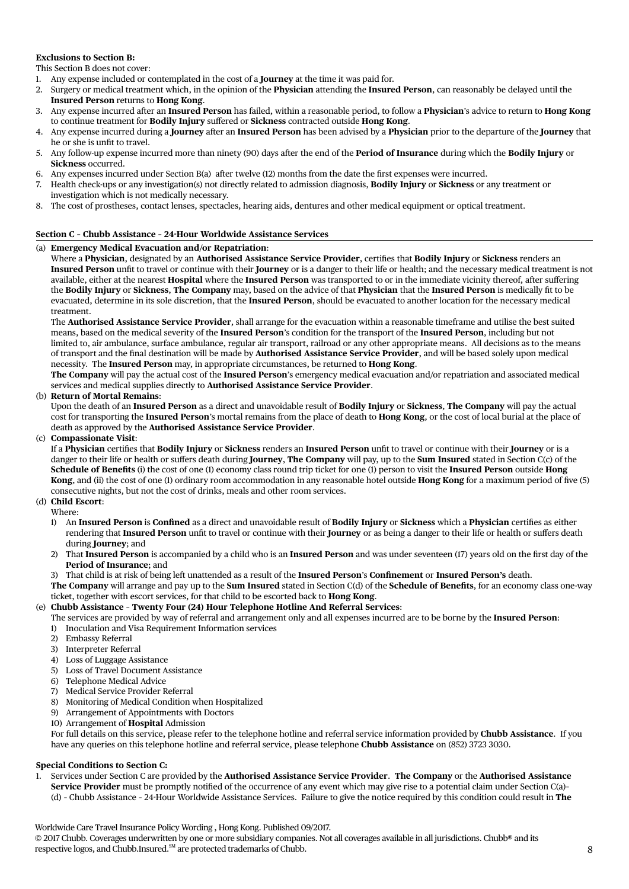**Exclusions to Section B:**

This Section B does not cover:

1. Any expense included or contemplated in the cost of a **Journey** at the time it was paid for.
2. Surgery or medical treatment which, in the opinion of the **Physician** attending the **Insured Person**, can reasonably be delayed until the **Insured Person** returns to **Hong Kong**.
3. Any expense incurred after an **Insured Person** has failed, within a reasonable period, to follow a **Physician**'s advice to return to **Hong Kong** to continue treatment for **Bodily Injury** suffered or **Sickness** contracted outside **Hong Kong**.
4. Any expense incurred during a **Journey** after an **Insured Person** has been advised by a **Physician** prior to the departure of the **Journey** that he or she is unfit to travel.
5. Any follow-up expense incurred more than ninety (90) days after the end of the **Period of Insurance** during which the **Bodily Injury** or **Sickness** occurred.
6. Any expenses incurred under Section B(a) after twelve (12) months from the date the first expenses were incurred.
7. Health check-ups or any investigation(s) not directly related to admission diagnosis, **Bodily Injury** or **Sickness** or any treatment or investigation which is not medically necessary.
8. The cost of prostheses, contact lenses, spectacles, hearing aids, dentures and other medical equipment or optical treatment.

**Section C – Chubb Assistance – 24-Hour Worldwide Assistance Services**

(a) **Emergency Medical Evacuation and/or Repatriation**:

Where a **Physician**, designated by an **Authorised Assistance Service Provider**, certifies that **Bodily Injury** or **Sickness** renders an **Insured Person** unfit to travel or continue with their **Journey** or is a danger to their life or health; and the necessary medical treatment is not available, either at the nearest **Hospital** where the **Insured Person** was transported to or in the immediate vicinity thereof, after suffering the **Bodily Injury** or **Sickness**, **The Company** may, based on the advice of that **Physician** that the **Insured Person** is medically fit to be evacuated, determine in its sole discretion, that the **Insured Person**, should be evacuated to another location for the necessary medical treatment.

The **Authorised Assistance Service Provider**, shall arrange for the evacuation within a reasonable timeframe and utilise the best suited means, based on the medical severity of the **Insured Person**'s condition for the transport of the **Insured Person**, including but not limited to, air ambulance, surface ambulance, regular air transport, railroad or any other appropriate means. All decisions as to the means of transport and the final destination will be made by **Authorised Assistance Service Provider**, and will be based solely upon medical necessity. The **Insured Person** may, in appropriate circumstances, be returned to **Hong Kong**.

**The Company** will pay the actual cost of the **Insured Person**'s emergency medical evacuation and/or repatriation and associated medical services and medical supplies directly to **Authorised Assistance Service Provider**.

(b) **Return of Mortal Remains**:

Upon the death of an **Insured Person** as a direct and unavoidable result of **Bodily Injury** or **Sickness**, **The Company** will pay the actual cost for transporting the **Insured Person**'s mortal remains from the place of death to **Hong Kong**, or the cost of local burial at the place of death as approved by the **Authorised Assistance Service Provider**.

(c) **Compassionate Visit**:

If a **Physician** certifies that **Bodily Injury** or **Sickness** renders an **Insured Person** unfit to travel or continue with their **Journey** or is a danger to their life or health or suffers death during **Journey**, **The Company** will pay, up to the **Sum Insured** stated in Section C(c) of the **Schedule of Benefits** (i) the cost of one (1) economy class round trip ticket for one (1) person to visit the **Insured Person** outside **Hong Kong**, and (ii) the cost of one (1) ordinary room accommodation in any reasonable hotel outside **Hong Kong** for a maximum period of five (5) consecutive nights, but not the cost of drinks, meals and other room services.

(d) **Child Escort**:

Where:

1) An **Insured Person** is **Confined** as a direct and unavoidable result of **Bodily Injury** or **Sickness** which a **Physician** certifies as either rendering that **Insured Person** unfit to travel or continue with their **Journey** or as being a danger to their life or health or suffers death during **Journey**; and
2) That **Insured Person** is accompanied by a child who is an **Insured Person** and was under seventeen (17) years old on the first day of the **Period of Insurance**; and
3) That child is at risk of being left unattended as a result of the **Insured Person**'s **Confinement** or **Insured Person's** death.

**The Company** will arrange and pay up to the **Sum Insured** stated in Section C(d) of the **Schedule of Benefits**, for an economy class one-way ticket, together with escort services, for that child to be escorted back to **Hong Kong**.

(e) **Chubb Assistance – Twenty Four (24) Hour Telephone Hotline And Referral Services**:

The services are provided by way of referral and arrangement only and all expenses incurred are to be borne by the **Insured Person**:

1) Inoculation and Visa Requirement Information services
2) Embassy Referral
3) Interpreter Referral
4) Loss of Luggage Assistance
5) Loss of Travel Document Assistance
6) Telephone Medical Advice
7) Medical Service Provider Referral
8) Monitoring of Medical Condition when Hospitalized
9) Arrangement of Appointments with Doctors
10) Arrangement of **Hospital** Admission

For full details on this service, please refer to the telephone hotline and referral service information provided by **Chubb Assistance**. If you have any queries on this telephone hotline and referral service, please telephone **Chubb Assistance** on (852) 3723 3030.

**Special Conditions to Section C:**

1. Services under Section C are provided by the **Authorised Assistance Service Provider**. **The Company** or the **Authorised Assistance Service Provider** must be promptly notified of the occurrence of any event which may give rise to a potential claim under Section C(a)-(d) – Chubb Assistance – 24-Hour Worldwide Assistance Services. Failure to give the notice required by this condition could result in **The**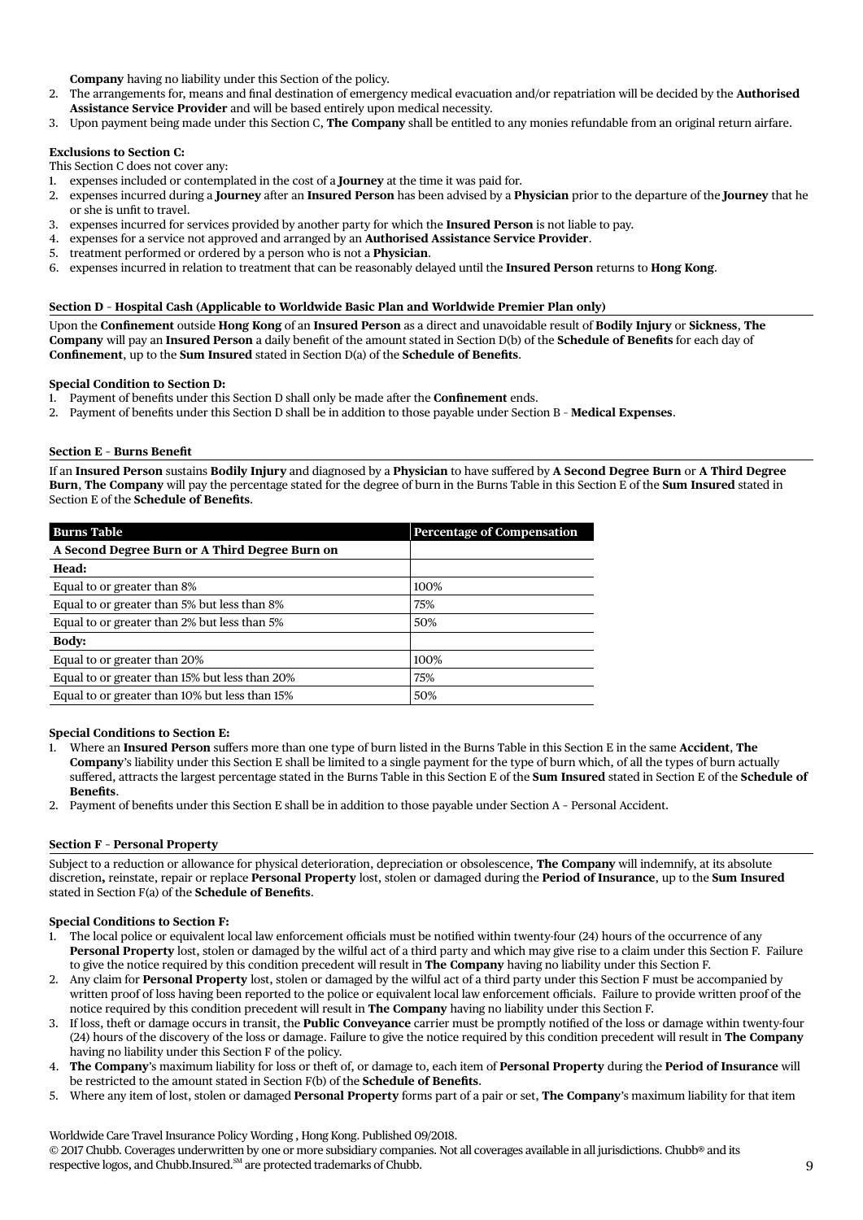**Company** having no liability under this Section of the policy.

2. The arrangements for, means and final destination of emergency medical evacuation and/or repatriation will be decided by the **Authorised Assistance Service Provider** and will be based entirely upon medical necessity.
3. Upon payment being made under this Section C, **The Company** shall be entitled to any monies refundable from an original return airfare.

**Exclusions to Section C:**

This Section C does not cover any:

1. expenses included or contemplated in the cost of a **Journey** at the time it was paid for.
2. expenses incurred during a **Journey** after an **Insured Person** has been advised by a **Physician** prior to the departure of the **Journey** that he or she is unfit to travel.
3. expenses incurred for services provided by another party for which the **Insured Person** is not liable to pay.
4. expenses for a service not approved and arranged by an **Authorised Assistance Service Provider**.
5. treatment performed or ordered by a person who is not a **Physician**.
6. expenses incurred in relation to treatment that can be reasonably delayed until the **Insured Person** returns to **Hong Kong**.

## Section D – Hospital Cash (Applicable to Worldwide Basic Plan and Worldwide Premier Plan only)

Upon the **Confinement** outside **Hong Kong** of an **Insured Person** as a direct and unavoidable result of **Bodily Injury** or **Sickness**, **The Company** will pay an **Insured Person** a daily benefit of the amount stated in Section D(b) of the **Schedule of Benefits** for each day of **Confinement**, up to the **Sum Insured** stated in Section D(a) of the **Schedule of Benefits**.

**Special Condition to Section D:**

1. Payment of benefits under this Section D shall only be made after the **Confinement** ends.
2. Payment of benefits under this Section D shall be in addition to those payable under Section B – **Medical Expenses**.

## Section E – Burns Benefit

If an **Insured Person** sustains **Bodily Injury** and diagnosed by a **Physician** to have suffered by **A Second Degree Burn** or **A Third Degree Burn**, **The Company** will pay the percentage stated for the degree of burn in the Burns Table in this Section E of the **Sum Insured** stated in Section E of the **Schedule of Benefits**.

| Burns Table | Percentage of Compensation |
|---|---|
| **A Second Degree Burn or A Third Degree Burn on** | |
| **Head:** | |
| Equal to or greater than 8% | 100% |
| Equal to or greater than 5% but less than 8% | 75% |
| Equal to or greater than 2% but less than 5% | 50% |
| **Body:** | |
| Equal to or greater than 20% | 100% |
| Equal to or greater than 15% but less than 20% | 75% |
| Equal to or greater than 10% but less than 15% | 50% |

**Special Conditions to Section E:**

1. Where an **Insured Person** suffers more than one type of burn listed in the Burns Table in this Section E in the same **Accident**, **The Company**'s liability under this Section E shall be limited to a single payment for the type of burn which, of all the types of burn actually suffered, attracts the largest percentage stated in the Burns Table in this Section E of the **Sum Insured** stated in Section E of the **Schedule of Benefits**.
2. Payment of benefits under this Section E shall be in addition to those payable under Section A – Personal Accident.

## Section F – Personal Property

Subject to a reduction or allowance for physical deterioration, depreciation or obsolescence, **The Company** will indemnify, at its absolute discretion**,** reinstate, repair or replace **Personal Property** lost, stolen or damaged during the **Period of Insurance**, up to the **Sum Insured** stated in Section F(a) of the **Schedule of Benefits**.

**Special Conditions to Section F:**

1. The local police or equivalent local law enforcement officials must be notified within twenty-four (24) hours of the occurrence of any **Personal Property** lost, stolen or damaged by the wilful act of a third party and which may give rise to a claim under this Section F. Failure to give the notice required by this condition precedent will result in **The Company** having no liability under this Section F.
2. Any claim for **Personal Property** lost, stolen or damaged by the wilful act of a third party under this Section F must be accompanied by written proof of loss having been reported to the police or equivalent local law enforcement officials. Failure to provide written proof of the notice required by this condition precedent will result in **The Company** having no liability under this Section F.
3. If loss, theft or damage occurs in transit, the **Public Conveyance** carrier must be promptly notified of the loss or damage within twenty-four (24) hours of the discovery of the loss or damage. Failure to give the notice required by this condition precedent will result in **The Company** having no liability under this Section F of the policy.
4. **The Company**'s maximum liability for loss or theft of, or damage to, each item of **Personal Property** during the **Period of Insurance** will be restricted to the amount stated in Section F(b) of the **Schedule of Benefits**.
5. Where any item of lost, stolen or damaged **Personal Property** forms part of a pair or set, **The Company**'s maximum liability for that item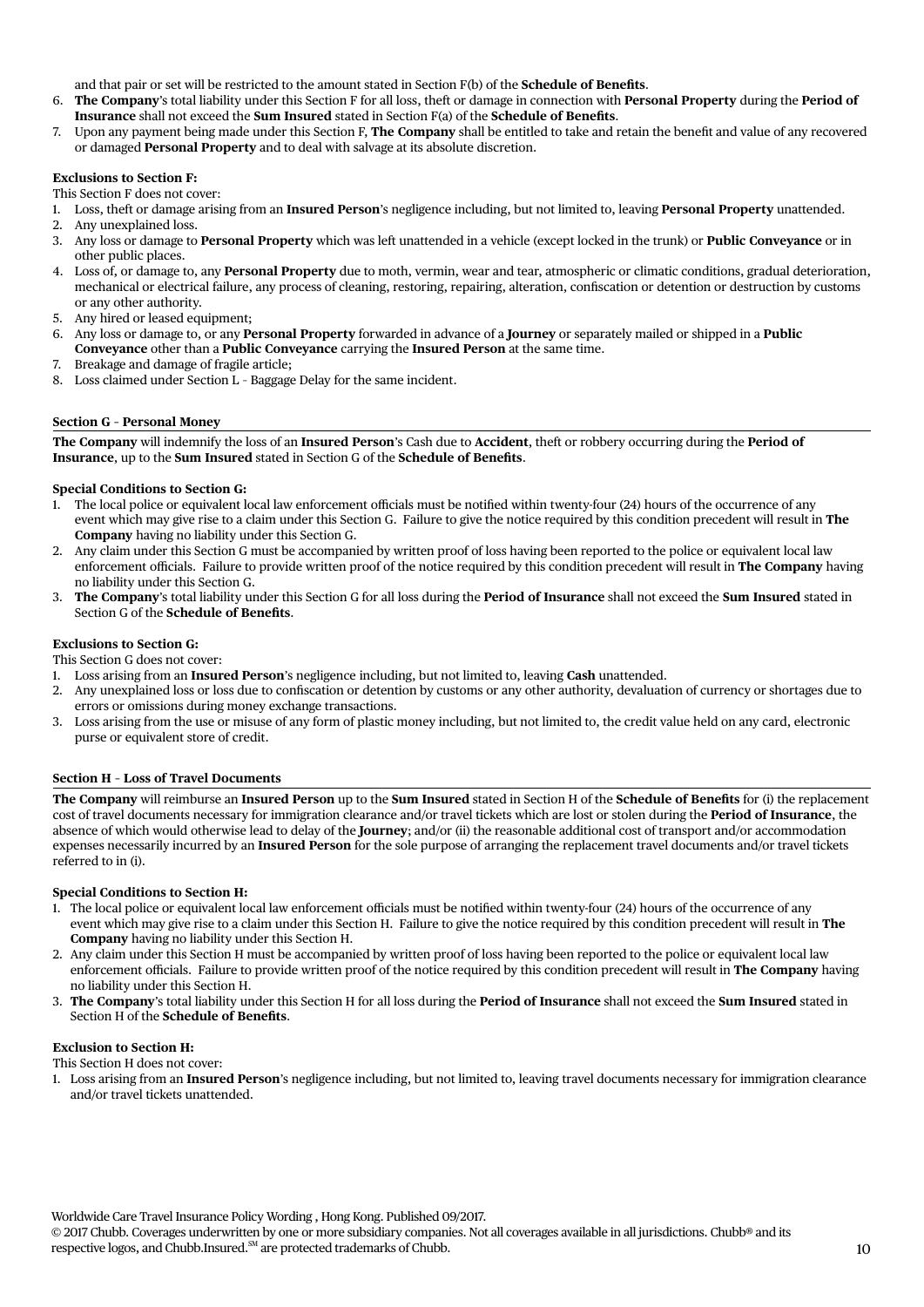and that pair or set will be restricted to the amount stated in Section F(b) of the **Schedule of Benefits**.

6. **The Company**'s total liability under this Section F for all loss, theft or damage in connection with **Personal Property** during the **Period of Insurance** shall not exceed the **Sum Insured** stated in Section F(a) of the **Schedule of Benefits**.
7. Upon any payment being made under this Section F, **The Company** shall be entitled to take and retain the benefit and value of any recovered or damaged **Personal Property** and to deal with salvage at its absolute discretion.

**Exclusions to Section F:**

This Section F does not cover:

1. Loss, theft or damage arising from an **Insured Person**'s negligence including, but not limited to, leaving **Personal Property** unattended.
2. Any unexplained loss.
3. Any loss or damage to **Personal Property** which was left unattended in a vehicle (except locked in the trunk) or **Public Conveyance** or in other public places.
4. Loss of, or damage to, any **Personal Property** due to moth, vermin, wear and tear, atmospheric or climatic conditions, gradual deterioration, mechanical or electrical failure, any process of cleaning, restoring, repairing, alteration, confiscation or detention or destruction by customs or any other authority.
5. Any hired or leased equipment;
6. Any loss or damage to, or any **Personal Property** forwarded in advance of a **Journey** or separately mailed or shipped in a **Public Conveyance** other than a **Public Conveyance** carrying the **Insured Person** at the same time.
7. Breakage and damage of fragile article;
8. Loss claimed under Section L – Baggage Delay for the same incident.

## Section G – Personal Money

**The Company** will indemnify the loss of an **Insured Person**'s Cash due to **Accident**, theft or robbery occurring during the **Period of Insurance**, up to the **Sum Insured** stated in Section G of the **Schedule of Benefits**.

**Special Conditions to Section G:**

1. The local police or equivalent local law enforcement officials must be notified within twenty-four (24) hours of the occurrence of any event which may give rise to a claim under this Section G. Failure to give the notice required by this condition precedent will result in **The Company** having no liability under this Section G.
2. Any claim under this Section G must be accompanied by written proof of loss having been reported to the police or equivalent local law enforcement officials. Failure to provide written proof of the notice required by this condition precedent will result in **The Company** having no liability under this Section G.
3. **The Company**'s total liability under this Section G for all loss during the **Period of Insurance** shall not exceed the **Sum Insured** stated in Section G of the **Schedule of Benefits**.

**Exclusions to Section G:**

This Section G does not cover:

1. Loss arising from an **Insured Person**'s negligence including, but not limited to, leaving **Cash** unattended.
2. Any unexplained loss or loss due to confiscation or detention by customs or any other authority, devaluation of currency or shortages due to errors or omissions during money exchange transactions.
3. Loss arising from the use or misuse of any form of plastic money including, but not limited to, the credit value held on any card, electronic purse or equivalent store of credit.

## Section H – Loss of Travel Documents

**The Company** will reimburse an **Insured Person** up to the **Sum Insured** stated in Section H of the **Schedule of Benefits** for (i) the replacement cost of travel documents necessary for immigration clearance and/or travel tickets which are lost or stolen during the **Period of Insurance**, the absence of which would otherwise lead to delay of the **Journey**; and/or (ii) the reasonable additional cost of transport and/or accommodation expenses necessarily incurred by an **Insured Person** for the sole purpose of arranging the replacement travel documents and/or travel tickets referred to in (i).

**Special Conditions to Section H:**

1. The local police or equivalent local law enforcement officials must be notified within twenty-four (24) hours of the occurrence of any event which may give rise to a claim under this Section H. Failure to give the notice required by this condition precedent will result in **The Company** having no liability under this Section H.
2. Any claim under this Section H must be accompanied by written proof of loss having been reported to the police or equivalent local law enforcement officials. Failure to provide written proof of the notice required by this condition precedent will result in **The Company** having no liability under this Section H.
3. **The Company**'s total liability under this Section H for all loss during the **Period of Insurance** shall not exceed the **Sum Insured** stated in Section H of the **Schedule of Benefits**.

**Exclusion to Section H:**

This Section H does not cover:

1. Loss arising from an **Insured Person**'s negligence including, but not limited to, leaving travel documents necessary for immigration clearance and/or travel tickets unattended.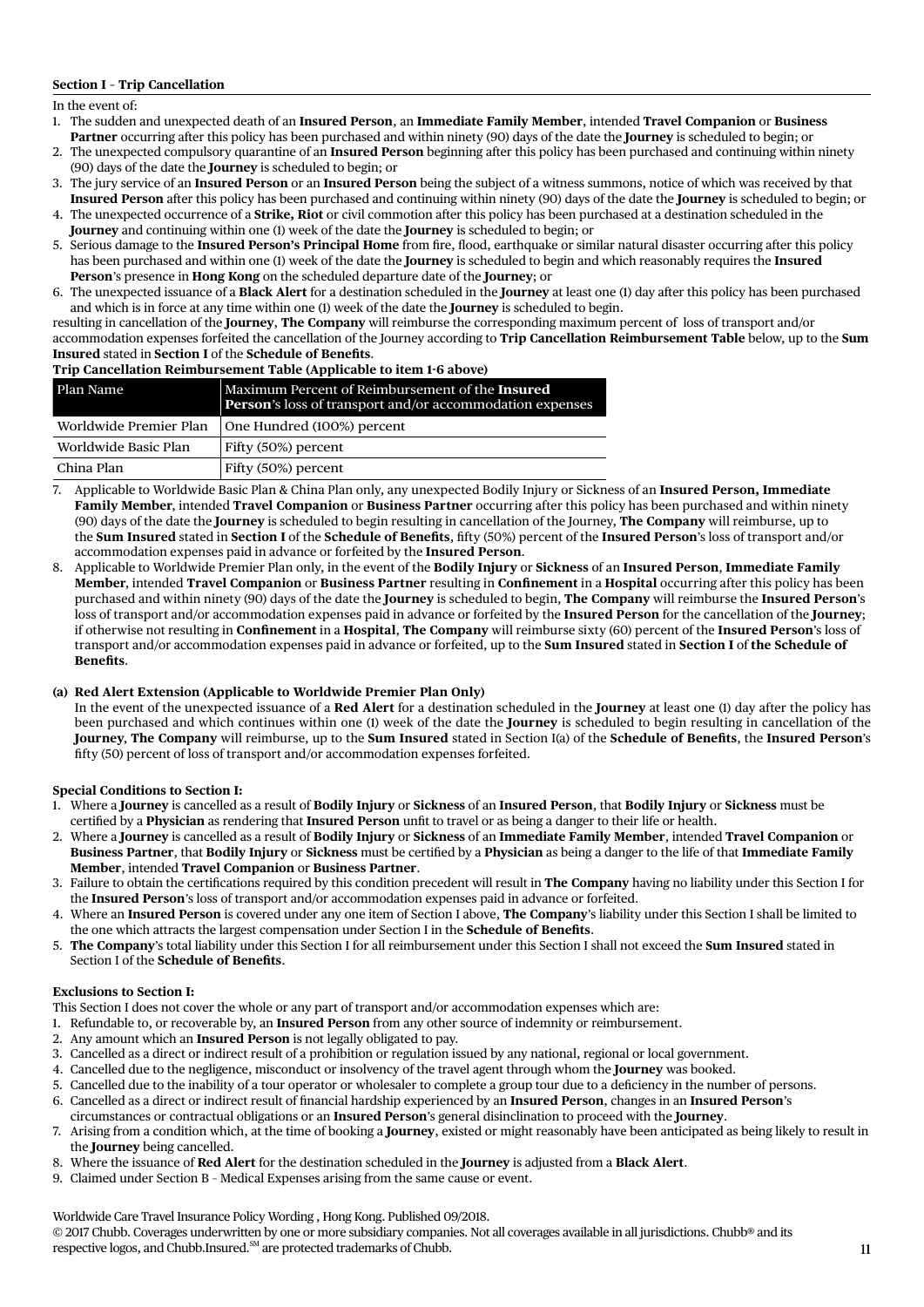**Section I – Trip Cancellation**

In the event of:

1. The sudden and unexpected death of an **Insured Person**, an **Immediate Family Member**, intended **Travel Companion** or **Business Partner** occurring after this policy has been purchased and within ninety (90) days of the date the **Journey** is scheduled to begin; or
2. The unexpected compulsory quarantine of an **Insured Person** beginning after this policy has been purchased and continuing within ninety (90) days of the date the **Journey** is scheduled to begin; or
3. The jury service of an **Insured Person** or an **Insured Person** being the subject of a witness summons, notice of which was received by that **Insured Person** after this policy has been purchased and continuing within ninety (90) days of the date the **Journey** is scheduled to begin; or
4. The unexpected occurrence of a **Strike, Riot** or civil commotion after this policy has been purchased at a destination scheduled in the **Journey** and continuing within one (1) week of the date the **Journey** is scheduled to begin; or
5. Serious damage to the **Insured Person's Principal Home** from fire, flood, earthquake or similar natural disaster occurring after this policy has been purchased and within one (1) week of the date the **Journey** is scheduled to begin and which reasonably requires the **Insured Person**'s presence in **Hong Kong** on the scheduled departure date of the **Journey**; or
6. The unexpected issuance of a **Black Alert** for a destination scheduled in the **Journey** at least one (1) day after this policy has been purchased and which is in force at any time within one (1) week of the date the **Journey** is scheduled to begin.

resulting in cancellation of the **Journey**, **The Company** will reimburse the corresponding maximum percent of loss of transport and/or accommodation expenses forfeited the cancellation of the Journey according to **Trip Cancellation Reimbursement Table** below, up to the **Sum Insured** stated in **Section I** of the **Schedule of Benefits**.

**Trip Cancellation Reimbursement Table (Applicable to item 1-6 above)**

| Plan Name | Maximum Percent of Reimbursement of the **Insured Person**'s loss of transport and/or accommodation expenses |
|---|---|
| Worldwide Premier Plan | One Hundred (100%) percent |
| Worldwide Basic Plan | Fifty (50%) percent |
| China Plan | Fifty (50%) percent |

7. Applicable to Worldwide Basic Plan & China Plan only, any unexpected Bodily Injury or Sickness of an **Insured Person, Immediate Family Member**, intended **Travel Companion** or **Business Partner** occurring after this policy has been purchased and within ninety (90) days of the date the **Journey** is scheduled to begin resulting in cancellation of the Journey, **The Company** will reimburse, up to the **Sum Insured** stated in **Section I** of the **Schedule of Benefits**, fifty (50%) percent of the **Insured Person**'s loss of transport and/or accommodation expenses paid in advance or forfeited by the **Insured Person**.
8. Applicable to Worldwide Premier Plan only, in the event of the **Bodily Injury** or **Sickness** of an **Insured Person**, **Immediate Family Member**, intended **Travel Companion** or **Business Partner** resulting in **Confinement** in a **Hospital** occurring after this policy has been purchased and within ninety (90) days of the date the **Journey** is scheduled to begin, **The Company** will reimburse the **Insured Person**'s loss of transport and/or accommodation expenses paid in advance or forfeited by the **Insured Person** for the cancellation of the **Journey**; if otherwise not resulting in **Confinement** in a **Hospital**, **The Company** will reimburse sixty (60) percent of the **Insured Person**'s loss of transport and/or accommodation expenses paid in advance or forfeited, up to the **Sum Insured** stated in **Section I** of **the Schedule of Benefits**.

**(a) Red Alert Extension (Applicable to Worldwide Premier Plan Only)**

In the event of the unexpected issuance of a **Red Alert** for a destination scheduled in the **Journey** at least one (1) day after the policy has been purchased and which continues within one (1) week of the date the **Journey** is scheduled to begin resulting in cancellation of the **Journey**, **The Company** will reimburse, up to the **Sum Insured** stated in Section I(a) of the **Schedule of Benefits**, the **Insured Person**'s fifty (50) percent of loss of transport and/or accommodation expenses forfeited.

**Special Conditions to Section I:**

1. Where a **Journey** is cancelled as a result of **Bodily Injury** or **Sickness** of an **Insured Person**, that **Bodily Injury** or **Sickness** must be certified by a **Physician** as rendering that **Insured Person** unfit to travel or as being a danger to their life or health.
2. Where a **Journey** is cancelled as a result of **Bodily Injury** or **Sickness** of an **Immediate Family Member**, intended **Travel Companion** or **Business Partner**, that **Bodily Injury** or **Sickness** must be certified by a **Physician** as being a danger to the life of that **Immediate Family Member**, intended **Travel Companion** or **Business Partner**.
3. Failure to obtain the certifications required by this condition precedent will result in **The Company** having no liability under this Section I for the **Insured Person**'s loss of transport and/or accommodation expenses paid in advance or forfeited.
4. Where an **Insured Person** is covered under any one item of Section I above, **The Company**'s liability under this Section I shall be limited to the one which attracts the largest compensation under Section I in the **Schedule of Benefits**.
5. **The Company**'s total liability under this Section I for all reimbursement under this Section I shall not exceed the **Sum Insured** stated in Section I of the **Schedule of Benefits**.

**Exclusions to Section I:**

This Section I does not cover the whole or any part of transport and/or accommodation expenses which are:

1. Refundable to, or recoverable by, an **Insured Person** from any other source of indemnity or reimbursement.
2. Any amount which an **Insured Person** is not legally obligated to pay.
3. Cancelled as a direct or indirect result of a prohibition or regulation issued by any national, regional or local government.
4. Cancelled due to the negligence, misconduct or insolvency of the travel agent through whom the **Journey** was booked.
5. Cancelled due to the inability of a tour operator or wholesaler to complete a group tour due to a deficiency in the number of persons.
6. Cancelled as a direct or indirect result of financial hardship experienced by an **Insured Person**, changes in an **Insured Person**'s circumstances or contractual obligations or an **Insured Person**'s general disinclination to proceed with the **Journey**.
7. Arising from a condition which, at the time of booking a **Journey**, existed or might reasonably have been anticipated as being likely to result in the **Journey** being cancelled.
8. Where the issuance of **Red Alert** for the destination scheduled in the **Journey** is adjusted from a **Black Alert**.
9. Claimed under Section B – Medical Expenses arising from the same cause or event.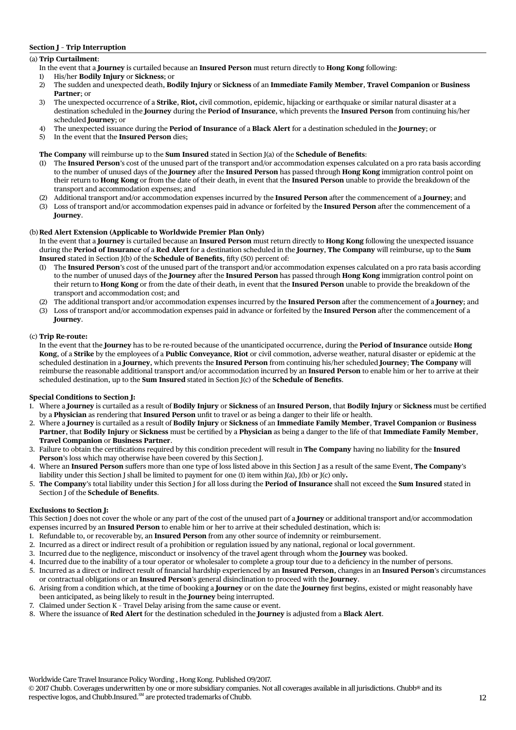**Section J – Trip Interruption**

(a) **Trip Curtailment**:

In the event that a **Journey** is curtailed because an **Insured Person** must return directly to **Hong Kong** following:

1) His/her **Bodily Injury** or **Sickness**; or
2) The sudden and unexpected death, **Bodily Injury** or **Sickness** of an **Immediate Family Member**, **Travel Companion** or **Business Partner**; or
3) The unexpected occurrence of a **Strike**, **Riot,** civil commotion, epidemic, hijacking or earthquake or similar natural disaster at a destination scheduled in the **Journey** during the **Period of Insurance**, which prevents the **Insured Person** from continuing his/her scheduled **Journey**; or
4) The unexpected issuance during the **Period of Insurance** of a **Black Alert** for a destination scheduled in the **Journey**; or
5) In the event that the **Insured Person** dies;

**The Company** will reimburse up to the **Sum Insured** stated in Section J(a) of the **Schedule of Benefits**:

(1) The **Insured Person**'s cost of the unused part of the transport and/or accommodation expenses calculated on a pro rata basis according to the number of unused days of the **Journey** after the **Insured Person** has passed through **Hong Kong** immigration control point on their return to **Hong Kong** or from the date of their death, in event that the **Insured Person** unable to provide the breakdown of the transport and accommodation expenses; and
(2) Additional transport and/or accommodation expenses incurred by the **Insured Person** after the commencement of a **Journey**; and
(3) Loss of transport and/or accommodation expenses paid in advance or forfeited by the **Insured Person** after the commencement of a **Journey**.

(b) **Red Alert Extension (Applicable to Worldwide Premier Plan Only)**

In the event that a **Journey** is curtailed because an **Insured Person** must return directly to **Hong Kong** following the unexpected issuance during the **Period of Insurance** of a **Red Alert** for a destination scheduled in the **Journey**, **The Company** will reimburse, up to the **Sum Insured** stated in Section J(b) of the **Schedule of Benefits**, fifty (50) percent of:

(1) The **Insured Person**'s cost of the unused part of the transport and/or accommodation expenses calculated on a pro rata basis according to the number of unused days of the **Journey** after the **Insured Person** has passed through **Hong Kong** immigration control point on their return to **Hong Kong** or from the date of their death, in event that the **Insured Person** unable to provide the breakdown of the transport and accommodation cost; and
(2) The additional transport and/or accommodation expenses incurred by the **Insured Person** after the commencement of a **Journey**; and
(3) Loss of transport and/or accommodation expenses paid in advance or forfeited by the **Insured Person** after the commencement of a **Journey**.

(c) **Trip Re-route:**

In the event that the **Journey** has to be re-routed because of the unanticipated occurrence, during the **Period of Insurance** outside **Hong Kong**, of a **Strike** by the employees of a **Public Conveyance**, **Riot** or civil commotion, adverse weather, natural disaster or epidemic at the scheduled destination in a **Journey**, which prevents the **Insured Person** from continuing his/her scheduled **Journey**; **The Company** will reimburse the reasonable additional transport and/or accommodation incurred by an **Insured Person** to enable him or her to arrive at their scheduled destination, up to the **Sum Insured** stated in Section J(c) of the **Schedule of Benefits**.

**Special Conditions to Section J:**

1. Where a **Journey** is curtailed as a result of **Bodily Injury** or **Sickness** of an **Insured Person**, that **Bodily Injury** or **Sickness** must be certified by a **Physician** as rendering that **Insured Person** unfit to travel or as being a danger to their life or health.
2. Where a **Journey** is curtailed as a result of **Bodily Injury** or **Sickness** of an **Immediate Family Member**, **Travel Companion** or **Business Partner**, that **Bodily Injury** or **Sickness** must be certified by a **Physician** as being a danger to the life of that **Immediate Family Member**, **Travel Companion** or **Business Partner**.
3. Failure to obtain the certifications required by this condition precedent will result in **The Company** having no liability for the **Insured Person**'s loss which may otherwise have been covered by this Section J.
4. Where an **Insured Person** suffers more than one type of loss listed above in this Section J as a result of the same Event, **The Company**'s liability under this Section J shall be limited to payment for one (1) item within J(a), J(b) or J(c) only**.**
5. **The Company**'s total liability under this Section J for all loss during the **Period of Insurance** shall not exceed the **Sum Insured** stated in Section J of the **Schedule of Benefits**.

**Exclusions to Section J:**

This Section J does not cover the whole or any part of the cost of the unused part of a **Journey** or additional transport and/or accommodation expenses incurred by an **Insured Person** to enable him or her to arrive at their scheduled destination, which is:

1. Refundable to, or recoverable by, an **Insured Person** from any other source of indemnity or reimbursement.
2. Incurred as a direct or indirect result of a prohibition or regulation issued by any national, regional or local government.
3. Incurred due to the negligence, misconduct or insolvency of the travel agent through whom the **Journey** was booked.
4. Incurred due to the inability of a tour operator or wholesaler to complete a group tour due to a deficiency in the number of persons.
5. Incurred as a direct or indirect result of financial hardship experienced by an **Insured Person**, changes in an **Insured Person**'s circumstances or contractual obligations or an **Insured Person**'s general disinclination to proceed with the **Journey**.
6. Arising from a condition which, at the time of booking a **Journey** or on the date the **Journey** first begins, existed or might reasonably have been anticipated, as being likely to result in the **Journey** being interrupted.
7. Claimed under Section K – Travel Delay arising from the same cause or event.
8. Where the issuance of **Red Alert** for the destination scheduled in the **Journey** is adjusted from a **Black Alert**.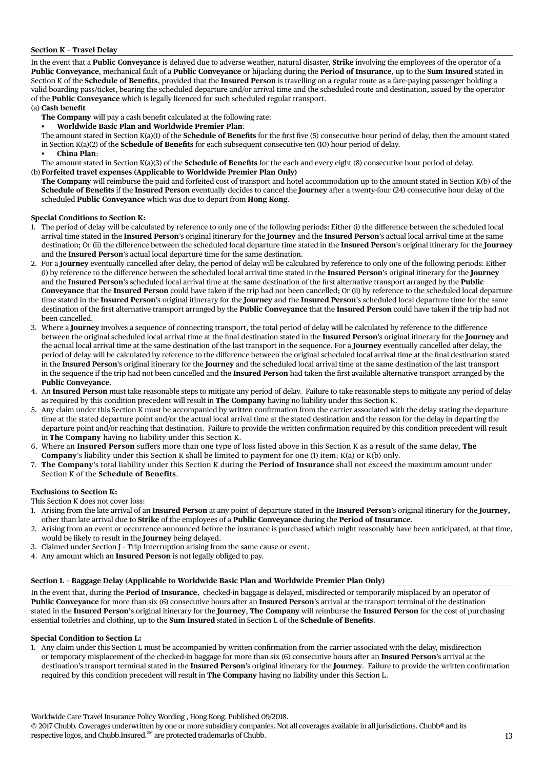### Section K – Travel Delay

In the event that a **Public Conveyance** is delayed due to adverse weather, natural disaster, **Strike** involving the employees of the operator of a **Public Conveyance**, mechanical fault of a **Public Conveyance** or hijacking during the **Period of Insurance**, up to the **Sum Insured** stated in Section K of the **Schedule of Benefits**, provided that the **Insured Person** is travelling on a regular route as a fare-paying passenger holding a valid boarding pass/ticket, bearing the scheduled departure and/or arrival time and the scheduled route and destination, issued by the operator of the **Public Conveyance** which is legally licenced for such scheduled regular transport.

(a) **Cash benefit**

**The Company** will pay a cash benefit calculated at the following rate:

- **Worldwide Basic Plan and Worldwide Premier Plan**:

The amount stated in Section K(a)(1) of the **Schedule of Benefits** for the first five (5) consecutive hour period of delay, then the amount stated in Section K(a)(2) of the **Schedule of Benefits** for each subsequent consecutive ten (10) hour period of delay.

- **China Plan**:

The amount stated in Section K(a)(3) of the **Schedule of Benefits** for the each and every eight (8) consecutive hour period of delay.

(b) **Forfeited travel expenses (Applicable to Worldwide Premier Plan Only)**

**The Company** will reimburse the paid and forfeited cost of transport and hotel accommodation up to the amount stated in Section K(b) of the **Schedule of Benefits** if the **Insured Person** eventually decides to cancel the **Journey** after a twenty-four (24) consecutive hour delay of the scheduled **Public Conveyance** which was due to depart from **Hong Kong**.

**Special Conditions to Section K:**

1. The period of delay will be calculated by reference to only one of the following periods: Either (i) the difference between the scheduled local arrival time stated in the **Insured Person**'s original itinerary for the **Journey** and the **Insured Person**'s actual local arrival time at the same destination; Or (ii) the difference between the scheduled local departure time stated in the **Insured Person**'s original itinerary for the **Journey** and the **Insured Person**'s actual local departure time for the same destination.
2. For a **Journey** eventually cancelled after delay, the period of delay will be calculated by reference to only one of the following periods: Either (i) by reference to the difference between the scheduled local arrival time stated in the **Insured Person**'s original itinerary for the **Journey** and the **Insured Person**'s scheduled local arrival time at the same destination of the first alternative transport arranged by the **Public Conveyance** that the **Insured Person** could have taken if the trip had not been cancelled; Or (ii) by reference to the scheduled local departure time stated in the **Insured Person**'s original itinerary for the **Journey** and the **Insured Person**'s scheduled local departure time for the same destination of the first alternative transport arranged by the **Public Conveyance** that the **Insured Person** could have taken if the trip had not been cancelled.
3. Where a **Journey** involves a sequence of connecting transport, the total period of delay will be calculated by reference to the difference between the original scheduled local arrival time at the final destination stated in the **Insured Person**'s original itinerary for the **Journey** and the actual local arrival time at the same destination of the last transport in the sequence. For a **Journey** eventually cancelled after delay, the period of delay will be calculated by reference to the difference between the original scheduled local arrival time at the final destination stated in the **Insured Person**'s original itinerary for the **Journey** and the scheduled local arrival time at the same destination of the last transport in the sequence if the trip had not been cancelled and the **Insured Person** had taken the first available alternative transport arranged by the **Public Conveyance**.
4. An **Insured Person** must take reasonable steps to mitigate any period of delay. Failure to take reasonable steps to mitigate any period of delay as required by this condition precedent will result in **The Company** having no liability under this Section K.
5. Any claim under this Section K must be accompanied by written confirmation from the carrier associated with the delay stating the departure time at the stated departure point and/or the actual local arrival time at the stated destination and the reason for the delay in departing the departure point and/or reaching that destination. Failure to provide the written confirmation required by this condition precedent will result in **The Company** having no liability under this Section K.
6. Where an **Insured Person** suffers more than one type of loss listed above in this Section K as a result of the same delay, **The Company**'s liability under this Section K shall be limited to payment for one (1) item: K(a) or K(b) only.
7. **The Company**'s total liability under this Section K during the **Period of Insurance** shall not exceed the maximum amount under Section K of the **Schedule of Benefits**.

**Exclusions to Section K:**

This Section K does not cover loss:

1. Arising from the late arrival of an **Insured Person** at any point of departure stated in the **Insured Person**'s original itinerary for the **Journey**, other than late arrival due to **Strike** of the employees of a **Public Conveyance** during the **Period of Insurance**.
2. Arising from an event or occurrence announced before the insurance is purchased which might reasonably have been anticipated, at that time, would be likely to result in the **Journey** being delayed.
3. Claimed under Section J – Trip Interruption arising from the same cause or event.
4. Any amount which an **Insured Person** is not legally obliged to pay.

### Section L – Baggage Delay (Applicable to Worldwide Basic Plan and Worldwide Premier Plan Only)

In the event that, during the **Period of Insurance**, checked-in baggage is delayed, misdirected or temporarily misplaced by an operator of **Public Conveyance** for more than six (6) consecutive hours after an **Insured Person**'s arrival at the transport terminal of the destination stated in the **Insured Person's** original itinerary for the **Journey**, **The Company** will reimburse the **Insured Person** for the cost of purchasing essential toiletries and clothing, up to the **Sum Insured** stated in Section L of the **Schedule of Benefits**.

**Special Condition to Section L:**

1. Any claim under this Section L must be accompanied by written confirmation from the carrier associated with the delay, misdirection or temporary misplacement of the checked-in baggage for more than six (6) consecutive hours after an **Insured Person**'s arrival at the destination's transport terminal stated in the **Insured Person**'s original itinerary for the **Journey**. Failure to provide the written confirmation required by this condition precedent will result in **The Company** having no liability under this Section L.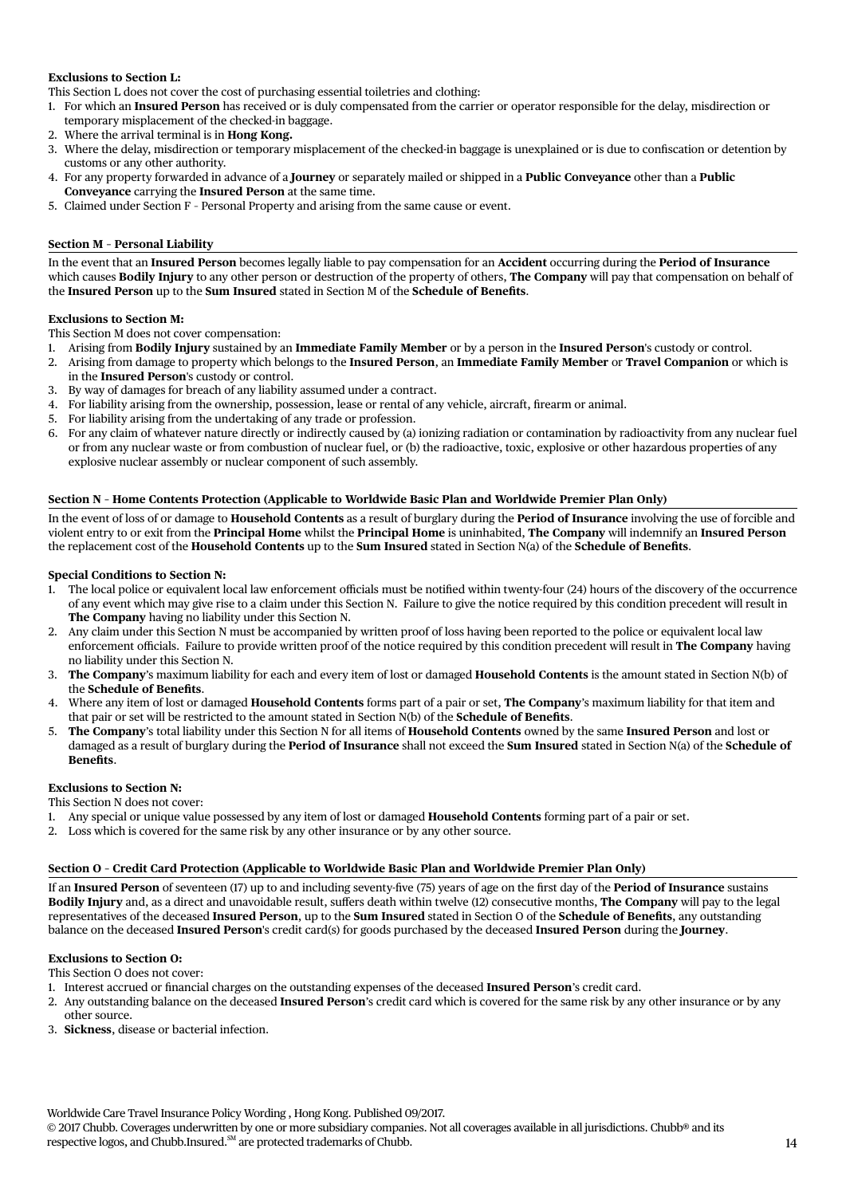**Exclusions to Section L:**

This Section L does not cover the cost of purchasing essential toiletries and clothing:

1. For which an **Insured Person** has received or is duly compensated from the carrier or operator responsible for the delay, misdirection or temporary misplacement of the checked-in baggage.
2. Where the arrival terminal is in **Hong Kong.**
3. Where the delay, misdirection or temporary misplacement of the checked-in baggage is unexplained or is due to confiscation or detention by customs or any other authority.
4. For any property forwarded in advance of a **Journey** or separately mailed or shipped in a **Public Conveyance** other than a **Public Conveyance** carrying the **Insured Person** at the same time.
5. Claimed under Section F – Personal Property and arising from the same cause or event.

## Section M – Personal Liability

In the event that an **Insured Person** becomes legally liable to pay compensation for an **Accident** occurring during the **Period of Insurance** which causes **Bodily Injury** to any other person or destruction of the property of others, **The Company** will pay that compensation on behalf of the **Insured Person** up to the **Sum Insured** stated in Section M of the **Schedule of Benefits**.

**Exclusions to Section M:**

This Section M does not cover compensation:

1. Arising from **Bodily Injury** sustained by an **Immediate Family Member** or by a person in the **Insured Person**'s custody or control.
2. Arising from damage to property which belongs to the **Insured Person**, an **Immediate Family Member** or **Travel Companion** or which is in the **Insured Person**'s custody or control.
3. By way of damages for breach of any liability assumed under a contract.
4. For liability arising from the ownership, possession, lease or rental of any vehicle, aircraft, firearm or animal.
5. For liability arising from the undertaking of any trade or profession.
6. For any claim of whatever nature directly or indirectly caused by (a) ionizing radiation or contamination by radioactivity from any nuclear fuel or from any nuclear waste or from combustion of nuclear fuel, or (b) the radioactive, toxic, explosive or other hazardous properties of any explosive nuclear assembly or nuclear component of such assembly.

## Section N – Home Contents Protection (Applicable to Worldwide Basic Plan and Worldwide Premier Plan Only)

In the event of loss of or damage to **Household Contents** as a result of burglary during the **Period of Insurance** involving the use of forcible and violent entry to or exit from the **Principal Home** whilst the **Principal Home** is uninhabited, **The Company** will indemnify an **Insured Person** the replacement cost of the **Household Contents** up to the **Sum Insured** stated in Section N(a) of the **Schedule of Benefits**.

**Special Conditions to Section N:**

1. The local police or equivalent local law enforcement officials must be notified within twenty-four (24) hours of the discovery of the occurrence of any event which may give rise to a claim under this Section N. Failure to give the notice required by this condition precedent will result in **The Company** having no liability under this Section N.
2. Any claim under this Section N must be accompanied by written proof of loss having been reported to the police or equivalent local law enforcement officials. Failure to provide written proof of the notice required by this condition precedent will result in **The Company** having no liability under this Section N.
3. **The Company**'s maximum liability for each and every item of lost or damaged **Household Contents** is the amount stated in Section N(b) of the **Schedule of Benefits**.
4. Where any item of lost or damaged **Household Contents** forms part of a pair or set, **The Company**'s maximum liability for that item and that pair or set will be restricted to the amount stated in Section N(b) of the **Schedule of Benefits**.
5. **The Company**'s total liability under this Section N for all items of **Household Contents** owned by the same **Insured Person** and lost or damaged as a result of burglary during the **Period of Insurance** shall not exceed the **Sum Insured** stated in Section N(a) of the **Schedule of Benefits**.

**Exclusions to Section N:**

This Section N does not cover:

1. Any special or unique value possessed by any item of lost or damaged **Household Contents** forming part of a pair or set.
2. Loss which is covered for the same risk by any other insurance or by any other source.

## Section O – Credit Card Protection (Applicable to Worldwide Basic Plan and Worldwide Premier Plan Only)

If an **Insured Person** of seventeen (17) up to and including seventy-five (75) years of age on the first day of the **Period of Insurance** sustains **Bodily Injury** and, as a direct and unavoidable result, suffers death within twelve (12) consecutive months, **The Company** will pay to the legal representatives of the deceased **Insured Person**, up to the **Sum Insured** stated in Section O of the **Schedule of Benefits**, any outstanding balance on the deceased **Insured Person**'s credit card(s) for goods purchased by the deceased **Insured Person** during the **Journey**.

**Exclusions to Section O:**

This Section O does not cover:

1. Interest accrued or financial charges on the outstanding expenses of the deceased **Insured Person**'s credit card.
2. Any outstanding balance on the deceased **Insured Person**'s credit card which is covered for the same risk by any other insurance or by any other source.
3. **Sickness**, disease or bacterial infection.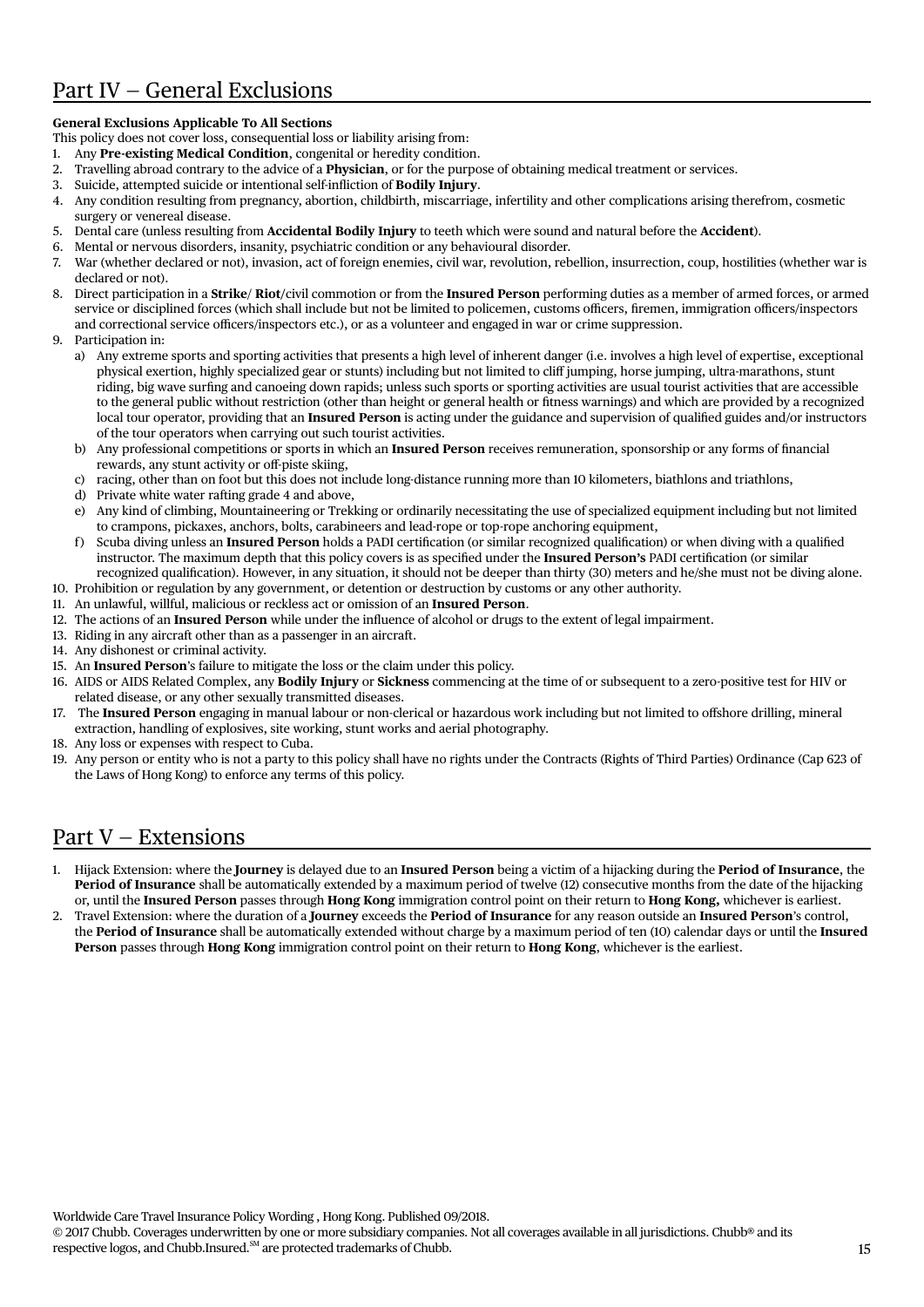# Part IV – General Exclusions

**General Exclusions Applicable To All Sections**

This policy does not cover loss, consequential loss or liability arising from:

1. Any **Pre-existing Medical Condition**, congenital or heredity condition.
2. Travelling abroad contrary to the advice of a **Physician**, or for the purpose of obtaining medical treatment or services.
3. Suicide, attempted suicide or intentional self-infliction of **Bodily Injury**.
4. Any condition resulting from pregnancy, abortion, childbirth, miscarriage, infertility and other complications arising therefrom, cosmetic surgery or venereal disease.
5. Dental care (unless resulting from **Accidental Bodily Injury** to teeth which were sound and natural before the **Accident**).
6. Mental or nervous disorders, insanity, psychiatric condition or any behavioural disorder.
7. War (whether declared or not), invasion, act of foreign enemies, civil war, revolution, rebellion, insurrection, coup, hostilities (whether war is declared or not).
8. Direct participation in a **Strike**/ **Riot**/civil commotion or from the **Insured Person** performing duties as a member of armed forces, or armed service or disciplined forces (which shall include but not be limited to policemen, customs officers, firemen, immigration officers/inspectors and correctional service officers/inspectors etc.), or as a volunteer and engaged in war or crime suppression.
9. Participation in:
   a) Any extreme sports and sporting activities that presents a high level of inherent danger (i.e. involves a high level of expertise, exceptional physical exertion, highly specialized gear or stunts) including but not limited to cliff jumping, horse jumping, ultra-marathons, stunt riding, big wave surfing and canoeing down rapids; unless such sports or sporting activities are usual tourist activities that are accessible to the general public without restriction (other than height or general health or fitness warnings) and which are provided by a recognized local tour operator, providing that an **Insured Person** is acting under the guidance and supervision of qualified guides and/or instructors of the tour operators when carrying out such tourist activities.
   b) Any professional competitions or sports in which an **Insured Person** receives remuneration, sponsorship or any forms of financial rewards, any stunt activity or off-piste skiing,
   c) racing, other than on foot but this does not include long-distance running more than 10 kilometers, biathlons and triathlons,
   d) Private white water rafting grade 4 and above,
   e) Any kind of climbing, Mountaineering or Trekking or ordinarily necessitating the use of specialized equipment including but not limited to crampons, pickaxes, anchors, bolts, carabineers and lead-rope or top-rope anchoring equipment,
   f) Scuba diving unless an **Insured Person** holds a PADI certification (or similar recognized qualification) or when diving with a qualified instructor. The maximum depth that this policy covers is as specified under the **Insured Person's** PADI certification (or similar recognized qualification). However, in any situation, it should not be deeper than thirty (30) meters and he/she must not be diving alone.
10. Prohibition or regulation by any government, or detention or destruction by customs or any other authority.
11. An unlawful, willful, malicious or reckless act or omission of an **Insured Person**.
12. The actions of an **Insured Person** while under the influence of alcohol or drugs to the extent of legal impairment.
13. Riding in any aircraft other than as a passenger in an aircraft.
14. Any dishonest or criminal activity.
15. An **Insured Person**'s failure to mitigate the loss or the claim under this policy.
16. AIDS or AIDS Related Complex, any **Bodily Injury** or **Sickness** commencing at the time of or subsequent to a zero-positive test for HIV or related disease, or any other sexually transmitted diseases.
17. The **Insured Person** engaging in manual labour or non-clerical or hazardous work including but not limited to offshore drilling, mineral extraction, handling of explosives, site working, stunt works and aerial photography.
18. Any loss or expenses with respect to Cuba.
19. Any person or entity who is not a party to this policy shall have no rights under the Contracts (Rights of Third Parties) Ordinance (Cap 623 of the Laws of Hong Kong) to enforce any terms of this policy.

# Part V – Extensions

1. Hijack Extension: where the **Journey** is delayed due to an **Insured Person** being a victim of a hijacking during the **Period of Insurance**, the **Period of Insurance** shall be automatically extended by a maximum period of twelve (12) consecutive months from the date of the hijacking or, until the **Insured Person** passes through **Hong Kong** immigration control point on their return to **Hong Kong,** whichever is earliest.
2. Travel Extension: where the duration of a **Journey** exceeds the **Period of Insurance** for any reason outside an **Insured Person**'s control, the **Period of Insurance** shall be automatically extended without charge by a maximum period of ten (10) calendar days or until the **Insured Person** passes through **Hong Kong** immigration control point on their return to **Hong Kong**, whichever is the earliest.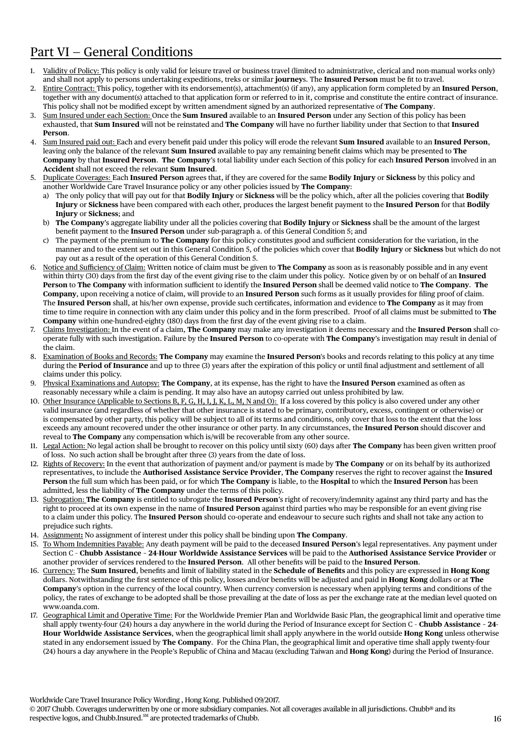# Part VI – General Conditions

1. Validity of Policy: This policy is only valid for leisure travel or business travel (limited to administrative, clerical and non-manual works only) and shall not apply to persons undertaking expeditions, treks or similar **journey**s. The **Insured Person** must be fit to travel.
2. Entire Contract: This policy, together with its endorsement(s), attachment(s) (if any), any application form completed by an **Insured Person**, together with any document(s) attached to that application form or referred to in it, comprise and constitute the entire contract of insurance. This policy shall not be modified except by written amendment signed by an authorized representative of **The Company**.
3. Sum Insured under each Section: Once the **Sum Insured** available to an **Insured Person** under any Section of this policy has been exhausted, that **Sum Insured** will not be reinstated and **The Company** will have no further liability under that Section to that **Insured Person**.
4. Sum Insured paid out: Each and every benefit paid under this policy will erode the relevant **Sum Insured** available to an **Insured Person**, leaving only the balance of the relevant **Sum Insured** available to pay any remaining benefit claims which may be presented to **The Company** by that **Insured Person**. **The Company**'s total liability under each Section of this policy for each **Insured Person** involved in an **Accident** shall not exceed the relevant **Sum Insured**.
5. Duplicate Coverages: Each **Insured Person** agrees that, if they are covered for the same **Bodily Injury** or **Sickness** by this policy and another Worldwide Care Travel Insurance policy or any other policies issued by **The Company**:
   a) The only policy that will pay out for that **Bodily Injury** or **Sickness** will be the policy which, after all the policies covering that **Bodily Injury** or **Sickness** have been compared with each other, produces the largest benefit payment to the **Insured Person** for that **Bodily Injury** or **Sickness**; and
   b) **The Company**'s aggregate liability under all the policies covering that **Bodily Injury** or **Sickness** shall be the amount of the largest benefit payment to the **Insured Person** under sub-paragraph a. of this General Condition 5; and
   c) The payment of the premium to **The Company** for this policy constitutes good and sufficient consideration for the variation, in the manner and to the extent set out in this General Condition 5, of the policies which cover that **Bodily Injury** or **Sickness** but which do not pay out as a result of the operation of this General Condition 5.
6. Notice and Sufficiency of Claim: Written notice of claim must be given to **The Company** as soon as is reasonably possible and in any event within thirty (30) days from the first day of the event giving rise to the claim under this policy. Notice given by or on behalf of an **Insured Person** to **The Company** with information sufficient to identify the **Insured Person** shall be deemed valid notice to **The Company**. **The Company**, upon receiving a notice of claim, will provide to an **Insured Person** such forms as it usually provides for filing proof of claim. The **Insured Person** shall, at his/her own expense, provide such certificates, information and evidence to **The Company** as it may from time to time require in connection with any claim under this policy and in the form prescribed. Proof of all claims must be submitted to **The Company** within one-hundred-eighty (180) days from the first day of the event giving rise to a claim.
7. Claims Investigation: In the event of a claim, **The Company** may make any investigation it deems necessary and the **Insured Person** shall co-operate fully with such investigation. Failure by the **Insured Person** to co-operate with **The Company**'s investigation may result in denial of the claim.
8. Examination of Books and Records: **The Company** may examine the **Insured Person**'s books and records relating to this policy at any time during the **Period of Insurance** and up to three (3) years after the expiration of this policy or until final adjustment and settlement of all claims under this policy.
9. Physical Examinations and Autopsy: **The Company**, at its expense, has the right to have the **Insured Person** examined as often as reasonably necessary while a claim is pending. It may also have an autopsy carried out unless prohibited by law.
10. Other Insurance (Applicable to Sections B, F, G, H, I, J, K, L, M, N and O): If a loss covered by this policy is also covered under any other valid insurance (and regardless of whether that other insurance is stated to be primary, contributory, excess, contingent or otherwise) or is compensated by other party, this policy will be subject to all of its terms and conditions, only cover that loss to the extent that the loss exceeds any amount recovered under the other insurance or other party. In any circumstances, the **Insured Person** should discover and reveal to **The Company** any compensation which is/will be recoverable from any other source.
11. Legal Action: No legal action shall be brought to recover on this policy until sixty (60) days after **The Company** has been given written proof of loss. No such action shall be brought after three (3) years from the date of loss.
12. Rights of Recovery: In the event that authorization of payment and/or payment is made by **The Company** or on its behalf by its authorized representatives, to include the **Authorised Assistance Service Provider**, **The Company** reserves the right to recover against the **Insured Person** the full sum which has been paid, or for which **The Company** is liable, to the **Hospital** to which the **Insured Person** has been admitted, less the liability of **The Company** under the terms of this policy.
13. Subrogation: **The Company** is entitled to subrogate the **Insured Person**'s right of recovery/indemnity against any third party and has the right to proceed at its own expense in the name of **Insured Person** against third parties who may be responsible for an event giving rise to a claim under this policy. The **Insured Person** should co-operate and endeavour to secure such rights and shall not take any action to prejudice such rights.
14. Assignment**:** No assignment of interest under this policy shall be binding upon **The Company**.
15. To Whom Indemnities Payable: Any death payment will be paid to the deceased **Insured Person**'s legal representatives. Any payment under Section C - **Chubb Assistance** - **24-Hour Worldwide Assistance Services** will be paid to the **Authorised Assistance Service Provider** or another provider of services rendered to the **Insured Person**. All other benefits will be paid to the **Insured Person**.
16. Currency: The **Sum Insured**, benefits and limit of liability stated in the **Schedule of Benefits** and this policy are expressed in **Hong Kong** dollars. Notwithstanding the first sentence of this policy, losses and/or benefits will be adjusted and paid in **Hong Kong** dollars or at **The Company**'s option in the currency of the local country. When currency conversion is necessary when applying terms and conditions of the policy, the rates of exchange to be adopted shall be those prevailing at the date of loss as per the exchange rate at the median level quoted on www.oanda.com.
17. Geographical Limit and Operative Time: For the Worldwide Premier Plan and Worldwide Basic Plan, the geographical limit and operative time shall apply twenty-four (24) hours a day anywhere in the world during the Period of Insurance except for Section C - **Chubb Assistance** - **24-Hour Worldwide Assistance Services**, when the geographical limit shall apply anywhere in the world outside **Hong Kong** unless otherwise stated in any endorsement issued by **The Company**. For the China Plan, the geographical limit and operative time shall apply twenty-four (24) hours a day anywhere in the People's Republic of China and Macau (excluding Taiwan and **Hong Kong**) during the Period of Insurance.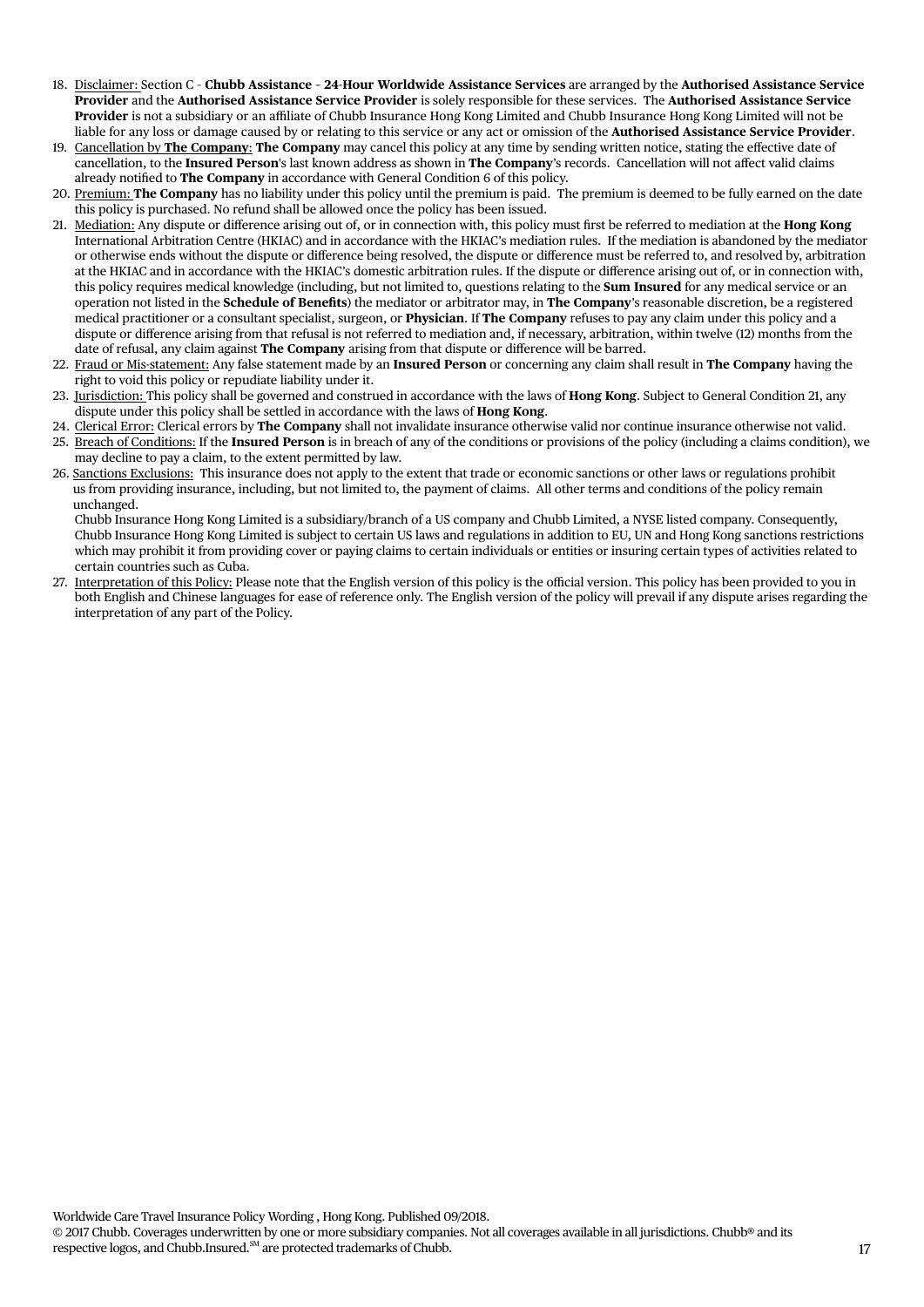18. Disclaimer: Section C – **Chubb Assistance – 24-Hour Worldwide Assistance Services** are arranged by the **Authorised Assistance Service Provider** and the **Authorised Assistance Service Provider** is solely responsible for these services. The **Authorised Assistance Service Provider** is not a subsidiary or an affiliate of Chubb Insurance Hong Kong Limited and Chubb Insurance Hong Kong Limited will not be liable for any loss or damage caused by or relating to this service or any act or omission of the **Authorised Assistance Service Provider**.
19. Cancellation by **The Company**: **The Company** may cancel this policy at any time by sending written notice, stating the effective date of cancellation, to the **Insured Person**'s last known address as shown in **The Company**'s records. Cancellation will not affect valid claims already notified to **The Company** in accordance with General Condition 6 of this policy.
20. Premium: **The Company** has no liability under this policy until the premium is paid. The premium is deemed to be fully earned on the date this policy is purchased. No refund shall be allowed once the policy has been issued.
21. Mediation: Any dispute or difference arising out of, or in connection with, this policy must first be referred to mediation at the **Hong Kong** International Arbitration Centre (HKIAC) and in accordance with the HKIAC's mediation rules. If the mediation is abandoned by the mediator or otherwise ends without the dispute or difference being resolved, the dispute or difference must be referred to, and resolved by, arbitration at the HKIAC and in accordance with the HKIAC's domestic arbitration rules. If the dispute or difference arising out of, or in connection with, this policy requires medical knowledge (including, but not limited to, questions relating to the **Sum Insured** for any medical service or an operation not listed in the **Schedule of Benefits**) the mediator or arbitrator may, in **The Company**'s reasonable discretion, be a registered medical practitioner or a consultant specialist, surgeon, or **Physician**. If **The Company** refuses to pay any claim under this policy and a dispute or difference arising from that refusal is not referred to mediation and, if necessary, arbitration, within twelve (12) months from the date of refusal, any claim against **The Company** arising from that dispute or difference will be barred.
22. Fraud or Mis-statement: Any false statement made by an **Insured Person** or concerning any claim shall result in **The Company** having the right to void this policy or repudiate liability under it.
23. Jurisdiction: This policy shall be governed and construed in accordance with the laws of **Hong Kong**. Subject to General Condition 21, any dispute under this policy shall be settled in accordance with the laws of **Hong Kong**.
24. Clerical Error: Clerical errors by **The Company** shall not invalidate insurance otherwise valid nor continue insurance otherwise not valid.
25. Breach of Conditions: If the **Insured Person** is in breach of any of the conditions or provisions of the policy (including a claims condition), we may decline to pay a claim, to the extent permitted by law.
26. Sanctions Exclusions: This insurance does not apply to the extent that trade or economic sanctions or other laws or regulations prohibit us from providing insurance, including, but not limited to, the payment of claims. All other terms and conditions of the policy remain unchanged.

    Chubb Insurance Hong Kong Limited is a subsidiary/branch of a US company and Chubb Limited, a NYSE listed company. Consequently, Chubb Insurance Hong Kong Limited is subject to certain US laws and regulations in addition to EU, UN and Hong Kong sanctions restrictions which may prohibit it from providing cover or paying claims to certain individuals or entities or insuring certain types of activities related to certain countries such as Cuba.
27. Interpretation of this Policy: Please note that the English version of this policy is the official version. This policy has been provided to you in both English and Chinese languages for ease of reference only. The English version of the policy will prevail if any dispute arises regarding the interpretation of any part of the Policy.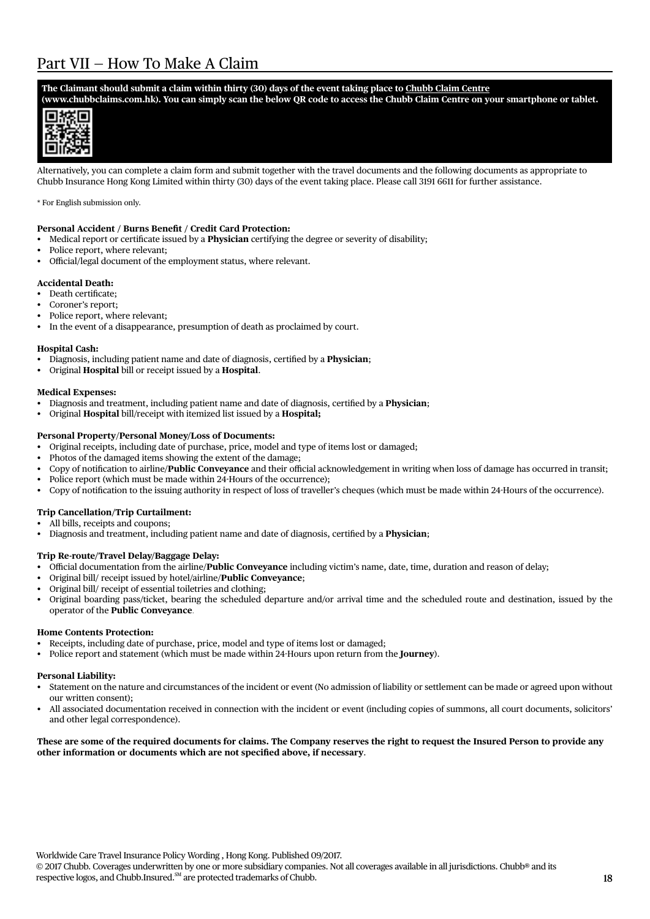# Part VII – How To Make A Claim

**The Claimant should submit a claim within thirty (30) days of the event taking place to Chubb Claim Centre (www.chubbclaims.com.hk). You can simply scan the below QR code to access the Chubb Claim Centre on your smartphone or tablet.**

Alternatively, you can complete a claim form and submit together with the travel documents and the following documents as appropriate to Chubb Insurance Hong Kong Limited within thirty (30) days of the event taking place. Please call 3191 6611 for further assistance.

* For English submission only.

**Personal Accident / Burns Benefit / Credit Card Protection:**

- Medical report or certificate issued by a **Physician** certifying the degree or severity of disability;
- Police report, where relevant;
- Official/legal document of the employment status, where relevant.

**Accidental Death:**

- Death certificate;
- Coroner's report;
- Police report, where relevant;
- In the event of a disappearance, presumption of death as proclaimed by court.

**Hospital Cash:**

- Diagnosis, including patient name and date of diagnosis, certified by a **Physician**;
- Original **Hospital** bill or receipt issued by a **Hospital**.

**Medical Expenses:**

- Diagnosis and treatment, including patient name and date of diagnosis, certified by a **Physician**;
- Original **Hospital** bill/receipt with itemized list issued by a **Hospital;**

**Personal Property/Personal Money/Loss of Documents:**

- Original receipts, including date of purchase, price, model and type of items lost or damaged;
- Photos of the damaged items showing the extent of the damage;
- Copy of notification to airline/**Public Conveyance** and their official acknowledgement in writing when loss of damage has occurred in transit;
- Police report (which must be made within 24-Hours of the occurrence);
- Copy of notification to the issuing authority in respect of loss of traveller's cheques (which must be made within 24-Hours of the occurrence).

**Trip Cancellation/Trip Curtailment:**

- All bills, receipts and coupons;
- Diagnosis and treatment, including patient name and date of diagnosis, certified by a **Physician**;

**Trip Re-route/Travel Delay/Baggage Delay:**

- Official documentation from the airline/**Public Conveyance** including victim's name, date, time, duration and reason of delay;
- Original bill/ receipt issued by hotel/airline/**Public Conveyance**;
- Original bill/ receipt of essential toiletries and clothing;
- Original boarding pass/ticket, bearing the scheduled departure and/or arrival time and the scheduled route and destination, issued by the operator of the **Public Conveyance**.

**Home Contents Protection:**

- Receipts, including date of purchase, price, model and type of items lost or damaged;
- Police report and statement (which must be made within 24-Hours upon return from the **Journey**).

**Personal Liability:**

- Statement on the nature and circumstances of the incident or event (No admission of liability or settlement can be made or agreed upon without our written consent);
- All associated documentation received in connection with the incident or event (including copies of summons, all court documents, solicitors' and other legal correspondence).

**These are some of the required documents for claims. The Company reserves the right to request the Insured Person to provide any other information or documents which are not specified above, if necessary**.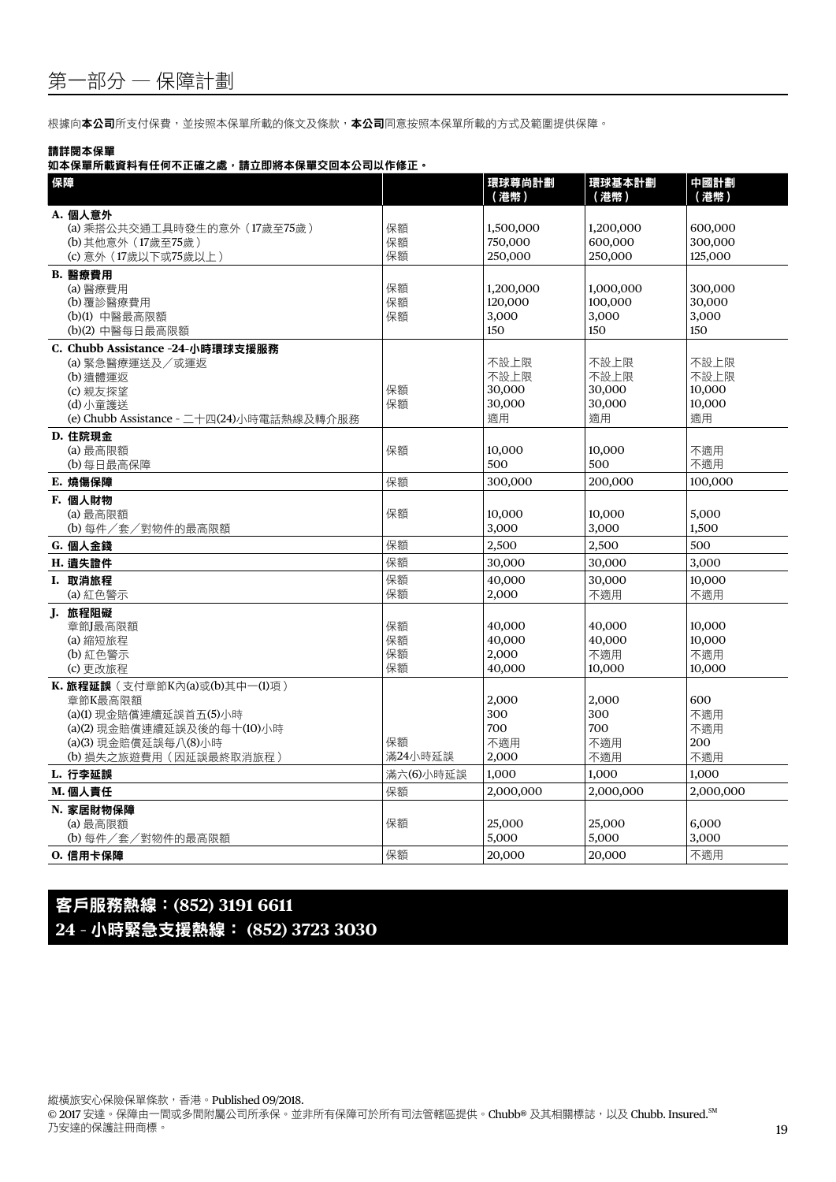# 第一部分 — 保障計劃

根據向**本公司**所支付保費，並按照本保單所載的條文及條款，**本公司**同意按照本保單所載的方式及範圍提供保障。

**請詳閱本保單**
**如本保單所載資料有任何不正確之處，請立即將本保單交回本公司以作修正。**

| 保障 | | 環球尊尚計劃（港幣） | 環球基本計劃（港幣） | 中國計劃（港幣） |
|---|---|---|---|---|
| **A. 個人意外** | | | | |
| (a) 乘搭公共交通工具時發生的意外（17歲至75歲） | 保額 | 1,500,000 | 1,200,000 | 600,000 |
| (b) 其他意外（17歲至75歲） | 保額 | 750,000 | 600,000 | 300,000 |
| (c) 意外（17歲以下或75歲以上） | 保額 | 250,000 | 250,000 | 125,000 |
| **B. 醫療費用** | | | | |
| (a) 醫療費用 | 保額 | 1,200,000 | 1,000,000 | 300,000 |
| (b) 覆診醫療費用 | 保額 | 120,000 | 100,000 | 30,000 |
| (b)(1) 中醫最高限額 | 保額 | 3,000 | 3,000 | 3,000 |
| (b)(2) 中醫每日最高限額 | | 150 | 150 | 150 |
| **C. Chubb Assistance -24-小時環球支援服務** | | | | |
| (a) 緊急醫療運送及／或運返 | | 不設上限 | 不設上限 | 不設上限 |
| (b) 遺體運返 | | 不設上限 | 不設上限 | 不設上限 |
| (c) 親友探望 | 保額 | 30,000 | 30,000 | 10,000 |
| (d) 小童護送 | 保額 | 30,000 | 30,000 | 10,000 |
| (e) Chubb Assistance - 二十四(24)小時電話熱線及轉介服務 | | 適用 | 適用 | 適用 |
| **D. 住院現金** | | | | |
| (a) 最高限額 | 保額 | 10,000 | 10,000 | 不適用 |
| (b) 每日最高保障 | | 500 | 500 | 不適用 |
| **E. 燒傷保障** | 保額 | 300,000 | 200,000 | 100,000 |
| **F. 個人財物** | | | | |
| (a) 最高限額 | 保額 | 10,000 | 10,000 | 5,000 |
| (b) 每件／套／對物件的最高限額 | | 3,000 | 3,000 | 1,500 |
| **G. 個人金錢** | 保額 | 2,500 | 2,500 | 500 |
| **H. 遺失證件** | 保額 | 30,000 | 30,000 | 3,000 |
| **I. 取消旅程** | 保額 | 40,000 | 30,000 | 10,000 |
| (a) 紅色警示 | 保額 | 2,000 | 不適用 | 不適用 |
| **J. 旅程阻礙** | | | | |
| 章節J最高限額 | 保額 | 40,000 | 40,000 | 10,000 |
| (a) 縮短旅程 | 保額 | 40,000 | 40,000 | 10,000 |
| (b) 紅色警示 | 保額 | 2,000 | 不適用 | 不適用 |
| (c) 更改旅程 | 保額 | 40,000 | 10,000 | 10,000 |
| **K. 旅程延誤**（支付章節K內(a)或(b)其中一(1)項） | | | | |
| 章節K最高限額 | | 2,000 | 2,000 | 600 |
| (a)(1) 現金賠償連續延誤首五(5)小時 | | 300 | 300 | 不適用 |
| (a)(2) 現金賠償連續延誤及後的每十(10)小時 | | 700 | 700 | 不適用 |
| (a)(3) 現金賠償延誤每八(8)小時 | 保額 | 不適用 | 不適用 | 200 |
| (b) 損失之旅遊費用（因延誤最終取消旅程） | 滿24小時延誤 | 2,000 | 不適用 | 不適用 |
| **L. 行李延誤** | 滿六(6)小時延誤 | 1,000 | 1,000 | 1,000 |
| **M. 個人責任** | 保額 | 2,000,000 | 2,000,000 | 2,000,000 |
| **N. 家居財物保障** | | | | |
| (a) 最高限額 | 保額 | 25,000 | 25,000 | 6,000 |
| (b) 每件／套／對物件的最高限額 | | 5,000 | 5,000 | 3,000 |
| **O. 信用卡保障** | 保額 | 20,000 | 20,000 | 不適用 |

**客戶服務熱線：(852) 3191 6611**
**24 - 小時緊急支援熱線： (852) 3723 3030**

縱橫旅安心保險保單條款，香港。Published 09/2018.
© 2017 安達。保障由一間或多間附屬公司所承保。並非所有保障可於所有司法管轄區提供。Chubb® 及其相關標誌，以及 Chubb. Insured.℠ 乃安達的保護註冊商標。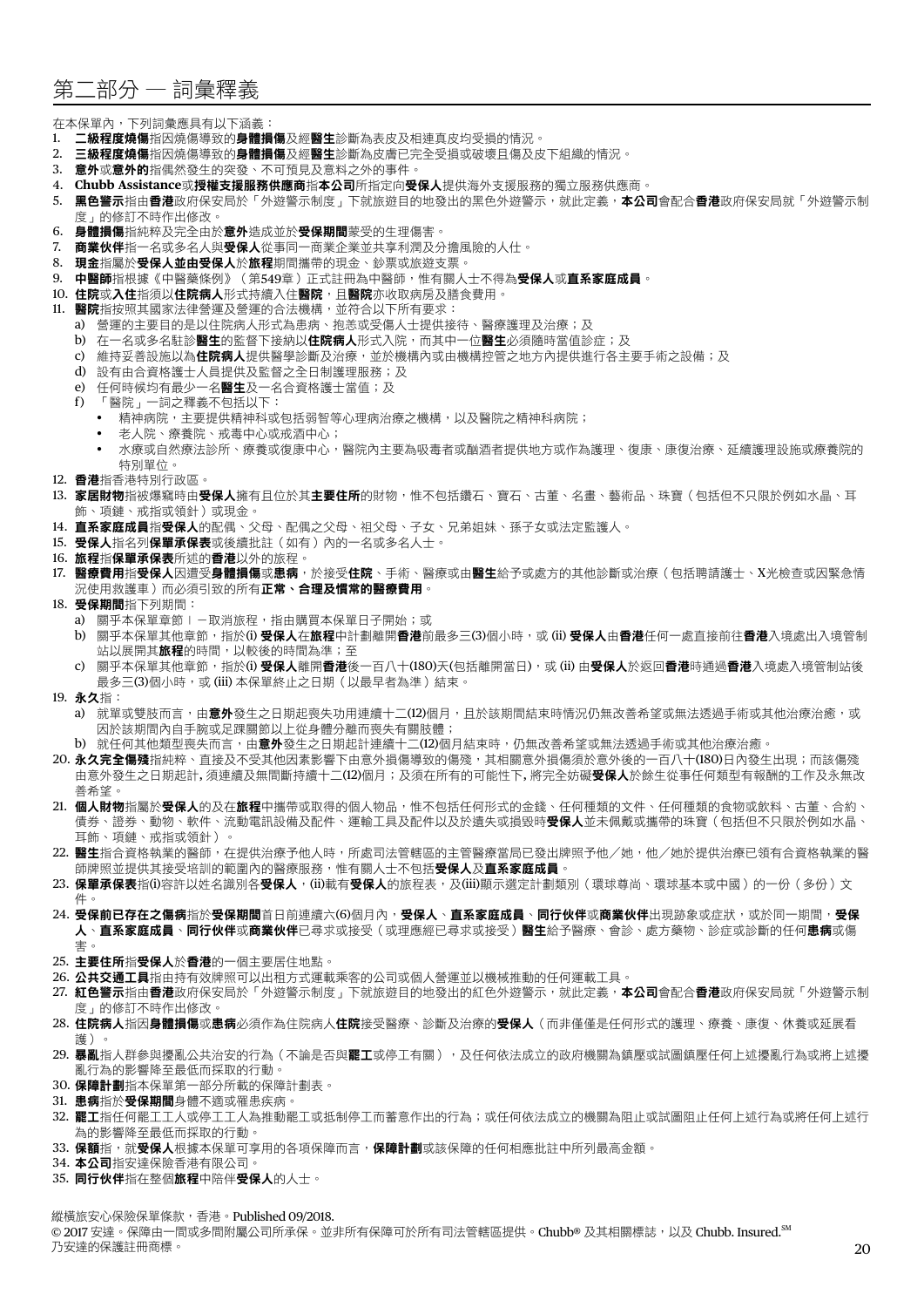# 第二部分 — 詞彙釋義

在本保單內，下列詞彙應具有以下涵義：

1. **二級程度燒傷**指因燒傷導致的**身體損傷**及經**醫生**診斷為表皮及相連真皮均受損的情況。
2. **三級程度燒傷**指因燒傷導致的**身體損傷**及經**醫生**診斷為皮膚已完全受損或破壞且傷及皮下組織的情況。
3. **意外**或**意外的**指偶然發生的突發、不可預見及意料之外的事件。
4. **Chubb Assistance**或**授權支援服務供應商**指**本公司**所指定向**受保人**提供海外支援服務的獨立服務供應商。
5. **黑色警示**指由**香港**政府保安局於「外遊警示制度」下就旅遊目的地發出的黑色外遊警示，就此定義，**本公司**會配合**香港**政府保安局就「外遊警示制度」的修訂不時作出修改。
6. **身體損傷**指純粹及完全由於**意外**造成並於**受保期間**蒙受的生理傷害。
7. **商業伙伴**指一名或多名人與**受保人**從事同一商業企業並共享利潤及分擔風險的人仕。
8. **現金**指屬於**受保人並由受保人**於**旅程**期間攜帶的現金、鈔票或旅遊支票。
9. **中醫師**指根據《中醫藥條例》（第549章）正式註冊為中醫師，惟有關人士不得為**受保人**或**直系家庭成員**。
10. **住院**或**入住**指須以**住院病人**形式持續入住**醫院**，且**醫院**亦收取病房及膳食費用。
11. **醫院**指按照其國家法律營運及營運的合法機構，並符合以下所有要求：
    a) 營運的主要目的是以住院病人形式為患病、抱恙或受傷人士提供接待、醫療護理及治療；及
    b) 在一名或多名駐診**醫生**的監督下接納以**住院病人**形式入院，而其中一位**醫生**必須隨時當值診症；及
    c) 維持妥善設施以為**住院病人**提供醫學診斷及治療，並於機構內或由機構控營之地方內提供進行各主要手術之設備；及
    d) 設有由合資格護士人員提供及監督之全日制護理服務；及
    e) 任何時候均有最少一名**醫生**及一名合資格護士當值；及
    f) 「醫院」一詞之釋義不包括以下：
       - 精神病院，主要提供精神科或包括弱智等心理病治療之機構，以及醫院之精神科病院；
       - 老人院、療養院、戒毒中心或戒酒中心；
       - 水療或自然療法診所、療養或復康中心，醫院內主要為吸毒者或酗酒者提供地方或作為護理、復康、康復治療、延續護理設施或療養院的特別單位。
12. **香港**指香港特別行政區。
13. **家居財物**指被爆竊時由**受保人**擁有且位於其**主要住所**的財物，惟不包括鑽石、寶石、古董、名畫、藝術品、珠寶（包括但不只限於例如水晶、耳飾、項鏈、戒指或領針）或現金。
14. **直系家庭成員**指**受保人**的配偶、父母、配偶之父母、祖父母、子女、兄弟姐妹、孫子女或法定監護人。
15. **受保人**指名列**保單承保表**或後續批註（如有）內的一名或多名人士。
16. **旅程**指**保單承保表**所述的**香港**以外的旅程。
17. **醫療費用**指**受保人**因遭受**身體損傷**或**患病**，於接受**住院**、手術、醫療或由**醫生**給予或處方的其他診斷或治療（包括聘請護士、X光檢查或因緊急情況使用救護車）而必須引致的所有**正常**、**合理及慣常的醫療費用**。
18. **受保期間**指下列期間：
    a) 關乎本保單章節 I －取消旅程，指由購買本保單日子開始；或
    b) 關乎本保單其他章節，指於(i) **受保人**在**旅程**中計劃離開**香港**前最多三(3)個小時，或 (ii) **受保人**由**香港**任何一處直接前往**香港**入境處出入境管制站以展開其**旅程**的時間，以較後的時間為準；至
    c) 關乎本保單其他章節，指於(i) **受保人**離開**香港**後一百八十(180)天(包括離開當日)，或 (ii) 由**受保人**於返回**香港**時通過**香港**入境處入境管制站後最多三(3)個小時，或 (iii) 本保單終止之日期（以最早者為準）結束。
19. **永久**指：
    a) 就單或雙肢而言，由**意外**發生之日期起喪失功用連續十二(12)個月，且於該期間結束時情況仍無改善希望或無法透過手術或其他治療治癒，或因於該期間內自手腕或足踝關節以上從身體分離而喪失有關肢體；
    b) 就任何其他類型喪失而言，由**意外**發生之日期起計連續十二(12)個月結束時，仍無改善希望或無法透過手術或其他治療治癒。
20. **永久完全傷殘**指純粹、直接及不受其他因素影響下由意外損傷導致的傷殘，其相關意外損傷須於意外後的一百八十(180)日內發生出現；而該傷殘由意外發生之日期起計，須連續及無間斷持續十二(12)個月；及須在所有的可能性下，將完全妨礙**受保人**於餘生從事任何類型有報酬的工作及永無改善希望。
21. **個人財物**指屬於**受保人**的及在**旅程**中攜帶或取得的個人物品，惟不包括任何形式的金錢、任何種類的文件、任何種類的食物或飲料、古董、合約、債券、證券、動物、軟件、流動電訊設備及配件、運輸工具及配件以及於遺失或損毀時**受保人**並未佩戴或攜帶的珠寶（包括但不只限於例如水晶、耳飾、項鏈、戒指或領針）。
22. **醫生**指合資格執業的醫師，在提供治療予他人時，所處司法管轄區的主管醫療當局已發出牌照予他／她，他／她於提供治療已領有合資格執業的醫師牌照並提供其接受培訓的範圍內的醫療服務，惟有關人士不包括**受保人**及**直系家庭成員**。
23. **保單承保表**指(i)容許以姓名識別各**受保人**，(ii)載有**受保人**的旅程表，及(iii)顯示選定計劃類別（環球尊尚、環球基本或中國）的一份（多份）文件。
24. **受保前已存在之傷病**指於**受保期間**首日前連續六(6)個月內，**受保人**、**直系家庭成員**、**同行伙伴**或**商業伙伴**出現跡象或症狀，或於同一期間，**受保人**、**直系家庭成員**、**同行伙伴**或**商業伙伴**已尋求或接受（或理應經已尋求或接受）**醫生**給予醫療、會診、處方藥物、診症或診斷的任何**患病**或傷害。
25. **主要住所**指**受保人**於**香港**的一個主要居住地點。
26. **公共交通工具**指由持有效牌照可以出租方式運載乘客的公司或個人營運並以機械推動的任何運載工具。
27. **紅色警示**指由**香港**政府保安局於「外遊警示制度」下就旅遊目的地發出的紅色外遊警示，就此定義，**本公司**會配合**香港**政府保安局就「外遊警示制度」的修訂不時作出修改。
28. **住院病人**指因**身體損傷**或**患病**必須作為住院病人**住院**接受醫療、診斷及治療的**受保人**（而非僅僅是任何形式的護理、療養、康復、休養或延展看護）。
29. **暴亂**指人群參與擾亂公共治安的行為（不論是否與**罷工**或停工有關），及任何依法成立的政府機關為鎮壓或試圖鎮壓任何上述擾亂行為或將上述擾亂行為的影響降至最低而採取的行動。
30. **保障計劃**指本保單第一部分所載的保障計劃表。
31. **患病**指於**受保期間**身體不適或罹患疾病。
32. **罷工**指任何罷工工人或停工工人為推動罷工或抵制停工而蓄意作出的行為；或任何依法成立的機關為阻止或試圖阻止任何上述行為或將任何上述行為的影響降至最低而採取的行動。
33. **保額**指，就**受保人**根據本保單可享用的各項保障而言，**保障計劃**或該保障的任何相應批註中所列最高金額。
34. **本公司**指安達保險香港有限公司。
35. **同行伙伴**指在整個**旅程**中陪伴**受保人**的人士。

縱橫旅安心保險保單條款，香港。Published 09/2018.

© 2017 安達。保障由一間或多間附屬公司所承保。並非所有保障可於所有司法管轄區提供。Chubb® 及其相關標誌，以及 Chubb. Insured.SM 乃安達的保護註冊商標。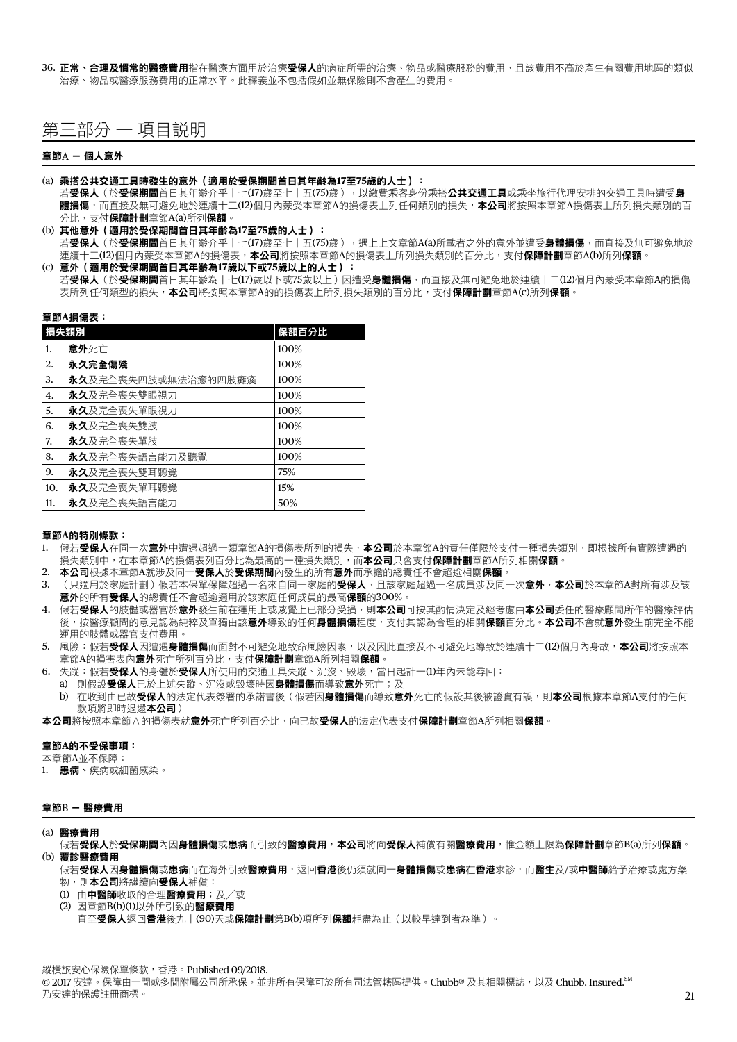36. **正常、合理及慣常的醫療費用**指在醫療方面用於治療**受保人**的病症所需的治療、物品或醫療服務的費用，且該費用不高於產生有關費用地區的類似治療、物品或醫療服務費用的正常水平。此釋義並不包括假如並無保險則不會產生的費用。

# 第三部分 — 項目說明

### 章節A — 個人意外

(a) **乘搭公共交通工具時發生的意外（適用於受保期間首日其年齡為17至75歲的人士）：**
若**受保人**（於**受保期間**首日其年齡介乎十七(17)歲至七十五(75)歲），以繳費乘客身份乘搭**公共交通工具**或乘坐旅行代理安排的交通工具時遭受**身體損傷**，而直接及無可避免地於連續十二(12)個月內蒙受本章節A的損傷表上列任何類別的損失，**本公司**將按照本章節A損傷表上所列損失類別的百分比，支付**保障計劃**章節A(a)所列**保額**。

(b) **其他意外（適用於受保期間首日其年齡為17至75歲的人士）：**
若**受保人**（於**受保期間**首日其年齡介乎十七(17)歲至七十五(75)歲），遇上上文章節A(a)所載者之外的意外並遭受**身體損傷**，而直接及無可避免地於連續十二(12)個月內蒙受本章節A的損傷表，**本公司**將按照本章節A的損傷表上所列損失類別的百分比，支付**保障計劃**章節A(b)所列**保額**。

(c) **意外（適用於受保期間首日其年齡為17歲以下或75歲以上的人士）：**
若**受保人**（於**受保期間**首日其年齡為十七(17)歲以下或75歲以上）因遭受**身體損傷**，而直接及無可避免地於連續十二(12)個月內蒙受本章節A的損傷表所列任何類型的損失，**本公司**將按照本章節A的的損傷表上所列損失類別的百分比，支付**保障計劃**章節A(c)所列**保額**。

**章節A損傷表：**

| 損失類別 | | 保額百分比 |
|---|---|---|
| 1. | **意外**死亡 | 100% |
| 2. | **永久完全傷殘** | 100% |
| 3. | **永久**及完全喪失四肢或無法治癒的四肢癱瘓 | 100% |
| 4. | **永久**及完全喪失雙眼視力 | 100% |
| 5. | **永久**及完全喪失單眼視力 | 100% |
| 6. | **永久**及完全喪失雙肢 | 100% |
| 7. | **永久**及完全喪失單肢 | 100% |
| 8. | **永久**及完全喪失語言能力及聽覺 | 100% |
| 9. | **永久**及完全喪失雙耳聽覺 | 75% |
| 10. | **永久**及完全喪失單耳聽覺 | 15% |
| 11. | **永久**及完全喪失語言能力 | 50% |

**章節A的特別條款：**

1. 假若**受保人**在同一次**意外**中遭遇超過一類章節A的損傷表所列的損失，**本公司**於本章節A的責任僅限於支付一種損失類別，即根據所有實際遭遇的損失類別中，在本章節A的損傷表列百分比為最高的一種損失類別，而**本公司**只會支付**保障計劃**章節A所列相關**保額**。
2. **本公司**根據本章節A就涉及同一**受保人**於**受保期間**內發生的所有**意外**而承擔的總責任不會超逾相關**保額**。
3. （只適用於家庭計劃）假若本保單保障超過一名來自同一家庭的**受保人**，且該家庭超過一名成員涉及同一次**意外**，**本公司**於本章節A對所有涉及該**意外**的所有**受保人**的總責任不會超逾適用於該家庭任何成員的最高**保額**的300%。
4. 假若**受保人**的肢體或器官於**意外**發生前在運用上或感覺上已部分受損，則**本公司**可按其酌情決定及經考慮由**本公司**委任的醫療顧問所作的醫療評估後，按醫療顧問的意見認為純粹及單獨由該**意外**導致的任何**身體損傷**程度，支付其認為合理的相關**保額**百分比。**本公司**不會就**意外**發生前完全不能運用的肢體或器官支付費用。
5. 風險：假若**受保人**因遭遇**身體損傷**而面對不可避免地致命風險因素，以及因此直接及不可避免地導致於連續十二(12)個月內身故，**本公司**將按照本章節A的損害表內**意外**死亡所列百分比，支付**保障計劃**章節A所列相關**保額**。
6. 失蹤：假若**受保人**的身體於**受保人**所使用的交通工具失蹤、沉沒、毀壞，當日起計一(1)年內未能尋回：
   a) 則假設**受保人**已於上述失蹤、沉沒或毀壞時因**身體損傷**而導致**意外**死亡；及
   b) 在收到由已故**受保人**的法定代表簽署的承諾書後（假若因**身體損傷**而導致**意外**死亡的假設其後被證實有誤，則**本公司**根據本章節A支付的任何款項將即時退還**本公司**）

**本公司**將按照本章節 A 的損傷表就**意外**死亡所列百分比，向已故**受保人**的法定代表支付**保障計劃**章節A所列相關**保額**。

**章節A的不受保事項：**

本章節A並不保障：

1. **患病**、疾病或細菌感染。

### 章節B — 醫療費用

(a) **醫療費用**
假若**受保人**於**受保期間**內因**身體損傷**或**患病**而引致的**醫療費用**，**本公司**將向**受保人**補償有關**醫療費用**，惟金額上限為**保障計劃**章節B(a)所列**保額**。

(b) **覆診醫療費用**
假若**受保人**因**身體損傷**或**患病**而在海外引致**醫療費用**，返回**香港**後仍須就同一**身體損傷**或**患病**在**香港**求診，而**醫生**及/或**中醫師**給予治療或處方藥物，則**本公司**將繼續向**受保人**補償：
   (1) 由**中醫師**收取的合理**醫療費用**；及／或
   (2) 因章節B(b)(1)以外所引致的**醫療費用**
   直至**受保人**返回**香港**後九十(90)天或**保障計劃**第B(b)項所列**保額**耗盡為止（以較早達到者為準）。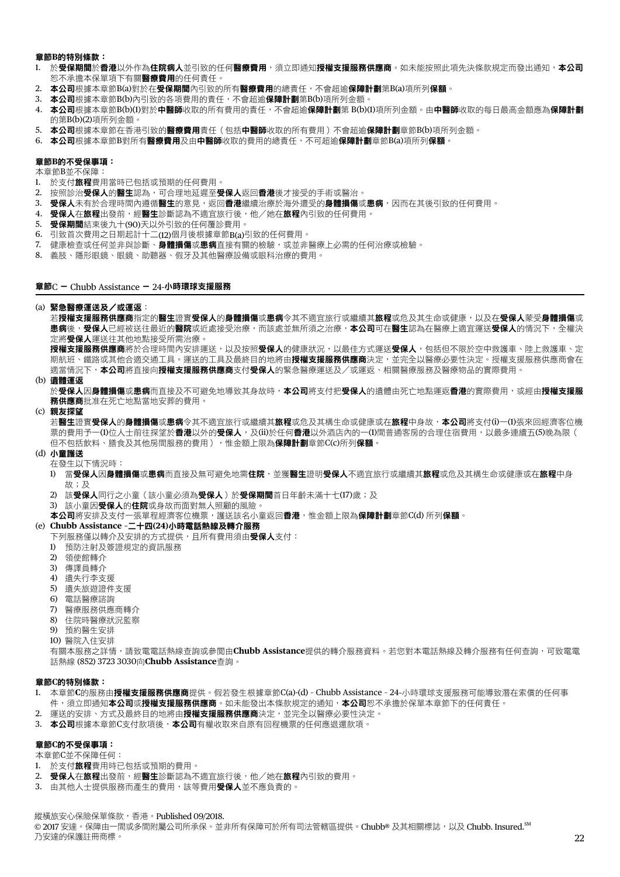**章節B的特別條款：**

1. 於**受保期間**於**香港**以外作為**住院病人**並引致的任何**醫療費用**，須立即通知**授權支援服務供應商**。如未能按照此項先決條款規定而發出通知，**本公司**恕不承擔本保單項下有關**醫療費用**的任何責任。
2. **本公司**根據本章節B(a)對於在**受保期間**內引致的所有**醫療費用**的總責任，不會超逾**保障計劃**第B(a)項所列**保額**。
3. **本公司**根據本章節B(b)內引致的各項費用的責任，不會超逾**保障計劃**第B(b)項所列金額。
4. **本公司**根據本章節B(b)(1)對於**中醫師**收取的所有費用的責任，不會超逾**保障計劃**第 B(b)(1)項所列金額。由**中醫師**收取的每日最高金額應為**保障計劃**的第B(b)(2)項所列金額。
5. **本公司**根據本章節在香港引致的**醫療費用**責任（包括**中醫師**收取的所有費用）不會超逾**保障計劃**章節B(b)項所列金額。
6. **本公司**根據本章節B對所有**醫療費用**及由**中醫師**收取的費用的總責任，不可超逾**保障計劃**章節B(a)項所列**保額**。

**章節B的不受保事項：**

本章節B並不保障：

1. 於支付**旅程**費用當時已包括或預期的任何費用。
2. 按照診治**受保人**的**醫生**認為，可合理地延遲至**受保人**返回**香港**後才接受的手術或醫治。
3. **受保人**未有於合理時間內遵循**醫生**的意見，返回**香港**繼續治療於海外遭受的**身體損傷**或**患病**，因而在其後引致的任何費用。
4. **受保人**在**旅程**出發前，經**醫生**診斷認為不適宜旅行後，他／她在**旅程**內引致的任何費用。
5. **受保期間**結束後九十(90)天以外引致的任何覆診費用。
6. 引致首次費用之日期起計十二(12)個月後根據章節B(a)引致的任何費用。
7. 健康檢查或任何並非與診斷、**身體損傷**或**患病**直接有關的檢驗，或並非醫療上必需的任何治療或檢驗。
8. 義肢、隱形眼鏡、眼鏡、助聽器、假牙及其他醫療設備或眼科治療的費用。

## 章節C – Chubb Assistance – 24-小時環球支援服務

(a) **緊急醫療運送及／或運返**：

若**授權支援服務供應商**指定的**醫生**證實**受保人**的**身體損傷**或**患病**令其不適宜旅行或繼續其**旅程**或危及其生命或健康，以及在**受保人**蒙受**身體損傷**或**患病**後，**受保人**已經被送往最近的**醫院**或近處接受治療，而該處並無所須之治療，**本公司**可在**醫生**認為在醫療上適宜運送**受保人**的情況下，全權決定將**受保人**運送往其他地點接受所需治療。

**授權支援服務供應商**將於合理時間內安排運送，以及按照**受保人**的健康狀況，以最佳方式運送**受保人**，包括但不限於空中救護車、陸上救護車、定期航班、鐵路或其他合適交通工具。運送的工具及最終目的地將由**授權支援服務供應商**決定，並完全以醫療必要性決定。授權支援服務供應商會在適當情況下，**本公司**將直接向**授權支援服務供應商**支付**受保人**的緊急醫療運送及／或運返、相關醫療服務及醫療物品的實際費用。

(b) **遺體運返**

於**受保人**因**身體損傷**或**患病**而直接及不可避免地導致其身故時，**本公司**將支付把**受保人**的遺體由死亡地點運返**香港**的實際費用，或經由**授權支援服務供應商**批准在死亡地點當地安葬的費用。

(c) **親友探望**

若**醫生**證實**受保人**的**身體損傷**或**患病**令其不適宜旅行或繼續其**旅程**或危及其構生命或健康或在**旅程**中身故，**本公司**將支付(i)一(1)張來回經濟客位機票的費用予一(1)位人士前往探望於**香港**以外的**受保人**，及(ii)於任何**香港**以外酒店內的一(1)間普通客房的合理住宿費用，以最多連續五(5)晚為限（但不包括飲料、膳食及其他房間服務的費用），惟金額上限為**保障計劃**章節C(c)所列**保額**。

(d) **小童護送**

在發生以下情況時：

1) 當**受保人**因**身體損傷**或**患病**而直接及無可避免地需**住院**，並獲**醫生**證明**受保人**不適宜旅行或繼續其**旅程**或危及其構生命或健康或在**旅程**中身故；及
2) 該**受保人**同行之小童（該小童必須為**受保人**）於**受保期間**首日年齡未滿十七(17)歲；及
3) 該小童因**受保人**的**住院**或身故而面對無人照顧的風險。

**本公司**將安排及支付一張單程經濟客位機票，護送該名小童返回**香港**，惟金額上限為**保障計劃**章節C(d) 所列**保額**。

(e) **Chubb Assistance –二十四(24)小時電話熱線及轉介服務**

下列服務僅以轉介及安排的方式提供，且所有費用須由**受保人**支付：

1) 預防注射及簽證規定的資訊服務
2) 領使館轉介
3) 傳譯員轉介
4) 遺失行李支援
5) 遺失旅遊證件支援
6) 電話醫療諮詢
7) 醫療服務供應商轉介
8) 住院時醫療狀況監察
9) 預約醫生安排
10) 醫院入住安排

有關本服務之詳情，請致電電話熱線查詢或參閱由**Chubb Assistance**提供的轉介服務資料。若您對本電話熱線及轉介服務有任何查詢，可致電電話熱線 (852) 3723 3030向**Chubb Assistance**查詢。

**章節C的特別條款：**

1. 本章節**C**的服務由**授權支援服務供應商**提供。假若發生根據章節C(a)-(d) – Chubb Assistance – 24-小時環球支援服務可能導致潛在索償的任何事件，須立即通知**本公司**或**授權支援服務供應商**。如未能發出本條款規定的通知，**本公司**恕不承擔於保單本章節下的任何責任。
2. 運送的安排、方式及最終目的地將由**授權支援服務供應商**決定，並完全以醫療必要性決定。
3. **本公司**根據本章節C支付款項後，**本公司**有權收取來自原有回程機票的任何應退還款項。

**章節C的不受保事項：**

本章節C並不保障任何：

1. 於支付**旅程**費用時已包括或預期的費用。
2. **受保人**在**旅程**出發前，經**醫生**診斷認為不適宜旅行後，他／她在**旅程**內引致的費用。
3. 由其他人士提供服務而產生的費用，該等費用**受保人**並不應負責的。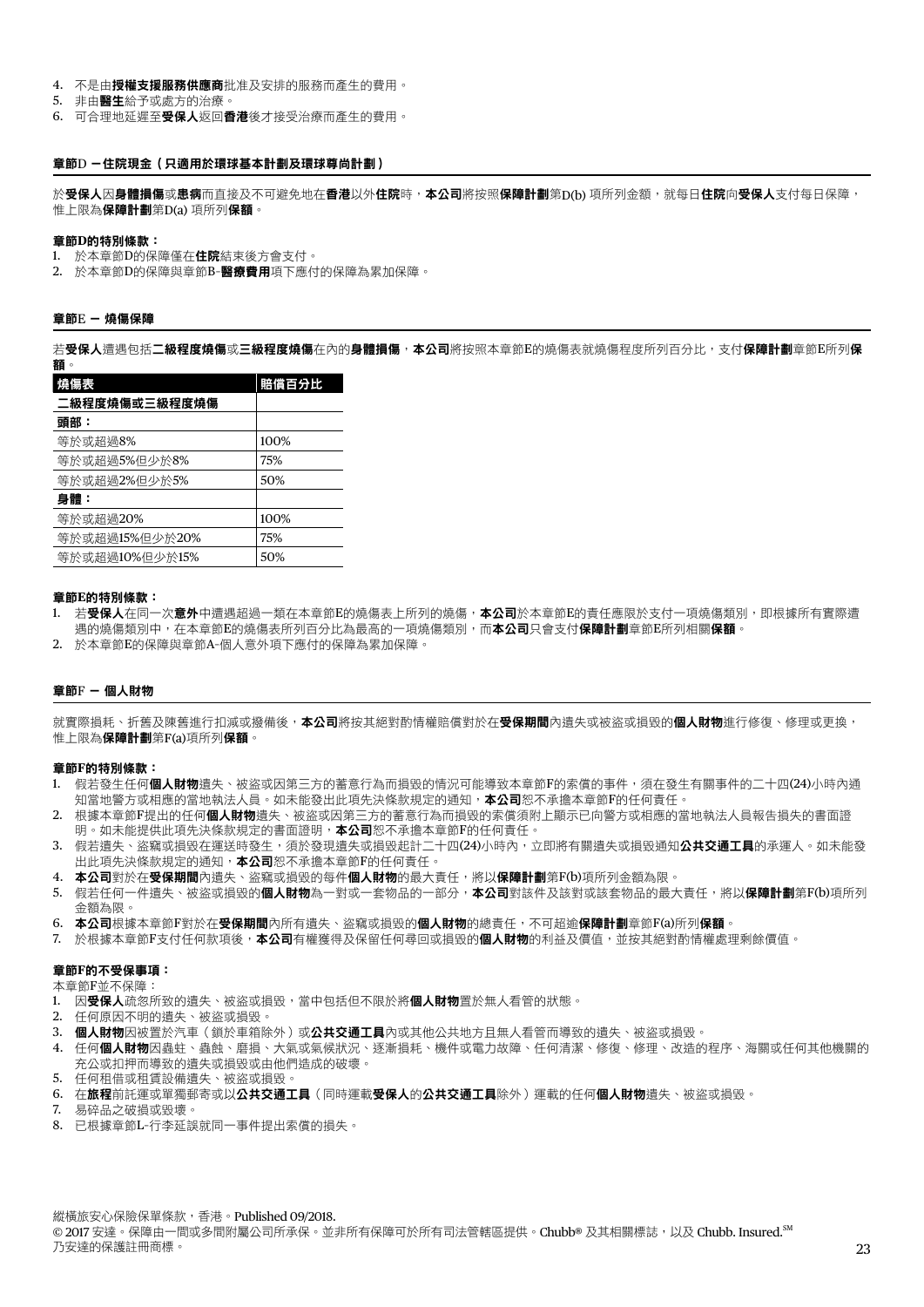4. 不是由**授權支援服務供應商**批准及安排的服務而產生的費用。
5. 非由**醫生**給予或處方的治療。
6. 可合理地延遲至**受保人**返回**香港**後才接受治療而產生的費用。

### 章節D – 住院現金（只適用於環球基本計劃及環球尊尚計劃）

於**受保人**因**身體損傷**或**患病**而直接及不可避免地在**香港**以外**住院**時，**本公司**將按照**保障計劃**第D(b) 項所列金額，就每日**住院**向**受保人**支付每日保障，惟上限為**保障計劃**第D(a) 項所列**保額**。

**章節D的特別條款：**

1. 於本章節D的保障僅在**住院**結束後方會支付。
2. 於本章節D的保障與章節B-**醫療費用**項下應付的保障為累加保障。

### 章節E – 燒傷保障

若**受保人**遭遇包括**二級程度燒傷**或**三級程度燒傷**在內的**身體損傷**，**本公司**將按照本章節E的燒傷表就燒傷程度所列百分比，支付**保障計劃**章節E所列**保額**。

| 燒傷表 | 賠償百分比 |
|---|---|
| **二級程度燒傷或三級程度燒傷** | |
| **頭部：** | |
| 等於或超過8% | 100% |
| 等於或超過5%但少於8% | 75% |
| 等於或超過2%但少於5% | 50% |
| **身體：** | |
| 等於或超過20% | 100% |
| 等於或超過15%但少於20% | 75% |
| 等於或超過10%但少於15% | 50% |

**章節E的特別條款：**

1. 若**受保人**在同一次**意外**中遭遇超過一類在本章節E的燒傷表上所列的燒傷，**本公司**於本章節E的責任應限於支付一項燒傷類別，即根據所有實際遭遇的燒傷類別中，在本章節E的燒傷表所列百分比為最高的一項燒傷類別，而**本公司**只會支付**保障計劃**章節E所列相關**保額**。
2. 於本章節E的保障與章節A-個人意外項下應付的保障為累加保障。

### 章節F – 個人財物

就實際損耗、折舊及陳舊進行扣減或撥備後，**本公司**將按其絕對酌情權賠償對於在**受保期間**內遺失或被盜或損毀的**個人財物**進行修復、修理或更換，惟上限為**保障計劃**第F(a)項所列**保額**。

**章節F的特別條款：**

1. 假若發生任何**個人財物**遺失、被盜或因第三方的蓄意行為而損毀的情況可能導致本章節F的索償的事件，須在發生有關事件的二十四(24)小時內通知當地警方或相應的當地執法人員。如未能發出此項先決條款規定的通知，**本公司**恕不承擔本章節F的任何責任。
2. 根據本章節F提出的任何**個人財物**遺失、被盜或因第三方的蓄意行為而損毀的索償須附上顯示已向警方或相應的當地執法人員報告損失的書面證明。如未能提供此項先決條款規定的書面證明，**本公司**恕不承擔本章節F的任何責任。
3. 假若遺失、盜竊或損毀在運送時發生，須於發現遺失或損毀起計二十四(24)小時內，立即將有關遺失或損毀通知**公共交通工具**的承運人。如未能發出此項先決條款規定的通知，**本公司**恕不承擔本章節F的任何責任。
4. **本公司**對於在**受保期間**內遺失、盜竊或損毀的每件**個人財物**的最大責任，將以**保障計劃**第F(b)項所列金額為限。
5. 假若任何一件遺失、被盜或損毀的**個人財物**為一對或一套物品的一部分，**本公司**對該件及該對或該套物品的最大責任，將以**保障計劃**第F(b)項所列金額為限。
6. **本公司**根據本章節F對於在**受保期間**內所有遺失、盜竊或損毀的**個人財物**的總責任，不可超逾**保障計劃**章節F(a)所列**保額**。
7. 於根據本章節F支付任何款項後，**本公司**有權獲得及保留任何尋回或損毀的**個人財物**的利益及價值，並按其絕對酌情權處理剩餘價值。

**章節F的不受保事項：**

本章節F並不保障：

1. 因**受保人**疏忽所致的遺失、被盜或損毀，當中包括但不限於將**個人財物**置於無人看管的狀態。
2. 任何原因不明的遺失、被盜或損毀。
3. **個人財物**因被置於汽車（鎖於車箱除外）或**公共交通工具**內或其他公共地方且無人看管而導致的遺失、被盜或損毀。
4. 任何**個人財物**因蟲蛀、蟲蝕、磨損、大氣或氣候狀況、逐漸損耗、機件或電力故障、任何清潔、修復、修理、改造的程序、海關或任何其他機關的充公或扣押而導致的遺失或損毀或由他們造成的破壞。
5. 任何租借或租賃設備遺失、被盜或損毀。
6. 在**旅程**前託運或單獨郵寄或以**公共交通工具**（同時運載**受保人**的**公共交通工具**除外）運載的任何**個人財物**遺失、被盜或損毀。
7. 易碎品之破損或毀壞。
8. 已根據章節L-行李延誤就同一事件提出索償的損失。

縱橫旅安心保險保單條款，香港。Published 09/2018.
© 2017 安達。保障由一間或多間附屬公司所承保。並非所有保障可於所有司法管轄區提供。Chubb® 及其相關標誌，以及 Chubb. Insured.℠ 乃安達的保護註冊商標。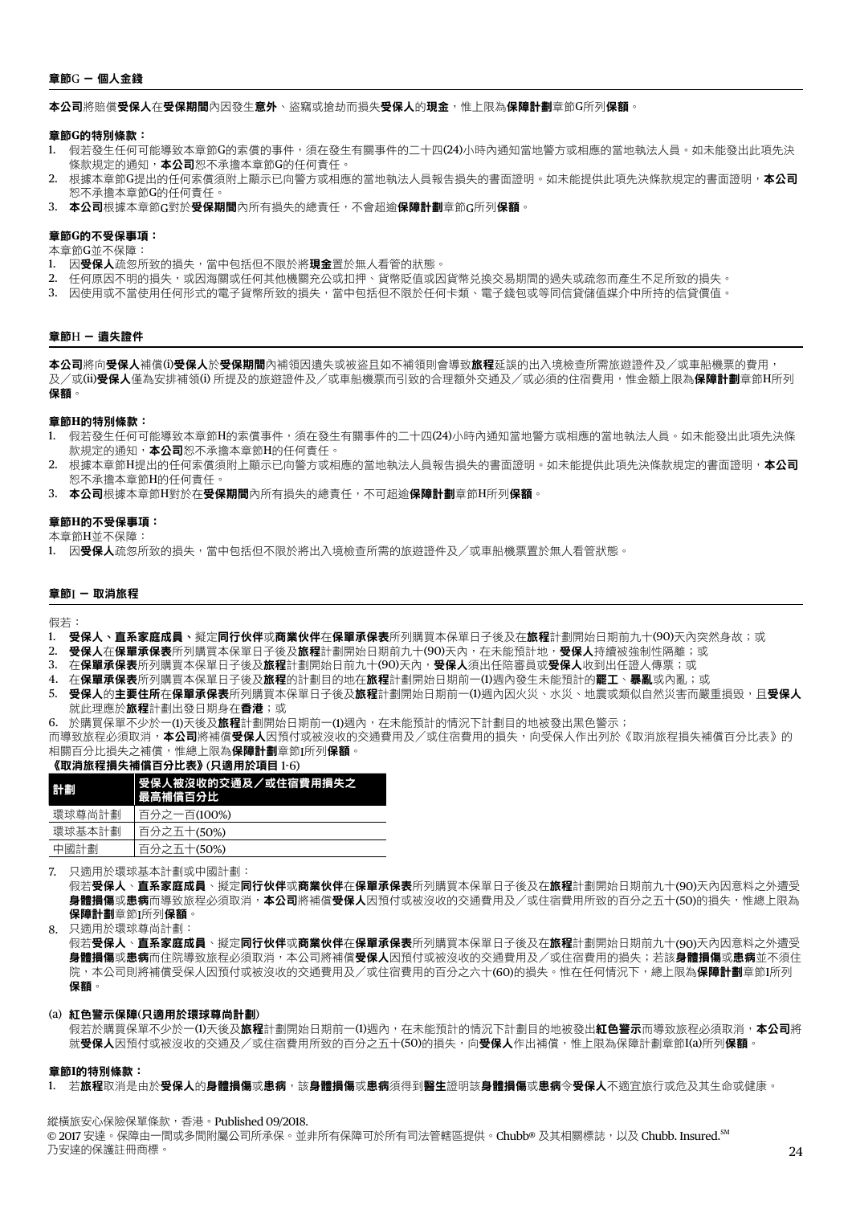### 章節G － 個人金錢

**本公司**將賠償**受保人**在**受保期間**內因發生**意外**、盜竊或搶劫而損失**受保人**的**現金**，惟上限為**保障計劃**章節G所列**保額**。

**章節G的特別條款：**

1. 假若發生任何可能導致本章節G的索償的事件，須在發生有關事件的二十四(24)小時內通知當地警方或相應的當地執法人員。如未能發出此項先決條款規定的通知，**本公司**恕不承擔本章節G的任何責任。
2. 根據本章節G提出的任何索償須附上顯示已向警方或相應的當地執法人員報告損失的書面證明。如未能提供此項先決條款規定的書面證明，**本公司**恕不承擔本章節G的任何責任。
3. **本公司**根據本章節G對於**受保期間**內所有損失的總責任，不會超逾**保障計劃**章節G所列**保額**。

**章節G的不受保事項：**

本章節G並不保障：

1. 因**受保人**疏忽所致的損失，當中包括但不限於將**現金**置於無人看管的狀態。
2. 任何原因不明的損失，或因海關或任何其他機關充公或扣押、貨幣貶值或因貨幣兌換交易期間的過失或疏忽而產生不足所致的損失。
3. 因使用或不當使用任何形式的電子貨幣所致的損失，當中包括但不限於任何卡類、電子錢包或等同信貸儲值媒介中所持的信貸價值。

### 章節H － 遺失證件

**本公司**將向**受保人**補償(i)**受保人**於**受保期間**內補領因遺失或被盜且如不補領則會導致**旅程**延誤的出入境檢查所需旅遊證件及／或車船機票的費用，及／或(ii)**受保人**僅為安排補領(i) 所提及的旅遊證件及／或車船機票而引致的合理額外交通及／或必須的住宿費用，惟金額上限為**保障計劃**章節H所列**保額**。

**章節H的特別條款：**

1. 假若發生任何可能導致本章節H的索償事件，須在發生有關事件的二十四(24)小時內通知當地警方或相應的當地執法人員。如未能發出此項先決條款規定的通知，**本公司**恕不承擔本章節H的任何責任。
2. 根據本章節H提出的任何索償須附上顯示已向警方或相應的當地執法人員報告損失的書面證明。如未能提供此項先決條款規定的書面證明，**本公司**恕不承擔本章節H的任何責任。
3. **本公司**根據本章節H對於在**受保期間**內所有損失的總責任，不可超逾**保障計劃**章節H所列**保額**。

**章節H的不受保事項：**

本章節H並不保障：

1. 因**受保人**疏忽所致的損失，當中包括但不限於將出入境檢查所需的旅遊證件及／或車船機票置於無人看管狀態。

### 章節I － 取消旅程

假若：

1. **受保人**、**直系家庭成員**、擬定**同行伙伴**或**商業伙伴**在**保單承保表**所列購買本保單日子後及在**旅程**計劃開始日期前九十(90)天內突然身故；或
2. **受保人**在**保單承保表**所列購買本保單日子後及**旅程**計劃開始日期前九十(90)天內，在未能預計地，**受保人**持續被強制性隔離；或
3. 在**保單承保表**所列購買本保單日子後及**旅程**計劃開始日前九十(90)天內，**受保人**須出任陪審員或**受保人**收到出任證人傳票；或
4. 在**保單承保表**所列購買本保單日子後及**旅程**的計劃目的地在**旅程**計劃開始日期前一(1)週內發生未能預計的**罷工**、**暴亂**或內亂；或
5. **受保人**的**主要住所**在**保單承保表**所列購買本保單日子後及**旅程**計劃開始日期前一(1)週內因火災、水災、地震或類似自然災害而嚴重損毀，且**受保人**就此理應於**旅程**計劃出發日期身在**香港**；或
6. 於購買保單不少於一(1)天後及**旅程**計劃開始日期前一(1)週內，在未能預計的情況下計劃目的地被發出黑色警示；

而導致旅程必須取消，**本公司**將補償**受保人**因預付或被沒收的交通費用及／或住宿費用的損失，向受保人作出列於《取消旅程損失補償百分比表》的相關百分比損失之補償，惟總上限為**保障計劃**章節I所列**保額**。

**《取消旅程損失補償百分比表》(只適用於項目 1-6)**

| 計劃 | 受保人被沒收的交通及／或住宿費用損失之最高補償百分比 |
|---|---|
| 環球尊尚計劃 | 百分之一百(100%) |
| 環球基本計劃 | 百分之五十(50%) |
| 中國計劃 | 百分之五十(50%) |

7. 只適用於環球基本計劃或中國計劃：
   假若**受保人**、**直系家庭成員**、擬定**同行伙伴**或**商業伙伴**在**保單承保表**所列購買本保單日子後及在**旅程**計劃開始日期前九十(90)天內因意料之外遭受**身體損傷**或**患病**而導致旅程必須取消，**本公司**將補償**受保人**因預付或被沒收的交通費用及／或住宿費用所致的百分之五十(50)的損失，惟總上限為**保障計劃**章節I所列**保額**。
8. 只適用於環球尊尚計劃：
   假若**受保人**、**直系家庭成員**、擬定**同行伙伴**或**商業伙伴**在**保單承保表**所列購買本保單日子後及在**旅程**計劃開始日期前九十(90)天內因意料之外遭受**身體損傷**或**患病**而住院導致旅程必須取消，本公司將補償**受保人**因預付或被沒收的交通費用及／或住宿費用的損失；若該**身體損傷**或**患病**並不須住院，本公司則將補償受保人因預付或被沒收的交通費用及／或住宿費用的百分之六十(60)的損失。惟在任何情況下，總上限為**保障計劃**章節I所列**保額**。

(a) **紅色警示保障(只適用於環球尊尚計劃)**
   假若於購買保單不少於一(1)天後及**旅程**計劃開始日期前一(1)週內，在未能預計的情況下計劃目的地被發出**紅色警示**而導致旅程必須取消，**本公司**將就**受保人**因預付或被沒收的交通及／或住宿費用所致的百分之五十(50)的損失，向**受保人**作出補償，惟上限為保障計劃章節I(a)所列**保額**。

**章節I的特別條款：**

1. 若**旅程**取消是由於**受保人**的**身體損傷**或**患病**，該**身體損傷**或**患病**須得到**醫生**證明該**身體損傷**或**患病**令**受保人**不適宜旅行或危及其生命或健康。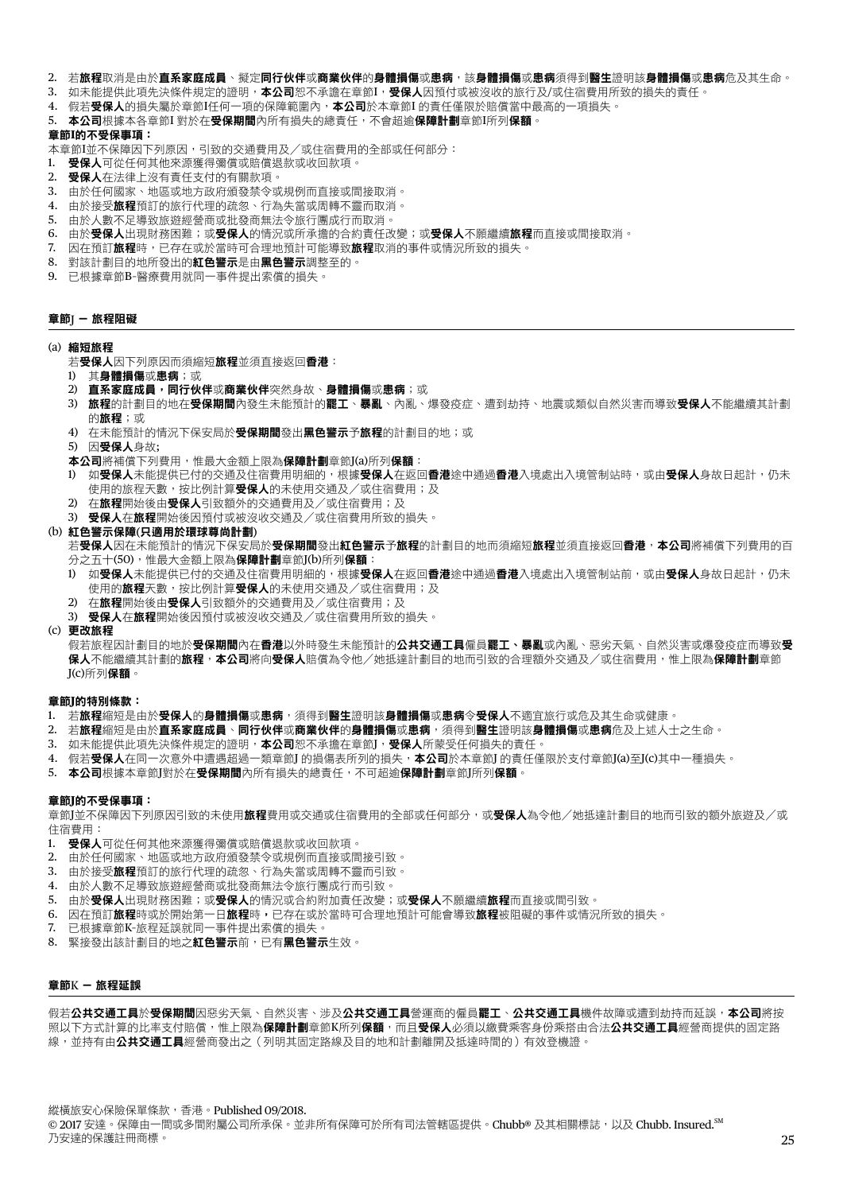2. 若**旅程**取消是由於**直系家庭成員**、擬定**同行伙伴**或**商業伙伴**的**身體損傷**或**患病**，該**身體損傷**或**患病**須得到**醫生**證明該**身體損傷**或**患病**危及其生命。
3. 如未能提供此項先決條件規定的證明，**本公司**恕不承擔在章節I，**受保人**因預付或被沒收的旅行及/或住宿費用所致的損失的責任。
4. 假若**受保人**的損失屬於章節I任何一項的保障範圍內，**本公司**於本章節I 的責任僅限於賠償當中最高的一項損失。
5. **本公司**根據本各章節I 對於在**受保期間**內所有損失的總責任，不會超逾**保障計劃**章節I所列**保額**。

**章節I的不受保事項：**

本章節I並不保障因下列原因，引致的交通費用及／或住宿費用的全部或任何部分：

1. **受保人**可從任何其他來源獲得彌償或賠償退款或收回款項。
2. **受保人**在法律上沒有責任支付的有關款項。
3. 由於任何國家、地區或地方政府頒發禁令或規例而直接或間接取消。
4. 由於接受**旅程**預訂的旅行代理的疏忽、行為失當或周轉不靈而取消。
5. 由於人數不足導致旅遊經營商或批發商無法令旅行團成行而取消。
6. 由於**受保人**出現財務困難；或**受保人**的情況或所承擔的合約責任改變；或**受保人**不願繼續**旅程**而直接或間接取消。
7. 因在預訂**旅程**時，已存在或於當時可合理地預計可能導致**旅程**取消的事件或情況所致的損失。
8. 對該計劃目的地所發出的**紅色警示**是由**黑色警示**調整至的。
9. 已根據章節B-醫療費用就同一事件提出索償的損失。

## 章節J – 旅程阻礙

(a) **縮短旅程**

若**受保人**因下列原因而須縮短**旅程**並須直接返回**香港**：

1) 其**身體損傷**或**患病**；或
2) **直系家庭成員**，**同行伙伴**或**商業伙伴**突然身故、**身體損傷**或**患病**；或
3) **旅程**的計劃目的地在**受保期間**內發生未能預計的**罷工**、**暴亂**、內亂、爆發疫症、遭到劫持、地震或類似自然災害而導致**受保人**不能繼續其計劃的**旅程**；或
4) 在未能預計的情況下保安局於**受保期間**發出**黑色警示**予**旅程**的計劃目的地；或
5) 因**受保人**身故;

**本公司**將補償下列費用，惟最大金額上限為**保障計劃**章節J(a)所列**保額**：

1) 如**受保人**未能提供已付的交通及住宿費用明細的，根據**受保人**在返回**香港**途中通過**香港**入境處出入境管制站時，或由**受保人**身故日起計，仍未使用的旅程天數，按比例計算**受保人**的未使用交通及／或住宿費用；及
2) 在**旅程**開始後由**受保人**引致額外的交通費用及／或住宿費用；及
3) **受保人**在**旅程**開始後因預付或被沒收交通及／或住宿費用所致的損失。

(b) **紅色警示保障(只適用於環球尊尚計劃)**

若**受保人**因在未能預計的情況下保安局於**受保期間**發出**紅色警示**予**旅程**的計劃目的地而須縮短**旅程**並須直接返回**香港**，**本公司**將補償下列費用的百分之五十(50)，惟最大金額上限為**保障計劃**章節J(b)所列**保額**：

1) 如**受保人**未能提供已付的交通及住宿費用明細的，根據**受保人**在返回**香港**途中通過**香港**入境處出入境管制站前，或由**受保人**身故日起計，仍未使用的**旅程**天數，按比例計算**受保人**的未使用交通及／或住宿費用；及
2) 在**旅程**開始後由**受保人**引致額外的交通費用及／或住宿費用；及
3) **受保人**在**旅程**開始後因預付或被沒收交通及／或住宿費用所致的損失。

(c) **更改旅程**

假若旅程因計劃目的地於**受保期間**內在**香港**以外時發生未能預計的**公共交通工具**僱員**罷工**、**暴亂**或內亂、惡劣天氣、自然災害或爆發疫症而導致**受保人**不能繼續其計劃的**旅程**，**本公司**將向**受保人**賠償為令他／她抵達計劃目的地而引致的合理額外交通及／或住宿費用，惟上限為**保障計劃**章節J(c)所列**保額**。

**章節J的特別條款：**

1. 若**旅程**縮短是由於**受保人**的**身體損傷**或**患病**，須得到**醫生**證明該**身體損傷**或**患病**令**受保人**不適宜旅行或危及其生命或健康。
2. 若**旅程**縮短是由於**直系家庭成員**、**同行伙伴**或**商業伙伴**的**身體損傷**或**患病**，須得到**醫生**證明該**身體損傷**或**患病**危及上述人士之生命。
3. 如未能提供此項先決條件規定的證明，**本公司**恕不承擔在章節J，**受保人**所蒙受任何損失的責任。
4. 假若**受保人**在同一次意外中遭遇超過一類章節J 的損傷表所列的損失，**本公司**於本章節J 的責任僅限於支付章節J(a)至J(c)其中一種損失。
5. **本公司**根據本章節J對於在**受保期間**內所有損失的總責任，不可超逾**保障計劃**章節J所列**保額**。

**章節J的不受保事項：**

章節J並不保障因下列原因引致的未使用**旅程**費用或交通或住宿費用的全部或任何部分，或**受保人**為令他／她抵達計劃目的地而引致的額外旅遊及／或住宿費用：

1. **受保人**可從任何其他來源獲得彌償或賠償退款或收回款項。
2. 由於任何國家、地區或地方政府頒發禁令或規例而直接或間接引致。
3. 由於接受**旅程**預訂的旅行代理的疏忽、行為失當或周轉不靈而引致。
4. 由於人數不足導致旅遊經營商或批發商無法令旅行團成行而引致。
5. 由於**受保人**出現財務困難；或**受保人**的情況或合約附加責任改變；或**受保人**不願繼續**旅程**而直接或間引致。
6. 因在預訂**旅程**時或於開始第一日**旅程**時，已存在或於當時可合理地預計可能會導致**旅程**被阻礙的事件或情況所致的損失。
7. 已根據章節K-旅程延誤就同一事件提出索償的損失。
8. 緊接發出該計劃目的地之**紅色警示**前，已有**黑色警示**生效。

## 章節K – 旅程延誤

假若**公共交通工具**於**受保期間**因惡劣天氣、自然災害、涉及**公共交通工具**營運商的僱員**罷工**、**公共交通工具**機件故障或遭到劫持而延誤，**本公司**將按照以下方式計算的比率支付賠償，惟上限為**保障計劃**章節K所列**保額**，而且**受保人**必須以繳費乘客身份乘搭由合法**公共交通工具**經營商提供的固定路線，並持有由**公共交通工具**經營商發出之（列明其固定路線及目的地和計劃離開及抵達時間的）有效登機證。

縱橫旅安心保險保單條款，香港。Published 09/2018.

© 2017 安達。保障由一間或多間附屬公司所承保。並非所有保障可於所有司法管轄區提供。Chubb® 及其相關標誌，以及 Chubb. Insured.SM 乃安達的保護註冊商標。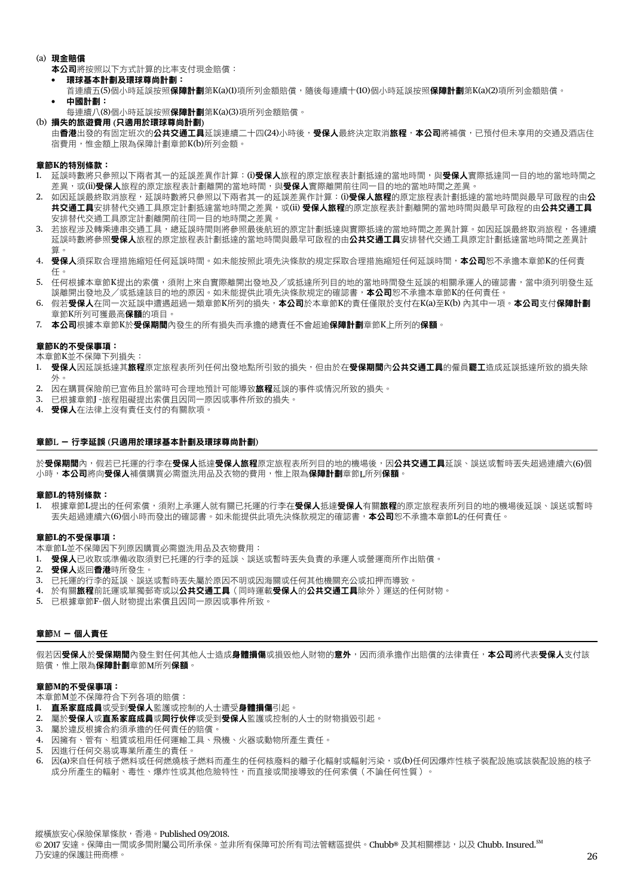(a) **現金賠償**

**本公司**將按照以下方式計算的比率支付現金賠償：

- **環球基本計劃及環球尊尚計劃：**
  首連續五(5)個小時延誤按照**保障計劃**第K(a)(1)項所列金額賠償，隨後每連續十(10)個小時延誤按照**保障計劃**第K(a)(2)項所列金額賠償。
- **中國計劃：**
  每連續八(8)個小時延誤按照**保障計劃**第K(a)(3)項所列金額賠償。

(b) **損失的旅遊費用 (只適用於環球尊尚計劃)**

由**香港**出發的有固定班次的**公共交通工具**延誤連續二十四(24)小時後，**受保人**最終決定取消**旅程**，**本公司**將補償，已預付但未享用的交通及酒店住宿費用，惟金額上限為保障計劃章節K(b)所列金額。

**章節K的特別條款：**

1. 延誤時數將只參照以下兩者其一的延誤差異作計算：(i)**受保人**旅程的原定旅程表計劃抵達的當地時間，與**受保人**實際抵達同一目的地的當地時間之差異，或(ii)**受保人**旅程的原定旅程表計劃離開的當地時間，與**受保人**實際離開前往同一目的地的當地時間之差異。
2. 如因延誤最終取消旅程，延誤時數將只參照以下兩者其一的延誤差異作計算：(i)**受保人旅程**的原定旅程表計劃抵達的當地時間與最早可啟程的由**公共交通工具**安排替代交通工具原定計劃抵達當地時間之差異，或(ii) **受保人旅程**的原定旅程表計劃離開的當地時間與最早可啟程的由**公共交通工具**安排替代交通工具原定計劃離開前往同一目的地時間之差異。
3. 若旅程涉及轉乘連串交通工具，總延誤時間則將參照最後航班的原定計劃抵達與實際抵達的當地時間之差異計算。如因延誤最終取消旅程，各連續延誤時數將參照**受保人**旅程的原定旅程表計劃抵達的當地時間與最早可啟程的由**公共交通工具**安排替代交通工具原定計劃抵達當地時間之差異計算。
4. **受保人**須採取合理措施縮短任何延誤時間。如未能按照此項先決條款的規定採取合理措施縮短任何延誤時間，**本公司**恕不承擔本章節K的任何責任。
5. 任何根據本章節K提出的索償，須附上來自實際離開出發地及／或抵達所列目的地的當地時間發生延誤的相關承運人的確認書，當中須列明發生延誤離開出發地及／或抵達該目的地的原因。如未能提供此項先決條款規定的確認書，**本公司**恕不承擔本章節K的任何責任。
6. 假若**受保人**在同一次延誤中遭遇超過一類章節K所列的損失，**本公司**於本章節K的責任僅限於支付在K(a)至K(b) 內其中一項。**本公司**支付**保障計劃**章節K所列可獲最高**保額**的項目。
7. **本公司**根據本章節K於**受保期間**內發生的所有損失而承擔的總責任不會超逾**保障計劃**章節K上所列的**保額**。

**章節K的不受保事項：**

本章節K並不保障下列損失：

1. **受保人**因延誤抵達其**旅程**原定旅程表所列任何出發地點所引致的損失，但由於在**受保期間**內**公共交通工具**的僱員**罷工**造成延誤抵達所致的損失除外。
2. 因在購買保險前已宣佈且於當時可合理地預計可能導致**旅程**延誤的事件或情況所致的損失。
3. 已根據章節J -旅程阻礙提出索償且因同一原因或事件所致的損失。
4. **受保人**在法律上沒有責任支付的有關款項。

## 章節L — 行李延誤 (只適用於環球基本計劃及環球尊尚計劃)

於**受保期間**內，假若已托運的行李在**受保人**抵達**受保人旅程**原定旅程表所列目的地的機場後，因**公共交通工具**延誤、誤送或暫時丟失超過連續六(6)個小時，**本公司**將向**受保人**補償購買必需盥洗用品及衣物的費用，惟上限為**保障計劃**章節L所列**保額**。

**章節L的特別條款：**

1. 根據本章節L提出的任何索償，須附上承運人就有關已托運的行李在**受保人**抵達**受保人**有關**旅程**的原定旅程表所列目的地的機場後延誤、誤送或暫時丟失超過連續六(6)個小時而發出的確認書。如未能提供此項先決條款規定的確認書，**本公司**恕不承擔本章節L的任何責任。

**章節L的不受保事項：**

本章節L並不保障因下列原因購買必需盥洗用品及衣物費用：

1. **受保人**已收取或準備收取須對已托運的行李的延誤、誤送或暫時丟失負責的承運人或營運商所作出賠償。
2. **受保人**返回**香港**時所發生。
3. 已托運的行李的延誤、誤送或暫時丟失屬於原因不明或因海關或任何其他機關充公或扣押而導致。
4. 於有關**旅程**前託運或單獨郵寄或以**公共交通工具**（同時運載**受保人**的**公共交通工具**除外）運送的任何財物。
5. 已根據章節F-個人財物提出索償且因同一原因或事件所致。

## 章節M — 個人責任

假若因**受保人**於**受保期間**內發生對任何其他人士造成**身體損傷**或損毀他人財物的**意外**，因而須承擔作出賠償的法律責任，**本公司**將代表**受保人**支付該賠償，惟上限為**保障計劃**章節M所列**保額**。

**章節M的不受保事項：**

本章節M並不保障符合下列各項的賠償：

1. **直系家庭成員**或受到**受保人**監護或控制的人士遭受**身體損傷**引起。
2. 屬於**受保人**或**直系家庭成員**或**同行伙伴**或受到**受保人**監護或控制的人士的財物損毀引起。
3. 屬於違反根據合約須承擔的任何責任的賠償。
4. 因擁有、管有、租賃或租用任何運輸工具、飛機、火器或動物所產生責任。
5. 因進行任何交易或專業所產生的責任。
6. 因(a)來自任何核子燃料或任何燃燒核子燃料而產生的任何核廢料的離子化輻射或輻射污染，或(b)任何因爆炸性核子裝配設施或該裝配設施的核子成分所產生的輻射、毒性、爆炸性或其他危險特性，而直接或間接導致的任何索償（不論任何性質）。

縱橫旅安心保險保單條款，香港。Published 09/2018.

© 2017 安達。保障由一間或多間附屬公司所承保。並非所有保障可於所有司法管轄區提供。Chubb® 及其相關標誌，以及 Chubb. Insured.℠ 乃安達的保護註冊商標。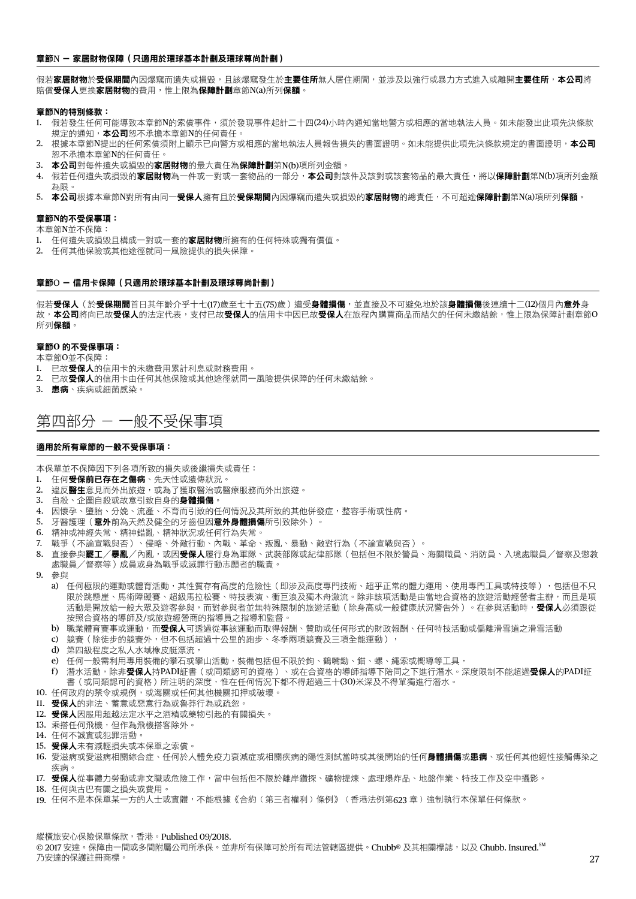### 章節N — 家居財物保障（只適用於環球基本計劃及環球尊尚計劃）

假若**家居財物**於**受保期間**內因爆竊而遺失或損毀，且該爆竊發生於**主要住所**無人居住期間，並涉及以強行或暴力方式進入或離開**主要住所**，**本公司**將賠償**受保人**更換**家居財物**的費用，惟上限為**保障計劃**章節N(a)所列**保額**。

**章節N的特別條款：**

1. 假若發生任何可能導致本章節N的索償事件，須於發現事件起計二十四(24)小時內通知當地警方或相應的當地執法人員。如未能發出此項先決條款規定的通知，**本公司**恕不承擔本章節N的任何責任。
2. 根據本章節N提出的任何索償須附上顯示已向警方或相應的當地執法人員報告損失的書面證明。如未能提供此項先決條款規定的書面證明，**本公司**恕不承擔本章節N的任何責任。
3. **本公司**對每件遺失或損毀的**家居財物**的最大責任為**保障計劃**第N(b)項所列金額。
4. 假若任何遺失或損毀的**家居財物**為一件或一對或一套物品的一部分，**本公司**對該件及該對或該套物品的最大責任，將以**保障計劃**第N(b)項所列金額為限。
5. **本公司**根據本章節N對所有由同一**受保人**擁有且於**受保期間**內因爆竊而遺失或損毀的**家居財物**的總責任，不可超逾**保障計劃**第N(a)項所列**保額**。

**章節N的不受保事項：**

本章節N並不保障：

1. 任何遺失或損毀且構成一對或一套的**家居財物**所擁有的任何特殊或獨有價值。
2. 任何其他保險或其他途徑就同一風險提供的損失保障。

### 章節O — 信用卡保障（只適用於環球基本計劃及環球尊尚計劃）

假若**受保人**（於**受保期間**首日其年齡介乎十七(17)歲至七十五(75)歲）遭受**身體損傷**，並直接及不可避免地於該**身體損傷**後連續十二(12)個月內**意外**身故，**本公司**將向已故**受保人**的法定代表，支付已故**受保人**的信用卡中因已故**受保人**在旅程內購買商品而結欠的任何未繳結餘，惟上限為保障計劃章節O所列**保額**。

**章節O 的不受保事項：**

本章節O並不保障：

1. 已故**受保人**的信用卡的未繳費用累計利息或財務費用。
2. 已故**受保人**的信用卡由任何其他保險或其他途徑就同一風險提供保障的任何未繳結餘。
3. **患病**、疾病或細菌感染。

## 第四部分 — 一般不受保事項

**適用於所有章節的一般不受保事項：**

本保單並不保障因下列各項所致的損失或後繼損失或責任：

1. 任何**受保前已存在之傷病**、先天性或遺傳狀況。
2. 違反**醫生**意見而外出旅遊，或為了獲取醫治或醫療服務而外出旅遊。
3. 自殺、企圖自殺或故意引致自身的**身體損傷**。
4. 因懷孕、墮胎、分娩、流產、不育而引致的任何情況及其所致的其他併發症，整容手術或性病。
5. 牙醫護理（**意外**前為天然及健全的牙齒但因**意外身體損傷**所引致除外）。
6. 精神或神經失常、精神錯亂、精神狀況或任何行為失常。
7. 戰爭（不論宣戰與否）、侵略、外敵行動、內戰、革命、叛亂、暴動、敵對行為（不論宣戰與否）。
8. 直接參與**罷工**／**暴亂**／內亂，或因**受保人**履行身為軍隊、武裝部隊或紀律部隊（包括但不限於警員、海關職員、消防員、入境處職員／督察及懲教處職員／督察等）成員或身為戰爭或滅罪行動志願者的職責。
9. 參與
   a) 任何極限的運動或體育活動，其性質存有高度的危險性（即涉及高度專門技術、超乎正常的體力運用、使用專門工具或特技等），包括但不只限於跳懸崖、馬術障礙賽、超級馬拉松賽、特技表演、衝巨浪及獨木舟激流。除非該項活動是由當地合資格的旅遊活動經營者主辦，而且是項活動是開放給一般大眾及遊客參與，而對參與者並無特殊限制的旅遊活動（除身高或一般健康狀況警告外）。在參與活動時，**受保人**必須跟從按照合資格的導師及/或旅遊經營商的指導員之指導和監督。
   b) 職業體育賽事或運動，而**受保人**可透過從事該運動而取得報酬、贊助或任何形式的財政報酬、任何特技活動或偏離滑雪道之滑雪活動
   c) 競賽（除徒步的競賽外，但不包括超過十公里的跑步、冬季兩項競賽及三項全能運動），
   d) 第四級程度之私人水域橡皮艇漂流，
   e) 任何一般需利用專用裝備的攀石或攀山活動，裝備包括但不限於鉤、鶴嘴鋤、錨、螺、繩索或嚮導等工具，
   f) 潛水活動，除非**受保人**持PADI証書（或同類認可的資格）、或在合資格的導師指導下陪同之下進行潛水。深度限制不能超過**受保人**的PADI証書（或同類認可的資格）所註明的深度，惟在任何情況下都不得超過三十(30)米深及不得單獨進行潛水。
10. 任何政府的禁令或規例，或海關或任何其他機關扣押或破壞。
11. **受保人**的非法、蓄意或惡意行為或魯莽行為或疏忽。
12. **受保人**因服用超越法定水平之酒精或藥物引起的有關損失。
13. 乘搭任何飛機，但作為飛機搭客除外。
14. 任何不誠實或犯罪活動。
15. **受保人**未有減輕損失或本保單之索償。
16. 愛滋病或愛滋病相關綜合症、任何於人體免疫力衰減症或相關疾病的陽性測試當時或其後開始的任何**身體損傷**或**患病**、或任何其他經性接觸傳染之疾病。
17. **受保人**從事體力勞動或非文職或危險工作，當中包括但不限於離岸鑽探、礦物提煉、處理爆炸品、地盤作業、特技工作及空中攝影。
18. 任何與古巴有關之損失或費用。
19. 任何不是本保單某一方的人士或實體，不能根據《合約（第三者權利）條例》（香港法例第623 章）強制執行本保單任何條款。

縱橫旅安心保險保單條款，香港。Published 09/2018.
© 2017 安達。保障由一間或多間附屬公司所承保。並非所有保障可於所有司法管轄區提供。Chubb® 及其相關標誌，以及 Chubb. Insured.SM 乃安達的保護註冊商標。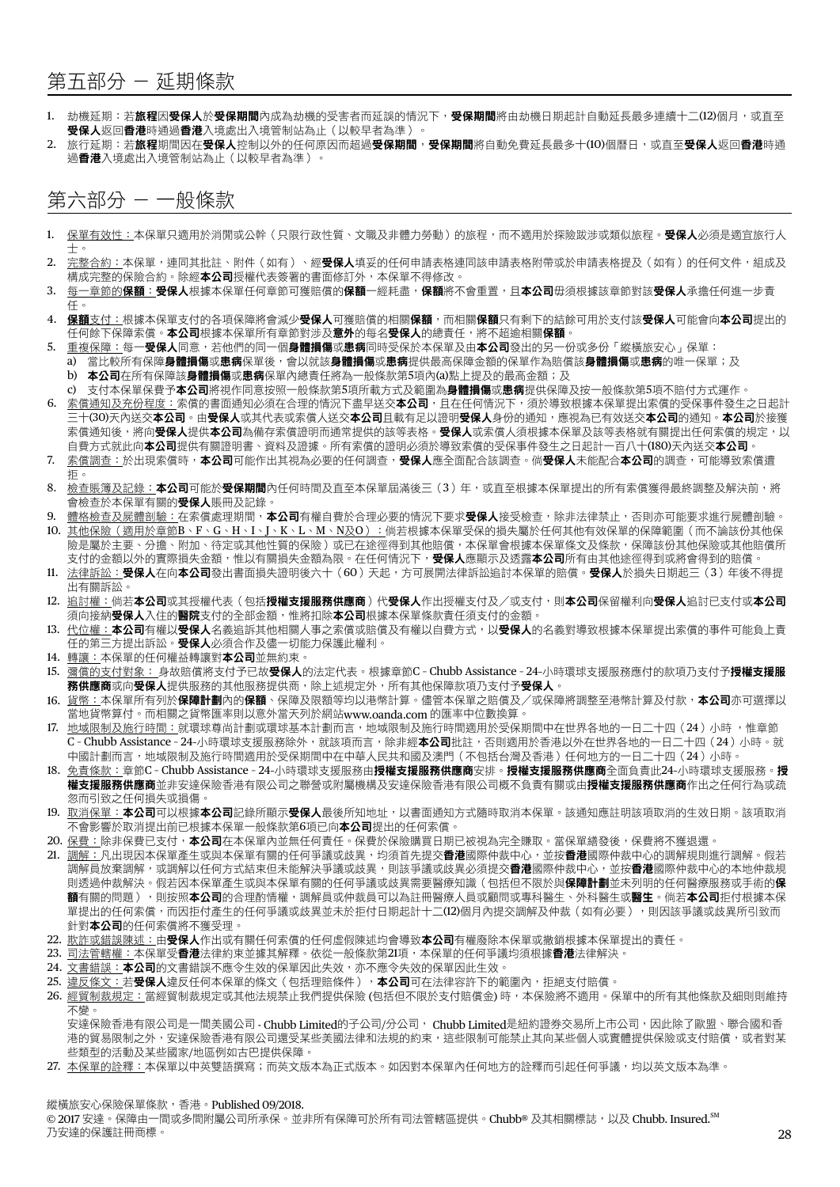# 第五部分 － 延期條款

1. 劫機延期：若**旅程**因**受保人**於**受保期間**內成為劫機的受害者而延誤的情況下，**受保期間**將由劫機日期起計自動延長最多連續十二(12)個月，或直至**受保人**返回**香港**時通過**香港**入境處出入境管制站為止（以較早者為準）。
2. 旅行延期：若**旅程**期間因在**受保人**控制以外的任何原因而超過**受保期間**，**受保期間**將自動免費延長最多十(10)個曆日，或直至**受保人**返回**香港**時通過**香港**入境處出入境管制站為止（以較早者為準）。

# 第六部分 － 一般條款

1. 保單有效性：本保單只適用於消閒或公幹（只限行政性質、文職及非體力勞動）的旅程，而不適用於探險跋涉或類似旅程。**受保人**必須是適宜旅行人士。
2. 完整合約：本保單，連同其批註、附件（如有）、經**受保人**填妥的任何申請表格連同該申請表格附帶或於申請表格提及（如有）的任何文件，組成及構成完整的保險合約。除經**本公司**授權代表簽署的書面修訂外，本保單不得修改。
3. 每一章節的**保額**：**受保人**根據本保單任何章節可獲賠償的**保額**一經耗盡，**保額**將不會重置，且**本公司**毋須根據該章節對該**受保人**承擔任何進一步責任。
4. **保額**支付：根據本保單支付的各項保障將會減少**受保人**可獲賠償的相關**保額**，而相關**保額**只有剩下的結餘可用於支付該**受保人**可能會向**本公司**提出的任何餘下保障索償。**本公司**根據本保單所有章節對涉及**意外**的每名**受保人**的總責任，將不超逾相關**保額**。
5. 重複保障：每一**受保人**同意，若他們的同一個**身體損傷**或**患病**同時受保於本保單及由**本公司**發出的另一份或多份「縱橫旅安心」保單：
   a) 當比較所有保障**身體損傷**或**患病**保單後，會以就該**身體損傷**或**患病**提供最高保障金額的保單作為賠償該**身體損傷**或**患病**的唯一保單；及
   b) **本公司**在所有保障該**身體損傷**或**患病**保單內總責任將為一般條款第5項內(a)點上提及的最高金額；及
   c) 支付本保單保費予**本公司**將視作同意按照一般條款第5項所載方式及範圍為**身體損傷**或**患病**提供保障及按一般條款第5項不賠付方式運作。
6. 索償通知及充份程度：索償的書面通知必須在合理的情況下盡早送交**本公司**，且在任何情況下，須於導致根據本保單提出索償的受保事件發生之日起計三十(30)天內送交**本公司**。由**受保人**或其代表或索償人送交**本公司**且載有足以證明**受保人**身份的通知，應視為已有效送交**本公司**的通知。**本公司**於接獲索償通知後，將向**受保人**提供**本公司**為備存索償證明而通常提供的該等表格。**受保人**或索償人須根據本保單及該等表格就有關提出任何索償的規定，以自費方式就此向**本公司**提供有關證明書、資料及證據。所有索償的證明必須於導致索償的受保事件發生之日起計一百八十(180)天內送交**本公司**。
7. 索償調查：於出現索償時，**本公司**可能作出其視為必要的任何調查，**受保人**應全面配合該調查。倘**受保人**未能配合**本公司**的調查，可能導致索償遭拒。
8. 檢查賬簿及記錄：**本公司**可能於**受保期間**內任何時間及直至本保單屆滿後三（3）年，或直至根據本保單提出的所有索償獲得最終調整及解決前，將會檢查於本保單有關的**受保人**賬冊及記錄。
9. 體格檢查及屍體剖驗：在索償處理期間，**本公司**有權自費於合理必要的情況下要求**受保人**接受檢查，除非法律禁止，否則亦可能要求進行屍體剖驗。
10. 其他保險（適用於章節B、F、G、H、I、J、K、L、M、N及O）：倘若根據本保單受保的損失屬於任何其他有效保單的保障範圍（而不論該份其他保險是屬於主要、分擔、附加、待定或其他性質的保險）或已在途徑得到其他賠償，本保單會根據本保單條文及條款，保障該份其他保險或其他賠償所支付的金額以外的實際損失金額，惟以有關損失金額為限。在任何情況下，**受保人**應顯示及透露**本公司**所有由其他途徑得到或將會得到的賠償。
11. 法律訴訟：**受保人**在向**本公司**發出書面損失證明後六十（60）天起，方可展開法律訴訟追討本保單的賠償。**受保人**於損失日期起三（3）年後不得提出有關訴訟。
12. 追討權：倘若**本公司**或其授權代表（包括**授權支援服務供應商**）代**受保人**作出授權支付及／或支付，則**本公司**保留權利向**受保人**追討已支付或**本公司**須向接納**受保人**入住的**醫院**支付的全部金額，惟將扣除**本公司**根據本保單條款責任須支付的金額。
13. 代位權：**本公司**有權以**受保人**名義追訴其他相關人事之索償或賠償及有權以自費方式，以**受保人**的名義對導致根據本保單提出索償的事件可能負上責任的第三方提出訴訟。**受保人**必須合作及盡一切能力保護此權利。
14. 轉讓：本保單的任何權益轉讓對**本公司**並無約束。
15. 彌償的支付對象：身故賠償將支付予已故**受保人**的法定代表。根據章節C - Chubb Assistance - 24-小時環球支援服務應付的款項乃支付予**授權支援服務供應商**或向**受保人**提供服務的其他服務提供商，除上述規定外，所有其他保障款項乃支付予**受保人**。
16. 貨幣：本保單所有列於**保障計劃**內的**保額**、保障及限額等均以港幣計算。儘管本保單之賠償及／或保障將調整至港幣計算及付款，**本公司**亦可選擇以當地貨幣支付。而相關之貨幣匯率則以意外當天列於網站www.oanda.com 的匯率中位數換算。
17. 地域限制及施行時間：就環球尊尚計劃或環球基本計劃而言，地域限制及施行時間適用於受保期間中在世界各地的一日二十四（24）小時，惟章節C - Chubb Assistance - 24-小時環球支援服務除外，就該項而言，除非經**本公司**批註，否則適用於香港以外在世界各地的一日二十四（24）小時。就中國計劃而言，地域限制及施行時間適用於受保期間中在中華人民共和國及澳門（不包括台灣及香港）任何地方的一日二十四（24）小時。
18. 免責條款：章節C - Chubb Assistance - 24-小時環球支援服務由**授權支援服務供應商**安排。**授權支援服務供應商**全面負責此24-小時環球支援服務。**授權支援服務供應商**並非安達保險香港有限公司之聯營或附屬機構及安達保險香港有限公司概不負責有關或由**授權支援服務供應商**作出之任何行為或疏忽而引致之任何損失或損傷。
19. 取消保單：**本公司**可以根據**本公司**記錄所顯示**受保人**最後所知地址，以書面通知方式隨時取消本保單。該通知應註明該項取消的生效日期。該項取消不會影響於取消提出前已根據本保單一般條款第6項已向**本公司**提出的任何索償。
20. 保費：除非保費已支付，**本公司**在本保單內並無任何責任。保費於保險購買日期已被視為完全賺取。當保單繕發後，保費將不獲退還。
21. 調解：凡出現因本保單產生或與本保單有關的任何爭議或歧異，均須首先提交**香港**國際仲裁中心，並按**香港**國際仲裁中心的調解規則進行調解。假若調解員放棄調解，或調解以任何方式結束但未能解決爭議或歧異，則該爭議或歧異必須提交**香港**國際仲裁中心，並按**香港**國際仲裁中心的本地仲裁規則透過仲裁解決。假若因本保單產生或與本保單有關的任何爭議或歧異需要醫療知識（包括但不限於與**保障計劃**並未列明的任何醫療服務或手術的**保額**有關的問題），則按照**本公司**的合理酌情權，調解員或仲裁員可以為註冊醫療人員或顧問或專科醫生、外科醫生或**醫生**。倘若**本公司**拒付根據本保單提出的任何索償，而因拒付產生的任何爭議或歧異並未於拒付日期起計十二(12)個月內提交調解及仲裁（如有必要），則因該爭議或歧異所引致而針對**本公司**的任何索償將不獲受理。
22. 欺詐或錯誤陳述：由**受保人**作出或有關任何索償的任何虛假陳述均會導致**本公司**有權廢除本保單或撤銷根據本保單提出的責任。
23. 司法管轄權：本保單受**香港**法律約束並據其解釋。依從一般條款第21項，本保單的任何爭議均須根據**香港**法律解決。
24. 文書錯誤：**本公司**的文書錯誤不應令生效的保單因此失效，亦不應令失效的保單因此生效。
25. 違反條文：若**受保人**違反任何本保單的條文（包括理賠條件），**本公司**可在法律容許下的範圍內，拒絕支付賠償。
26. 經營制裁規定：當經營制裁規定或其他法規禁止我們提供保險 (包括但不限於支付賠償金) 時，本保險將不適用。保單中的所有其他條款及細則則維持不變。

    安達保險香港有限公司是一間美國公司 - Chubb Limited的子公司/分公司， Chubb Limited是紐約證券交易所上市公司，因此除了歐盟、聯合國和香港的貿易限制之外，安達保險香港有限公司還受某些美國法律和法規的約束，這些限制可能禁止其向某些個人或實體提供保險或支付賠償，或者對某些類型的活動及某些國家/地區例如古巴提供保障。
27. 本保單的詮釋：本保單以中英雙語撰寫；而英文版本為正式版本。如因對本保單內任何地方的詮釋而引起任何爭議，均以英文版本為準。

縱橫旅安心保險保單條款，香港。Published 09/2018.
© 2017 安達。保障由一間或多間附屬公司所承保。並非所有保障可於所有司法管轄區提供。Chubb® 及其相關標誌，以及 Chubb. Insured.℠ 乃安達的保護註冊商標。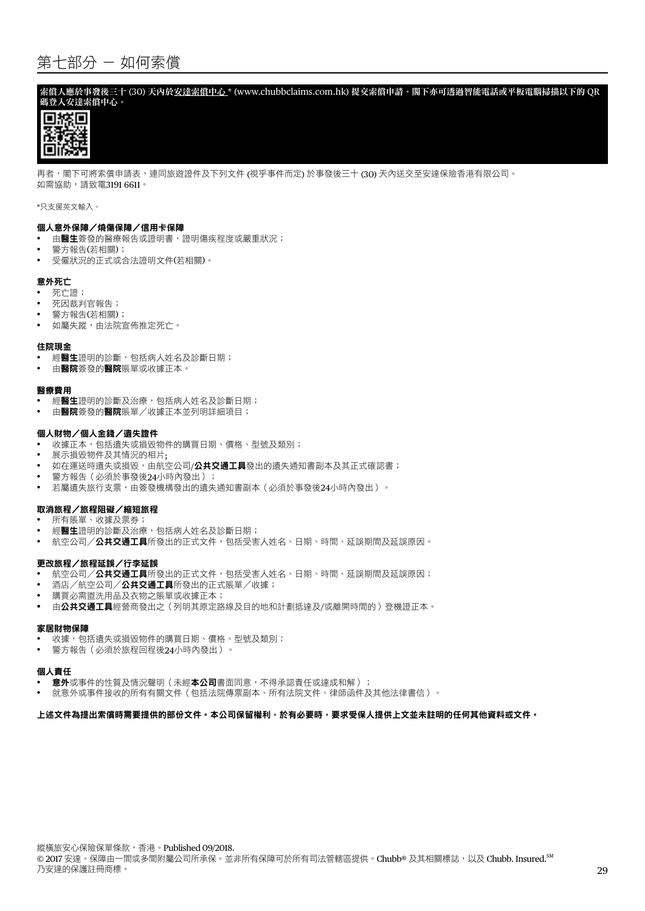# 第七部分 — 如何索償

**索償人應於事發後三十 (30) 天內於安達索償中心 * (www.chubbclaims.com.hk) 提交索償申請。閣下亦可透過智能電話或平板電腦掃描以下的 QR 碼登入安達索償中心。**

再者，閣下可將索償申請表，連同旅遊證件及下列文件 (視乎事件而定) 於事發後三十 (30) 天內送交至安達保險香港有限公司。
如需協助，請致電3191 6611。

*只支援英文輸入。

**個人意外保障／燒傷保障／信用卡保障**

- 由**醫生**簽發的醫療報告或證明書，證明傷疾程度或嚴重狀況；
- 警方報告(若相關)；
- 受僱狀況的正式或合法證明文件(若相關)。

**意外死亡**

- 死亡證；
- 死因裁判官報告；
- 警方報告(若相關)；
- 如屬失蹤，由法院宣佈推定死亡。

**住院現金**

- 經**醫生**證明的診斷，包括病人姓名及診斷日期；
- 由**醫院**簽發的**醫院**賬單或收據正本。

**醫療費用**

- 經**醫生**證明的診斷及治療，包括病人姓名及診斷日期；
- 由**醫院**簽發的**醫院**賬單／收據正本並列明詳細項目；

**個人財物／個人金錢／遺失證件**

- 收據正本，包括遺失或損毀物件的購買日期、價格、型號及類別；
- 展示損毀物件及其情況的相片;
- 如在運送時遺失或損毀，由航空公司/**公共交通工具**發出的遺失通知書副本及其正式確認書；
- 警方報告（必須於事發後24小時內發出）；
- 若屬遺失旅行支票，由簽發機構發出的遺失通知書副本（必須於事發後24小時內發出）。

**取消旅程／旅程阻礙／縮短旅程**

- 所有賬單、收據及票券；
- 經**醫生**證明的診斷及治療，包括病人姓名及診斷日期；
- 航空公司／**公共交通工具**所發出的正式文件，包括受害人姓名、日期、時間、延誤期間及延誤原因。

**更改旅程／旅程延誤／行李延誤**

- 航空公司／**公共交通工具**所發出的正式文件，包括受害人姓名、日期、時間、延誤期間及延誤原因；
- 酒店／航空公司／**公共交通工具**所發出的正式賬單／收據；
- 購買必需盥洗用品及衣物之賬單或收據正本；
- 由**公共交通工具**經營商發出之（列明其原定路線及目的地和計劃抵達及/或離開時間的）登機證正本。

**家居財物保障**

- 收據，包括遺失或損毀物件的購買日期、價格、型號及類別；
- 警方報告（必須於旅程回程後24小時內發出）。

**個人責任**

- **意外**或事件的性質及情況聲明（未經**本公司**書面同意，不得承認責任或達成和解）；
- 就意外或事件接收的所有有關文件（包括法院傳票副本、所有法院文件、律師函件及其他法律書信）。

**上述文件為提出索償時需要提供的部份文件。本公司保留權利，於有必要時，要求受保人提供上文並未註明的任何其他資料或文件。**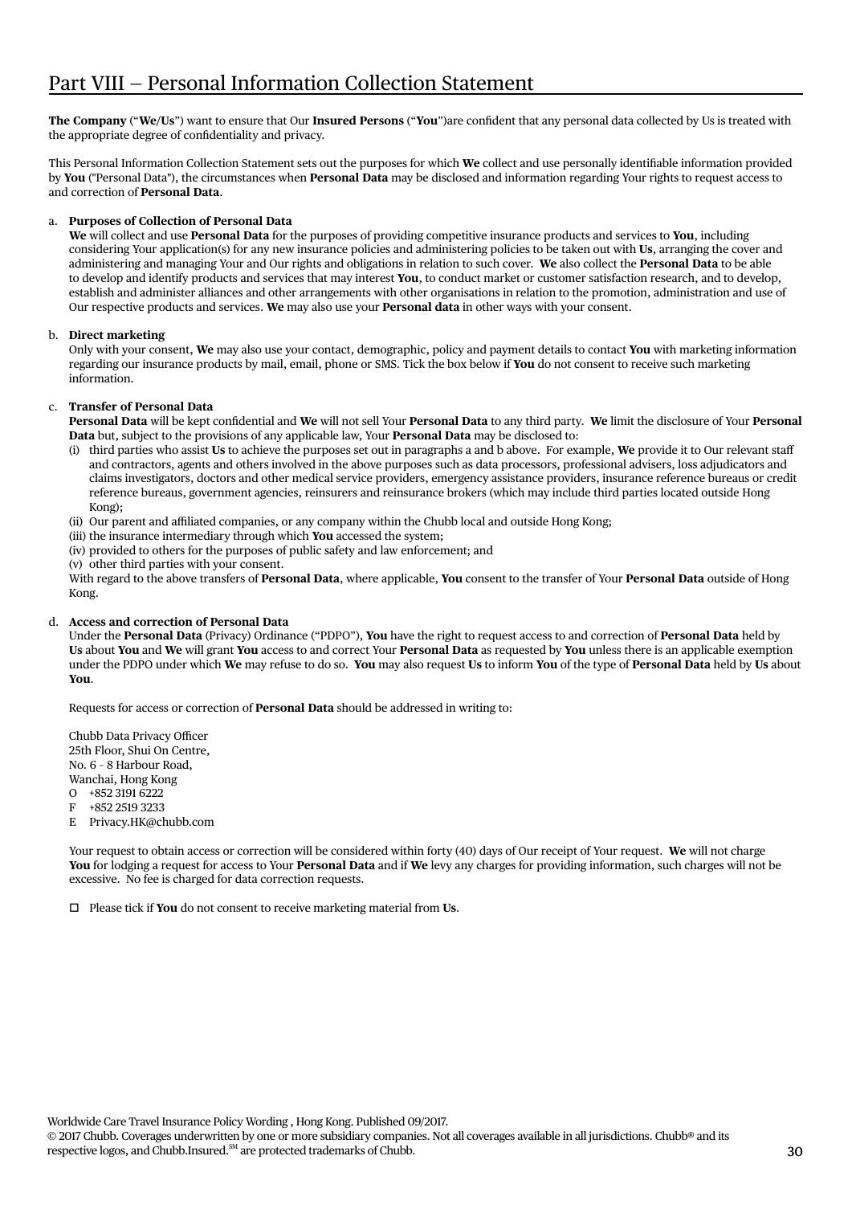# Part VIII – Personal Information Collection Statement

**The Company** ("**We/Us**") want to ensure that Our **Insured Persons** ("**You**")are confident that any personal data collected by Us is treated with the appropriate degree of confidentiality and privacy.

This Personal Information Collection Statement sets out the purposes for which **We** collect and use personally identifiable information provided by **You** ("Personal Data"), the circumstances when **Personal Data** may be disclosed and information regarding Your rights to request access to and correction of **Personal Data**.

a. **Purposes of Collection of Personal Data**
   **We** will collect and use **Personal Data** for the purposes of providing competitive insurance products and services to **You**, including considering Your application(s) for any new insurance policies and administering policies to be taken out with **Us**, arranging the cover and administering and managing Your and Our rights and obligations in relation to such cover. **We** also collect the **Personal Data** to be able to develop and identify products and services that may interest **You**, to conduct market or customer satisfaction research, and to develop, establish and administer alliances and other arrangements with other organisations in relation to the promotion, administration and use of Our respective products and services. **We** may also use your **Personal data** in other ways with your consent.

b. **Direct marketing**
   Only with your consent, **We** may also use your contact, demographic, policy and payment details to contact **You** with marketing information regarding our insurance products by mail, email, phone or SMS. Tick the box below if **You** do not consent to receive such marketing information.

c. **Transfer of Personal Data**
   **Personal Data** will be kept confidential and **We** will not sell Your **Personal Data** to any third party. **We** limit the disclosure of Your **Personal Data** but, subject to the provisions of any applicable law, Your **Personal Data** may be disclosed to:
   (i) third parties who assist **Us** to achieve the purposes set out in paragraphs a and b above. For example, **We** provide it to Our relevant staff and contractors, agents and others involved in the above purposes such as data processors, professional advisers, loss adjudicators and claims investigators, doctors and other medical service providers, emergency assistance providers, insurance reference bureaus or credit reference bureaus, government agencies, reinsurers and reinsurance brokers (which may include third parties located outside Hong Kong);
   (ii) Our parent and affiliated companies, or any company within the Chubb local and outside Hong Kong;
   (iii) the insurance intermediary through which **You** accessed the system;
   (iv) provided to others for the purposes of public safety and law enforcement; and
   (v) other third parties with your consent.
   With regard to the above transfers of **Personal Data**, where applicable, **You** consent to the transfer of Your **Personal Data** outside of Hong Kong.

d. **Access and correction of Personal Data**
   Under the **Personal Data** (Privacy) Ordinance ("PDPO"), **You** have the right to request access to and correction of **Personal Data** held by **Us** about **You** and **We** will grant **You** access to and correct Your **Personal Data** as requested by **You** unless there is an applicable exemption under the PDPO under which **We** may refuse to do so. **You** may also request **Us** to inform **You** of the type of **Personal Data** held by **Us** about **You**.

   Requests for access or correction of **Personal Data** should be addressed in writing to:

   Chubb Data Privacy Officer
   25th Floor, Shui On Centre,
   No. 6 - 8 Harbour Road,
   Wanchai, Hong Kong
   O +852 3191 6222
   F +852 2519 3233
   E Privacy.HK@chubb.com

   Your request to obtain access or correction will be considered within forty (40) days of Our receipt of Your request. **We** will not charge **You** for lodging a request for access to Your **Personal Data** and if **We** levy any charges for providing information, such charges will not be excessive. No fee is charged for data correction requests.

   ☐ Please tick if **You** do not consent to receive marketing material from **Us**.

Worldwide Care Travel Insurance Policy Wording , Hong Kong. Published 09/2017.
© 2017 Chubb. Coverages underwritten by one or more subsidiary companies. Not all coverages available in all jurisdictions. Chubb® and its respective logos, and Chubb.Insured.℠ are protected trademarks of Chubb.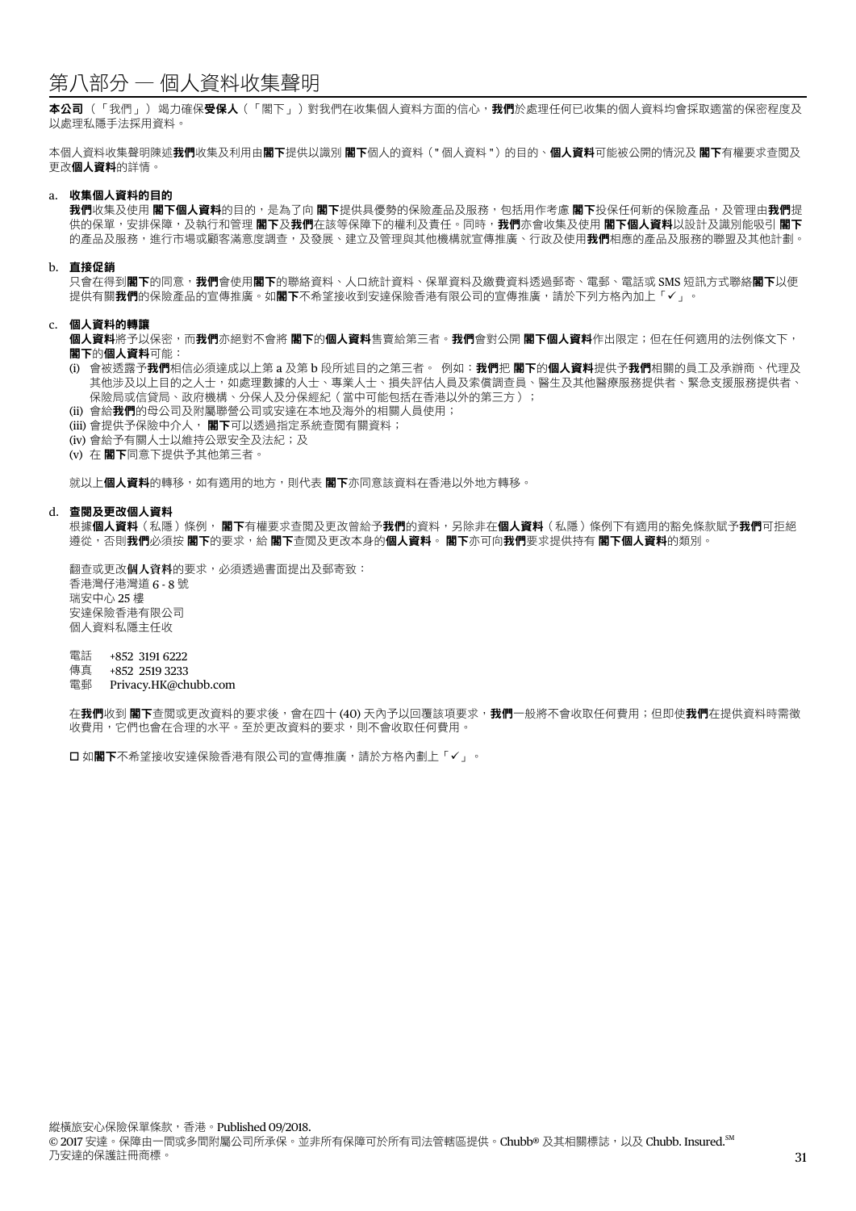# 第八部分 — 個人資料收集聲明

**本公司**（「我們」）竭力確保**受保人**（「閣下」）對我們在收集個人資料方面的信心，**我們**於處理任何已收集的個人資料均會採取適當的保密程度及以處理私隱手法採用資料。

本個人資料收集聲明陳述**我們**收集及利用由**閣下**提供以識別 **閣下**個人的資料（"個人資料"）的目的、**個人資料**可能被公開的情況及 **閣下**有權要求查閱及更改**個人資料**的詳情。

a. **收集個人資料的目的**

**我們**收集及使用 **閣下個人資料**的目的，是為了向 **閣下**提供具優勢的保險產品及服務，包括用作考慮 **閣下**投保任何新的保險產品，及管理由**我們**提供的保單，安排保障，及執行和管理 **閣下**及**我們**在該等保障下的權利及責任。同時，**我們**亦會收集及使用 **閣下個人資料**以設計及識別能吸引 **閣下**的產品及服務，進行市場或顧客滿意度調查，及發展、建立及管理與其他機構就宣傳推廣、行政及使用**我們**相應的產品及服務的聯盟及其他計劃。

b. **直接促銷**

只會在得到**閣下**的同意，**我們**會使用**閣下**的聯絡資料、人口統計資料、保單資料及繳費資料透過郵寄、電郵、電話或 SMS 短訊方式聯絡**閣下**以便提供有關**我們**的保險產品的宣傳推廣。如**閣下**不希望接收到安達保險香港有限公司的宣傳推廣，請於下列方格內加上「✓」。

c. **個人資料的轉讓**

**個人資料**將予以保密，而**我們**亦絕對不會將 **閣下**的**個人資料**售賣給第三者。**我們**會對公開 **閣下個人資料**作出限定；但在任何適用的法例條文下，**閣下**的**個人資料**可能：

(i) 會被透露予**我們**相信必須達成以上第 a 及第 b 段所述目的之第三者。 例如：**我們**把 **閣下**的**個人資料**提供予**我們**相關的員工及承辦商、代理及其他涉及以上目的之人士，如處理數據的人士、專業人士、損失評估人員及索償調查員、醫生及其他醫療服務提供者、緊急支援服務提供者、保險局或信貸局、政府機構、分保人及分保經紀（當中可能包括在香港以外的第三方）；
(ii) 會給**我們**的母公司及附屬聯營公司或安達在本地及海外的相關人員使用；
(iii) 會提供予保險中介人，**閣下**可以透過指定系統查閱有關資料；
(iv) 會給予有關人士以維持公眾安全及法紀；及
(v) 在 **閣下**同意下提供予其他第三者。

就以上**個人資料**的轉移，如有適用的地方，則代表 **閣下**亦同意該資料在香港以外地方轉移。

d. **查閱及更改個人資料**

根據**個人資料**（私隱）條例，**閣下**有權要求查閱及更改曾給予**我們**的資料，另除非在**個人資料**（私隱）條例下有適用的豁免條款賦予**我們**可拒絕遵從，否則**我們**必須按 **閣下**的要求，給 **閣下**查閱及更改本身的**個人資料**。**閣下**亦可向**我們**要求提供持有 **閣下個人資料**的類別。

翻查或更改**個人資料**的要求，必須透過書面提出及郵寄致：
香港灣仔港灣道 6 - 8 號
瑞安中心 25 樓
安達保險香港有限公司
個人資料私隱主任收

電話　+852 3191 6222
傳真　+852 2519 3233
電郵　Privacy.HK@chubb.com

在**我們**收到 **閣下**查閱或更改資料的要求後，會在四十 (40) 天內予以回覆該項要求，**我們**一般將不會收取任何費用；但即使**我們**在提供資料時需徵收費用，它們也會在合理的水平。至於更改資料的要求，則不會收取任何費用。

☐ 如**閣下**不希望接收安達保險香港有限公司的宣傳推廣，請於方格內劃上「✓」。

縱橫旅安心保險保單條款，香港。Published 09/2018.
© 2017 安達。保障由一間或多間附屬公司所承保。並非所有保障可於所有司法管轄區提供。Chubb® 及其相關標誌，以及 Chubb. Insured.[SM] 乃安達的保護註冊商標。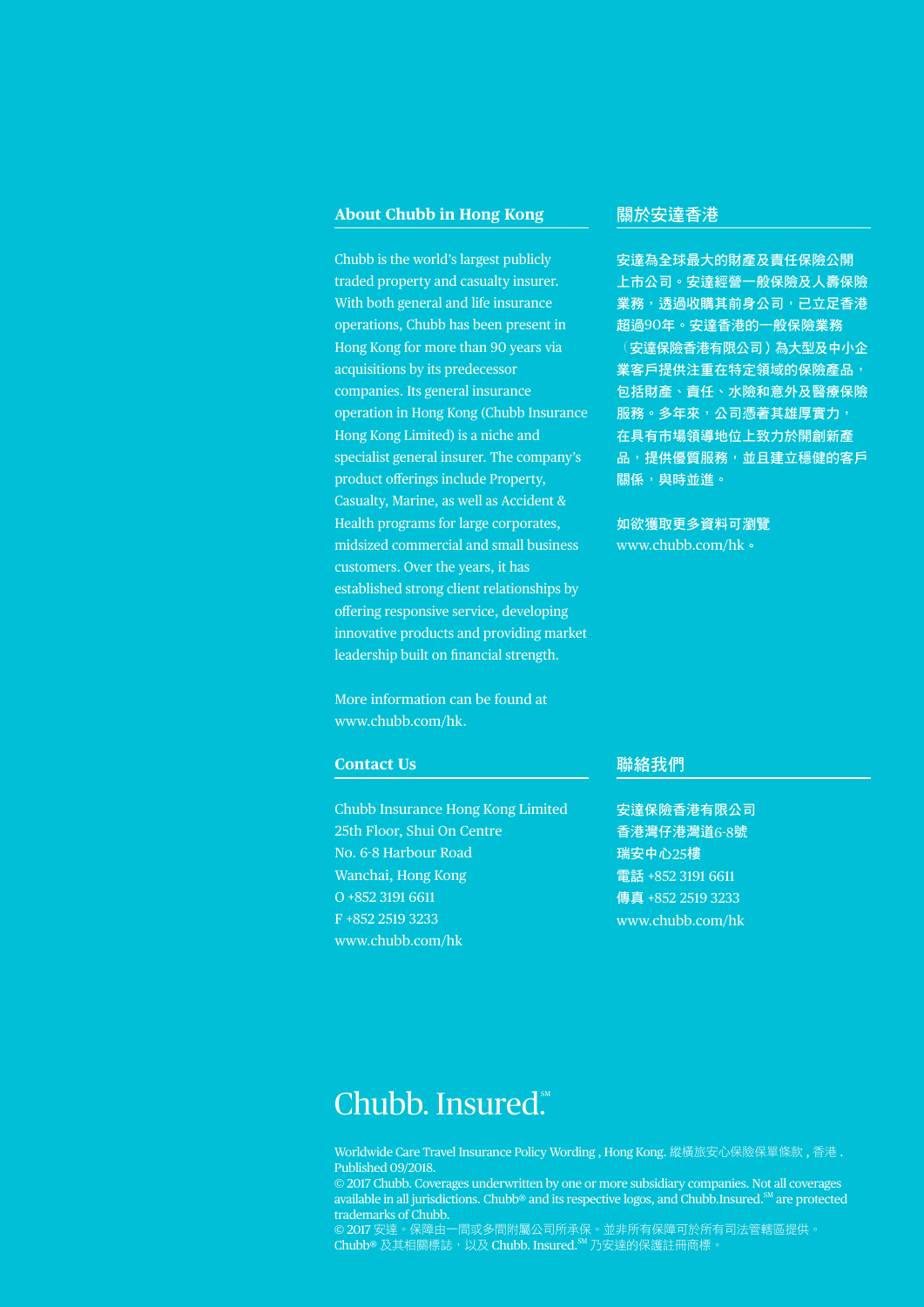## About Chubb in Hong Kong

Chubb is the world's largest publicly traded property and casualty insurer. With both general and life insurance operations, Chubb has been present in Hong Kong for more than 90 years via acquisitions by its predecessor companies. Its general insurance operation in Hong Kong (Chubb Insurance Hong Kong Limited) is a niche and specialist general insurer. The company's product offerings include Property, Casualty, Marine, as well as Accident & Health programs for large corporates, midsized commercial and small business customers. Over the years, it has established strong client relationships by offering responsive service, developing innovative products and providing market leadership built on financial strength.

More information can be found at www.chubb.com/hk.

## 關於安達香港

安達為全球最大的財產及責任保險公開上市公司。安達經營一般保險及人壽保險業務，透過收購其前身公司，已立足香港超過90年。安達香港的一般保險業務（安達保險香港有限公司）為大型及中小企業客戶提供注重在特定領域的保險產品，包括財產、責任、水險和意外及醫療保險服務。多年來，公司憑著其雄厚實力，在具有市場領導地位上致力於開創新產品，提供優質服務，並且建立穩健的客戶關係，與時並進。

如欲獲取更多資料可瀏覽 www.chubb.com/hk。

## Contact Us

Chubb Insurance Hong Kong Limited
25th Floor, Shui On Centre
No. 6-8 Harbour Road
Wanchai, Hong Kong
O +852 3191 6611
F +852 2519 3233
www.chubb.com/hk

## 聯絡我們

安達保險香港有限公司
香港灣仔港灣道6-8號
瑞安中心25樓
電話 +852 3191 6611
傳真 +852 2519 3233
www.chubb.com/hk

Chubb. Insured.℠

Worldwide Care Travel Insurance Policy Wording , Hong Kong. 縱橫旅安心保險保單條款 , 香港 . Published 09/2018.
© 2017 Chubb. Coverages underwritten by one or more subsidiary companies. Not all coverages available in all jurisdictions. Chubb® and its respective logos, and Chubb.Insured.℠ are protected trademarks of Chubb.
© 2017 安達。保障由一間或多間附屬公司所承保。並非所有保障可於所有司法管轄區提供。Chubb® 及其相關標誌，以及 Chubb. Insured.℠ 乃安達的保護註冊商標。